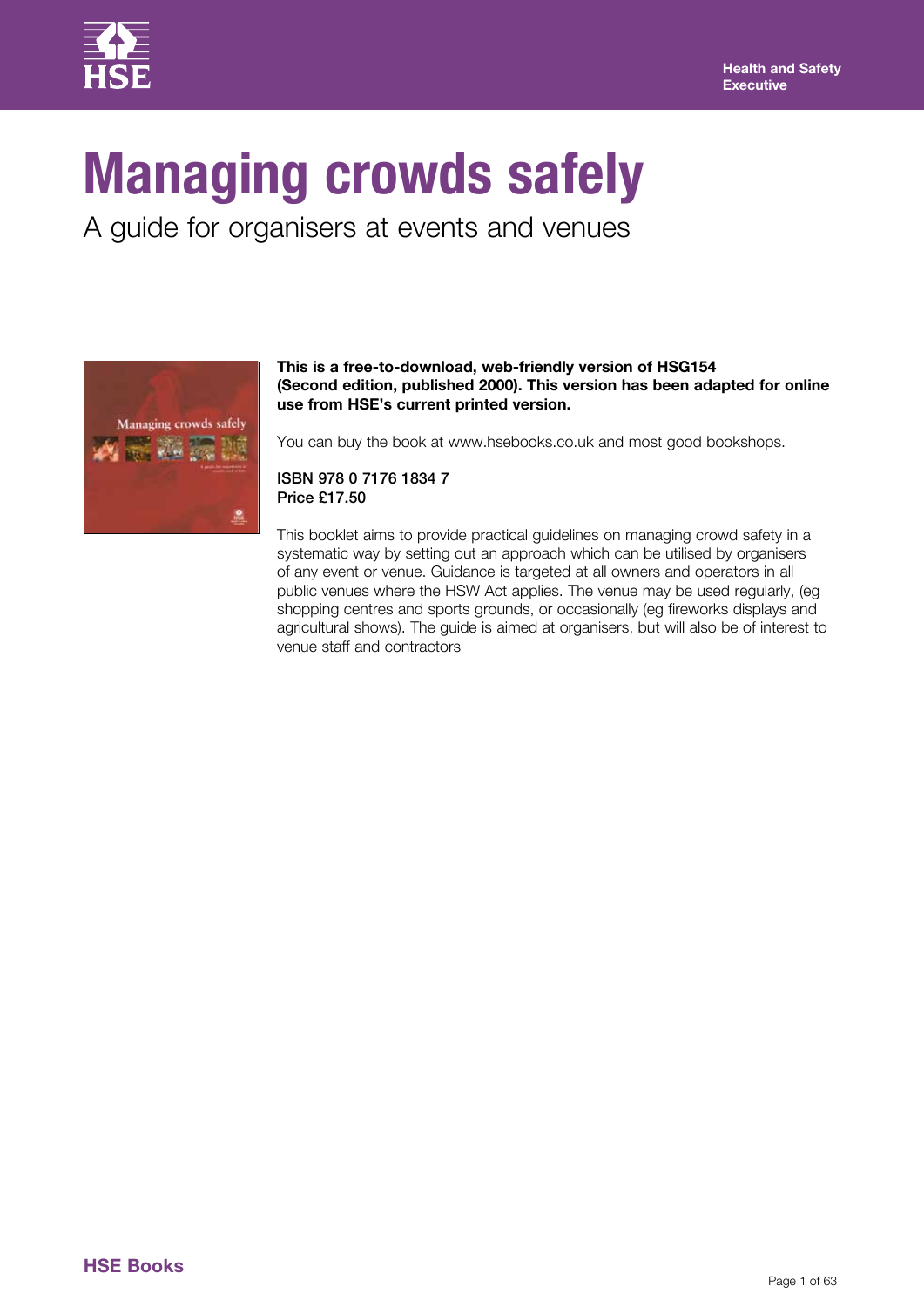Health and Safety Executive

# Managing crowds safely

A guide for organisers at events and venues

**This is a free-to-download, web-friendly version of HSG154 (Second edition, published 2000). This version has been adapted for online use from HSE's current printed version.**

You can buy the book at www.hsebooks.co.uk and most good bookshops.

**ISBN 978 0 7176 1834 7**
**Price £17.50**

This booklet aims to provide practical guidelines on managing crowd safety in a systematic way by setting out an approach which can be utilised by organisers of any event or venue. Guidance is targeted at all owners and operators in all public venues where the HSW Act applies. The venue may be used regularly, (eg shopping centres and sports grounds, or occasionally (eg fireworks displays and agricultural shows). The guide is aimed at organisers, but will also be of interest to venue staff and contractors

**HSE Books**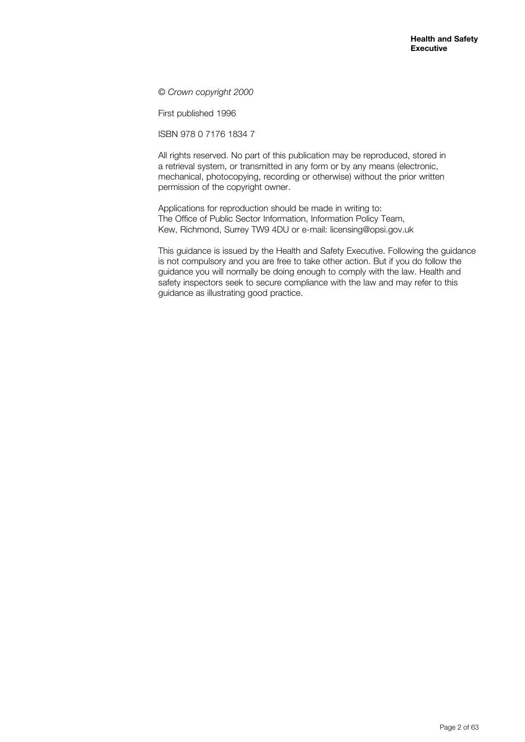*© Crown copyright 2000*

First published 1996

ISBN 978 0 7176 1834 7

All rights reserved. No part of this publication may be reproduced, stored in a retrieval system, or transmitted in any form or by any means (electronic, mechanical, photocopying, recording or otherwise) without the prior written permission of the copyright owner.

Applications for reproduction should be made in writing to:
The Office of Public Sector Information, Information Policy Team,
Kew, Richmond, Surrey TW9 4DU or e-mail: licensing@opsi.gov.uk

This guidance is issued by the Health and Safety Executive. Following the guidance is not compulsory and you are free to take other action. But if you do follow the guidance you will normally be doing enough to comply with the law. Health and safety inspectors seek to secure compliance with the law and may refer to this guidance as illustrating good practice.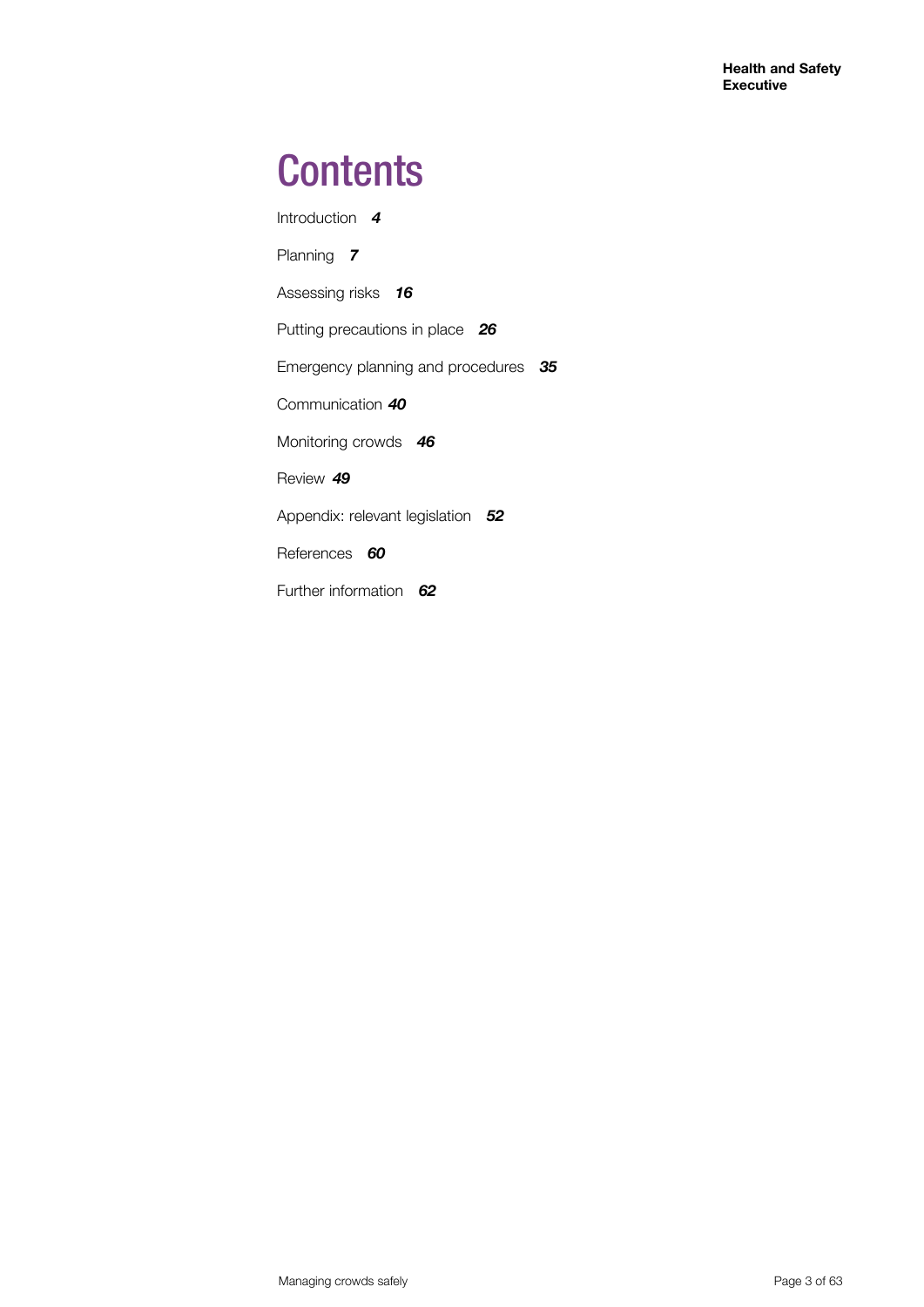# Contents

Introduction *4*

Planning *7*

Assessing risks *16*

Putting precautions in place *26*

Emergency planning and procedures *35*

Communication *40*

Monitoring crowds *46*

Review *49*

Appendix: relevant legislation *52*

References *60*

Further information *62*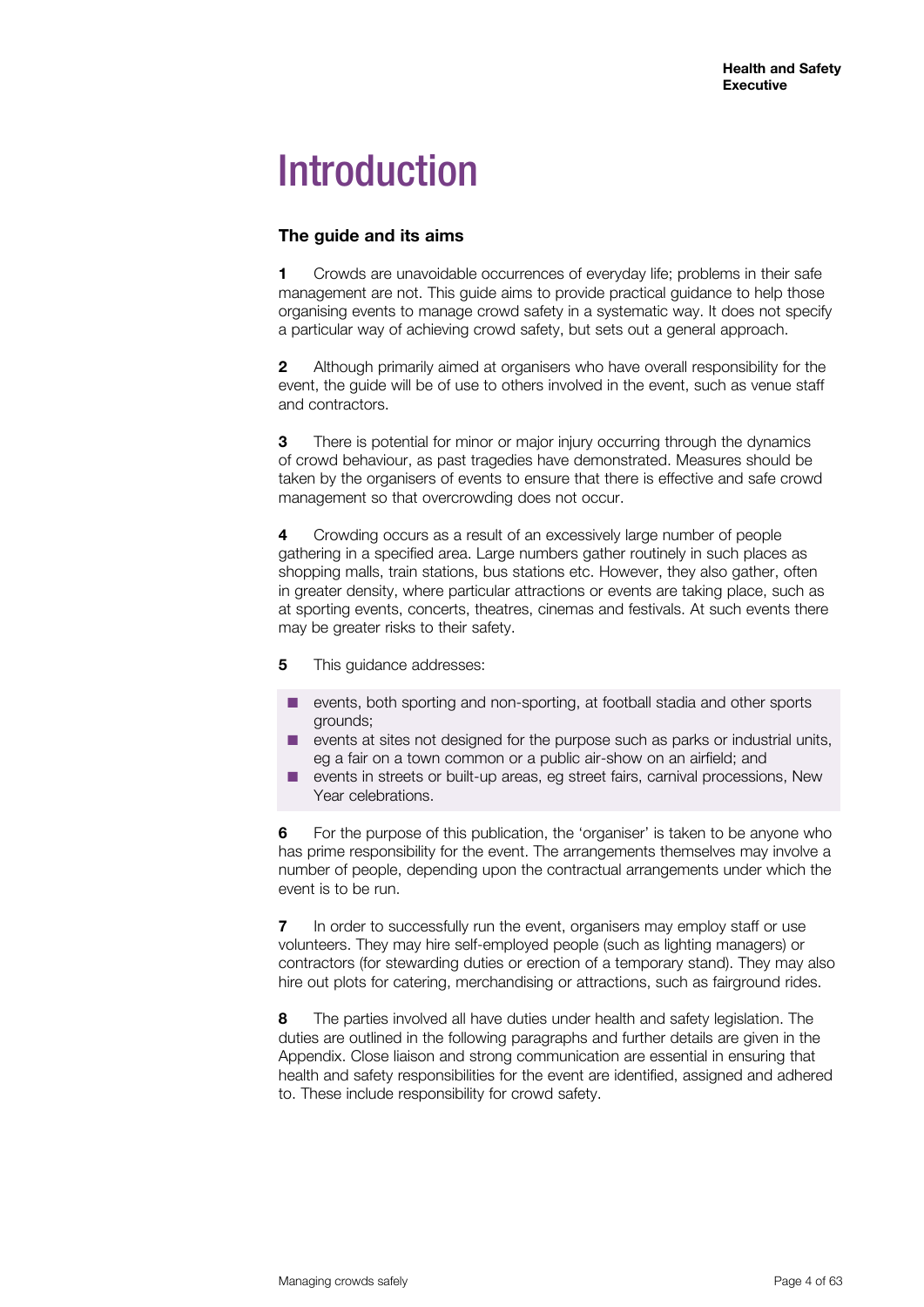# Introduction

### The guide and its aims

**1** Crowds are unavoidable occurrences of everyday life; problems in their safe management are not. This guide aims to provide practical guidance to help those organising events to manage crowd safety in a systematic way. It does not specify a particular way of achieving crowd safety, but sets out a general approach.

**2** Although primarily aimed at organisers who have overall responsibility for the event, the guide will be of use to others involved in the event, such as venue staff and contractors.

**3** There is potential for minor or major injury occurring through the dynamics of crowd behaviour, as past tragedies have demonstrated. Measures should be taken by the organisers of events to ensure that there is effective and safe crowd management so that overcrowding does not occur.

**4** Crowding occurs as a result of an excessively large number of people gathering in a specified area. Large numbers gather routinely in such places as shopping malls, train stations, bus stations etc. However, they also gather, often in greater density, where particular attractions or events are taking place, such as at sporting events, concerts, theatres, cinemas and festivals. At such events there may be greater risks to their safety.

**5** This guidance addresses:

- events, both sporting and non-sporting, at football stadia and other sports grounds;
- events at sites not designed for the purpose such as parks or industrial units, eg a fair on a town common or a public air-show on an airfield; and
- events in streets or built-up areas, eg street fairs, carnival processions, New Year celebrations.

**6** For the purpose of this publication, the 'organiser' is taken to be anyone who has prime responsibility for the event. The arrangements themselves may involve a number of people, depending upon the contractual arrangements under which the event is to be run.

**7** In order to successfully run the event, organisers may employ staff or use volunteers. They may hire self-employed people (such as lighting managers) or contractors (for stewarding duties or erection of a temporary stand). They may also hire out plots for catering, merchandising or attractions, such as fairground rides.

**8** The parties involved all have duties under health and safety legislation. The duties are outlined in the following paragraphs and further details are given in the Appendix. Close liaison and strong communication are essential in ensuring that health and safety responsibilities for the event are identified, assigned and adhered to. These include responsibility for crowd safety.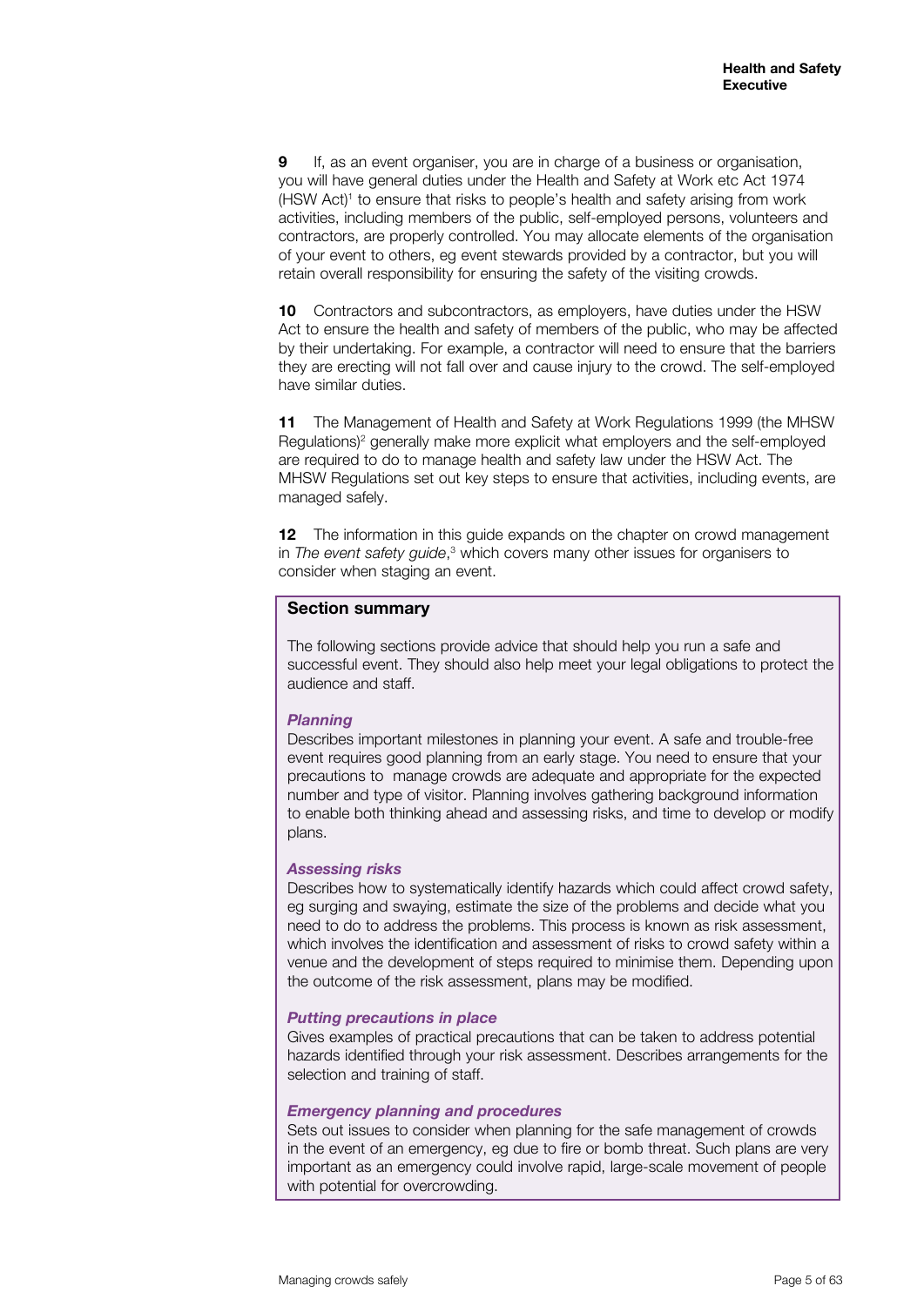**9** If, as an event organiser, you are in charge of a business or organisation, you will have general duties under the Health and Safety at Work etc Act 1974 (HSW Act)[1] to ensure that risks to people's health and safety arising from work activities, including members of the public, self-employed persons, volunteers and contractors, are properly controlled. You may allocate elements of the organisation of your event to others, eg event stewards provided by a contractor, but you will retain overall responsibility for ensuring the safety of the visiting crowds.

**10** Contractors and subcontractors, as employers, have duties under the HSW Act to ensure the health and safety of members of the public, who may be affected by their undertaking. For example, a contractor will need to ensure that the barriers they are erecting will not fall over and cause injury to the crowd. The self-employed have similar duties.

**11** The Management of Health and Safety at Work Regulations 1999 (the MHSW Regulations)[2] generally make more explicit what employers and the self-employed are required to do to manage health and safety law under the HSW Act. The MHSW Regulations set out key steps to ensure that activities, including events, are managed safely.

**12** The information in this guide expands on the chapter on crowd management in *The event safety guide*,[3] which covers many other issues for organisers to consider when staging an event.

**Section summary**

The following sections provide advice that should help you run a safe and successful event. They should also help meet your legal obligations to protect the audience and staff.

***Planning***

Describes important milestones in planning your event. A safe and trouble-free event requires good planning from an early stage. You need to ensure that your precautions to manage crowds are adequate and appropriate for the expected number and type of visitor. Planning involves gathering background information to enable both thinking ahead and assessing risks, and time to develop or modify plans.

***Assessing risks***

Describes how to systematically identify hazards which could affect crowd safety, eg surging and swaying, estimate the size of the problems and decide what you need to do to address the problems. This process is known as risk assessment, which involves the identification and assessment of risks to crowd safety within a venue and the development of steps required to minimise them. Depending upon the outcome of the risk assessment, plans may be modified.

***Putting precautions in place***

Gives examples of practical precautions that can be taken to address potential hazards identified through your risk assessment. Describes arrangements for the selection and training of staff.

***Emergency planning and procedures***

Sets out issues to consider when planning for the safe management of crowds in the event of an emergency, eg due to fire or bomb threat. Such plans are very important as an emergency could involve rapid, large-scale movement of people with potential for overcrowding.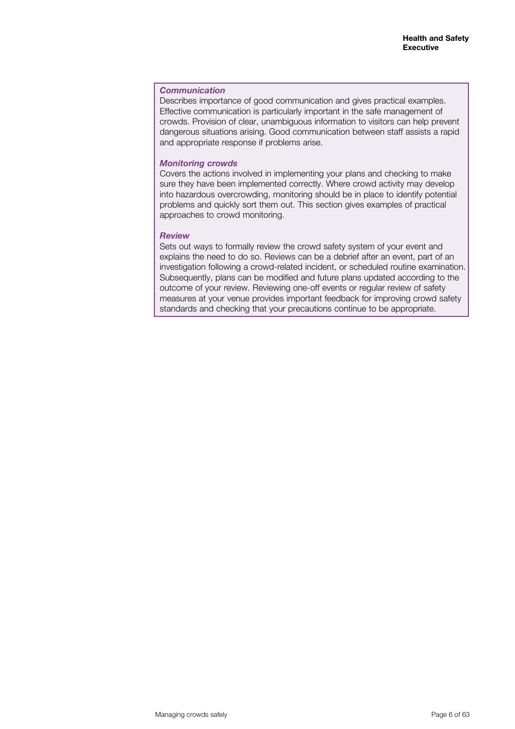***Communication***

Describes importance of good communication and gives practical examples. Effective communication is particularly important in the safe management of crowds. Provision of clear, unambiguous information to visitors can help prevent dangerous situations arising. Good communication between staff assists a rapid and appropriate response if problems arise.

***Monitoring crowds***

Covers the actions involved in implementing your plans and checking to make sure they have been implemented correctly. Where crowd activity may develop into hazardous overcrowding, monitoring should be in place to identify potential problems and quickly sort them out. This section gives examples of practical approaches to crowd monitoring.

***Review***

Sets out ways to formally review the crowd safety system of your event and explains the need to do so. Reviews can be a debrief after an event, part of an investigation following a crowd-related incident, or scheduled routine examination. Subsequently, plans can be modified and future plans updated according to the outcome of your review. Reviewing one-off events or regular review of safety measures at your venue provides important feedback for improving crowd safety standards and checking that your precautions continue to be appropriate.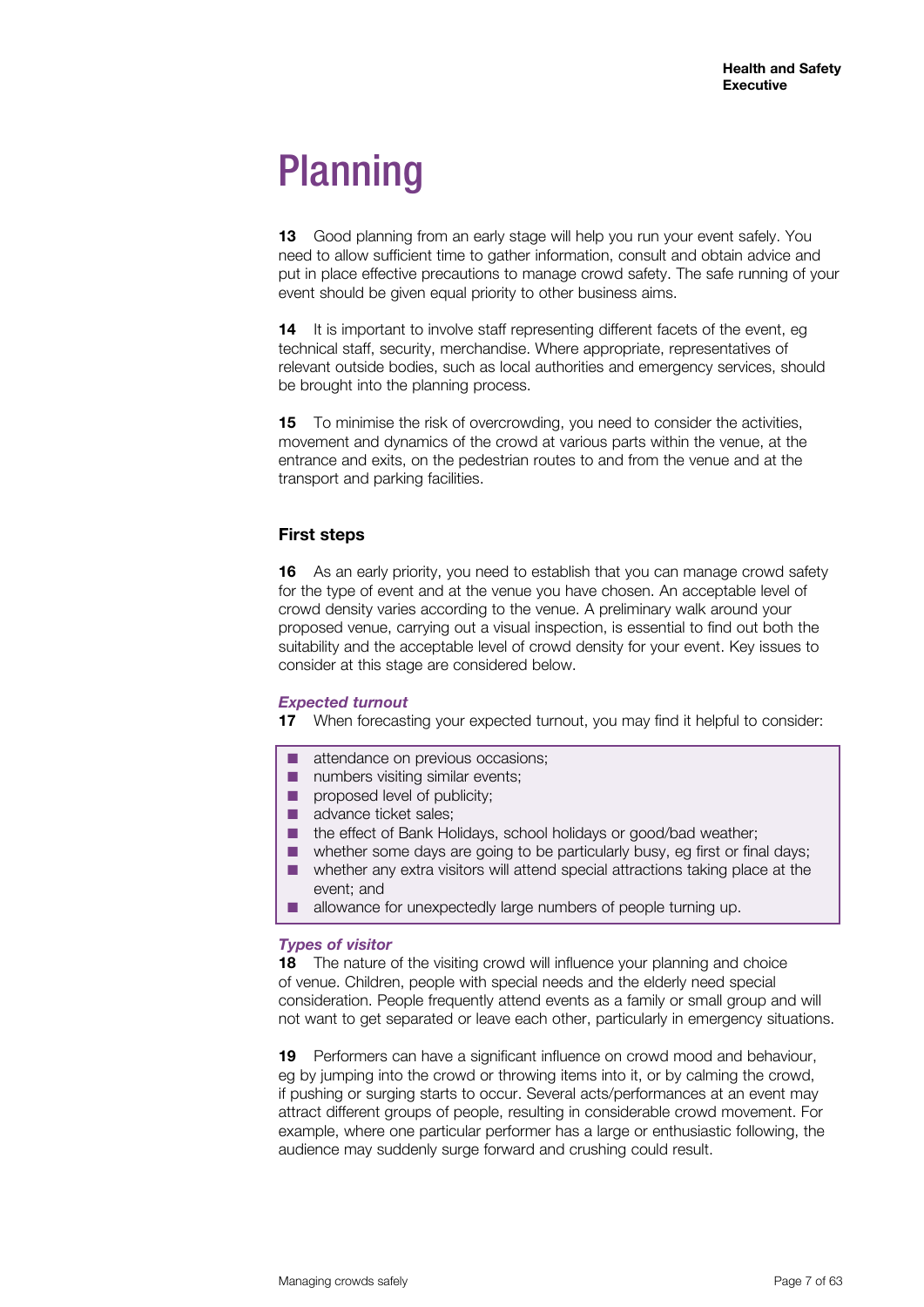# Planning

**13** Good planning from an early stage will help you run your event safely. You need to allow sufficient time to gather information, consult and obtain advice and put in place effective precautions to manage crowd safety. The safe running of your event should be given equal priority to other business aims.

**14** It is important to involve staff representing different facets of the event, eg technical staff, security, merchandise. Where appropriate, representatives of relevant outside bodies, such as local authorities and emergency services, should be brought into the planning process.

**15** To minimise the risk of overcrowding, you need to consider the activities, movement and dynamics of the crowd at various parts within the venue, at the entrance and exits, on the pedestrian routes to and from the venue and at the transport and parking facilities.

## First steps

**16** As an early priority, you need to establish that you can manage crowd safety for the type of event and at the venue you have chosen. An acceptable level of crowd density varies according to the venue. A preliminary walk around your proposed venue, carrying out a visual inspection, is essential to find out both the suitability and the acceptable level of crowd density for your event. Key issues to consider at this stage are considered below.

### *Expected turnout*

**17** When forecasting your expected turnout, you may find it helpful to consider:

- attendance on previous occasions;
- numbers visiting similar events;
- proposed level of publicity;
- advance ticket sales;
- the effect of Bank Holidays, school holidays or good/bad weather;
- whether some days are going to be particularly busy, eg first or final days;
- whether any extra visitors will attend special attractions taking place at the event; and
- allowance for unexpectedly large numbers of people turning up.

### *Types of visitor*

**18** The nature of the visiting crowd will influence your planning and choice of venue. Children, people with special needs and the elderly need special consideration. People frequently attend events as a family or small group and will not want to get separated or leave each other, particularly in emergency situations.

**19** Performers can have a significant influence on crowd mood and behaviour, eg by jumping into the crowd or throwing items into it, or by calming the crowd, if pushing or surging starts to occur. Several acts/performances at an event may attract different groups of people, resulting in considerable crowd movement. For example, where one particular performer has a large or enthusiastic following, the audience may suddenly surge forward and crushing could result.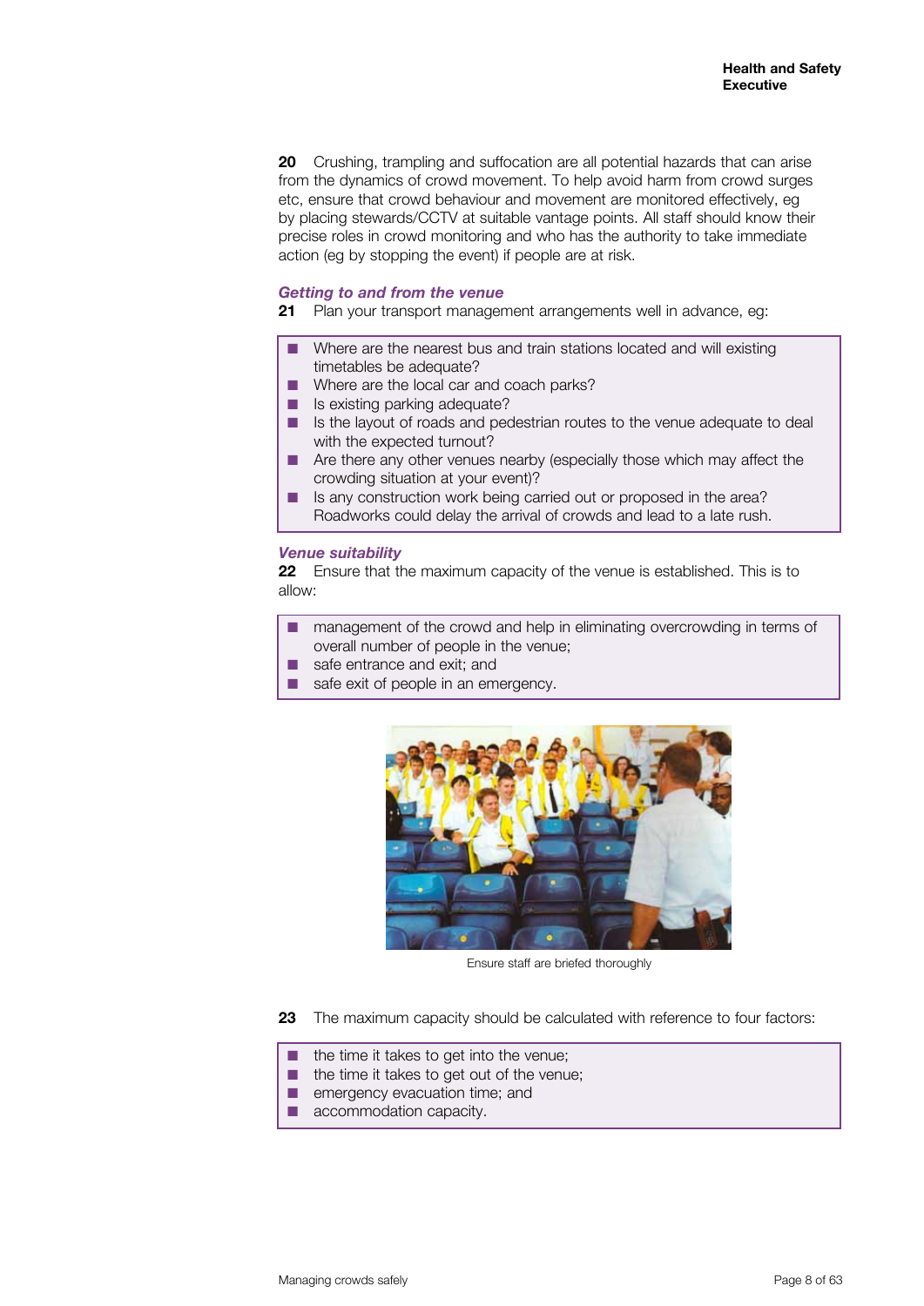**20** Crushing, trampling and suffocation are all potential hazards that can arise from the dynamics of crowd movement. To help avoid harm from crowd surges etc, ensure that crowd behaviour and movement are monitored effectively, eg by placing stewards/CCTV at suitable vantage points. All staff should know their precise roles in crowd monitoring and who has the authority to take immediate action (eg by stopping the event) if people are at risk.

### *Getting to and from the venue*

**21** Plan your transport management arrangements well in advance, eg:

- Where are the nearest bus and train stations located and will existing timetables be adequate?
- Where are the local car and coach parks?
- Is existing parking adequate?
- Is the layout of roads and pedestrian routes to the venue adequate to deal with the expected turnout?
- Are there any other venues nearby (especially those which may affect the crowding situation at your event)?
- Is any construction work being carried out or proposed in the area? Roadworks could delay the arrival of crowds and lead to a late rush.

### *Venue suitability*

**22** Ensure that the maximum capacity of the venue is established. This is to allow:

- management of the crowd and help in eliminating overcrowding in terms of overall number of people in the venue;
- safe entrance and exit; and
- safe exit of people in an emergency.

Ensure staff are briefed thoroughly

**23** The maximum capacity should be calculated with reference to four factors:

- the time it takes to get into the venue;
- the time it takes to get out of the venue;
- emergency evacuation time; and
- accommodation capacity.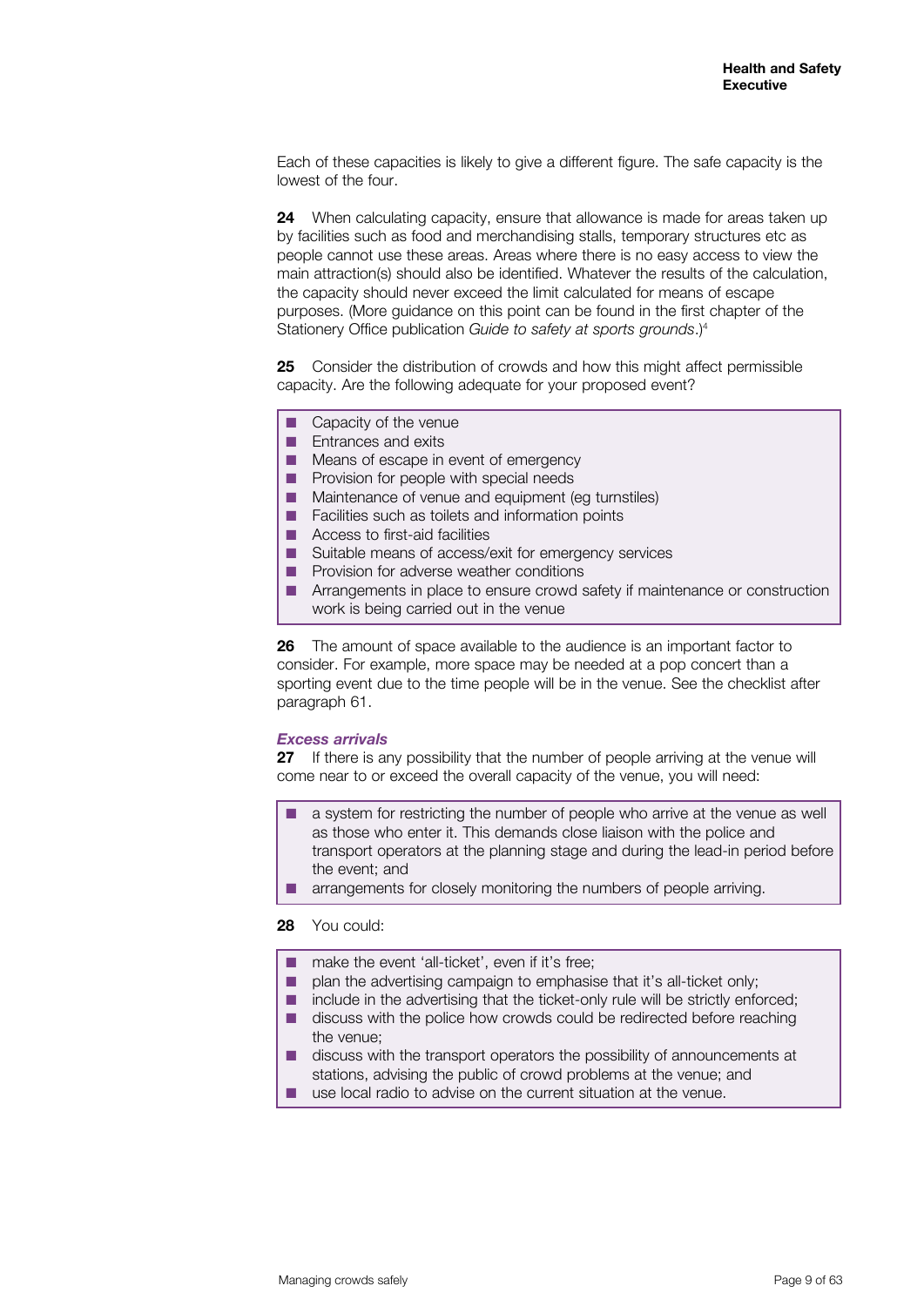Each of these capacities is likely to give a different figure. The safe capacity is the lowest of the four.

**24** When calculating capacity, ensure that allowance is made for areas taken up by facilities such as food and merchandising stalls, temporary structures etc as people cannot use these areas. Areas where there is no easy access to view the main attraction(s) should also be identified. Whatever the results of the calculation, the capacity should never exceed the limit calculated for means of escape purposes. (More guidance on this point can be found in the first chapter of the Stationery Office publication *Guide to safety at sports grounds*.)[4]

**25** Consider the distribution of crowds and how this might affect permissible capacity. Are the following adequate for your proposed event?

- Capacity of the venue
- Entrances and exits
- Means of escape in event of emergency
- Provision for people with special needs
- Maintenance of venue and equipment (eg turnstiles)
- Facilities such as toilets and information points
- Access to first-aid facilities
- Suitable means of access/exit for emergency services
- Provision for adverse weather conditions
- Arrangements in place to ensure crowd safety if maintenance or construction work is being carried out in the venue

**26** The amount of space available to the audience is an important factor to consider. For example, more space may be needed at a pop concert than a sporting event due to the time people will be in the venue. See the checklist after paragraph 61.

***Excess arrivals***

**27** If there is any possibility that the number of people arriving at the venue will come near to or exceed the overall capacity of the venue, you will need:

- a system for restricting the number of people who arrive at the venue as well as those who enter it. This demands close liaison with the police and transport operators at the planning stage and during the lead-in period before the event; and
- arrangements for closely monitoring the numbers of people arriving.

**28** You could:

- make the event 'all-ticket', even if it's free;
- plan the advertising campaign to emphasise that it's all-ticket only;
- include in the advertising that the ticket-only rule will be strictly enforced;
- discuss with the police how crowds could be redirected before reaching the venue;
- discuss with the transport operators the possibility of announcements at stations, advising the public of crowd problems at the venue; and
- use local radio to advise on the current situation at the venue.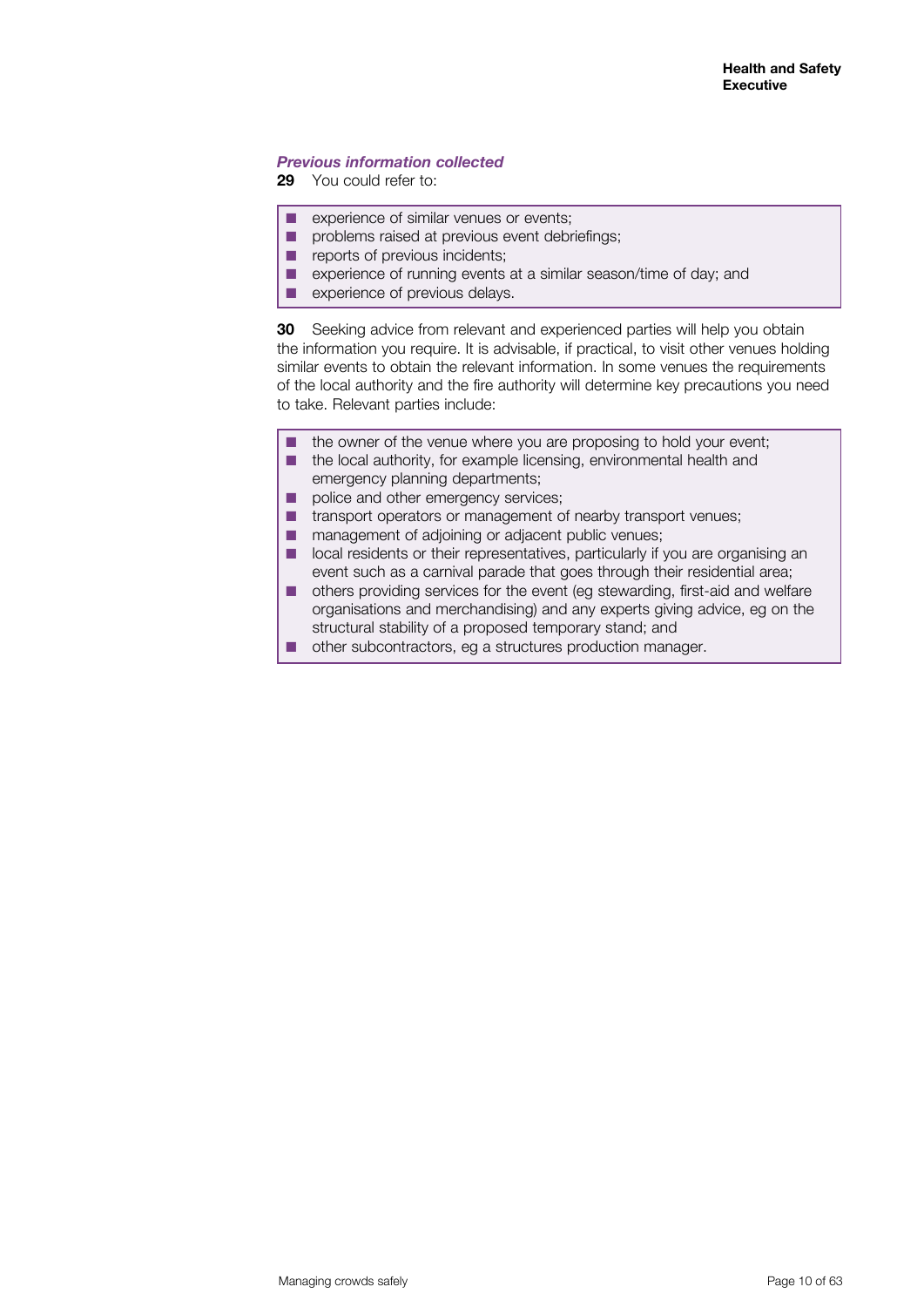***Previous information collected***

**29** You could refer to:

- experience of similar venues or events;
- problems raised at previous event debriefings;
- reports of previous incidents;
- experience of running events at a similar season/time of day; and
- experience of previous delays.

**30** Seeking advice from relevant and experienced parties will help you obtain the information you require. It is advisable, if practical, to visit other venues holding similar events to obtain the relevant information. In some venues the requirements of the local authority and the fire authority will determine key precautions you need to take. Relevant parties include:

- the owner of the venue where you are proposing to hold your event;
- the local authority, for example licensing, environmental health and emergency planning departments;
- police and other emergency services;
- transport operators or management of nearby transport venues;
- management of adjoining or adjacent public venues;
- local residents or their representatives, particularly if you are organising an event such as a carnival parade that goes through their residential area;
- others providing services for the event (eg stewarding, first-aid and welfare organisations and merchandising) and any experts giving advice, eg on the structural stability of a proposed temporary stand; and
- other subcontractors, eg a structures production manager.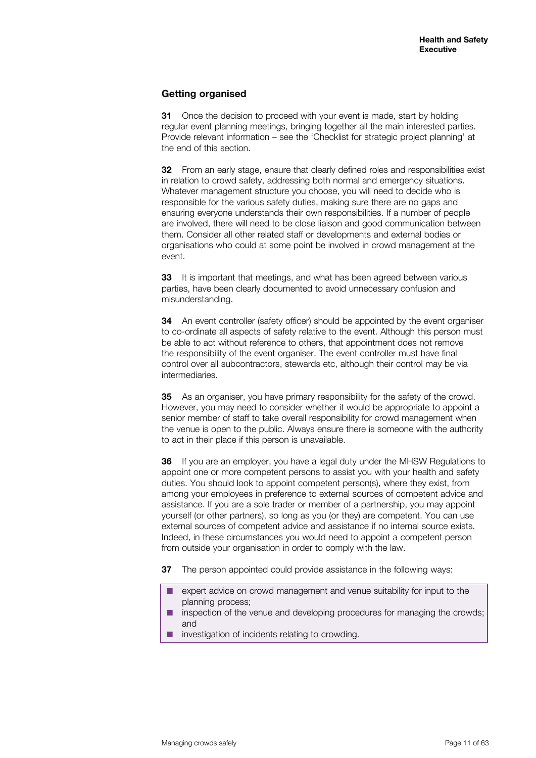## Getting organised

**31** Once the decision to proceed with your event is made, start by holding regular event planning meetings, bringing together all the main interested parties. Provide relevant information – see the 'Checklist for strategic project planning' at the end of this section.

**32** From an early stage, ensure that clearly defined roles and responsibilities exist in relation to crowd safety, addressing both normal and emergency situations. Whatever management structure you choose, you will need to decide who is responsible for the various safety duties, making sure there are no gaps and ensuring everyone understands their own responsibilities. If a number of people are involved, there will need to be close liaison and good communication between them. Consider all other related staff or developments and external bodies or organisations who could at some point be involved in crowd management at the event.

**33** It is important that meetings, and what has been agreed between various parties, have been clearly documented to avoid unnecessary confusion and misunderstanding.

**34** An event controller (safety officer) should be appointed by the event organiser to co-ordinate all aspects of safety relative to the event. Although this person must be able to act without reference to others, that appointment does not remove the responsibility of the event organiser. The event controller must have final control over all subcontractors, stewards etc, although their control may be via intermediaries.

**35** As an organiser, you have primary responsibility for the safety of the crowd. However, you may need to consider whether it would be appropriate to appoint a senior member of staff to take overall responsibility for crowd management when the venue is open to the public. Always ensure there is someone with the authority to act in their place if this person is unavailable.

**36** If you are an employer, you have a legal duty under the MHSW Regulations to appoint one or more competent persons to assist you with your health and safety duties. You should look to appoint competent person(s), where they exist, from among your employees in preference to external sources of competent advice and assistance. If you are a sole trader or member of a partnership, you may appoint yourself (or other partners), so long as you (or they) are competent. You can use external sources of competent advice and assistance if no internal source exists. Indeed, in these circumstances you would need to appoint a competent person from outside your organisation in order to comply with the law.

**37** The person appointed could provide assistance in the following ways:

- expert advice on crowd management and venue suitability for input to the planning process;
- inspection of the venue and developing procedures for managing the crowds; and
- investigation of incidents relating to crowding.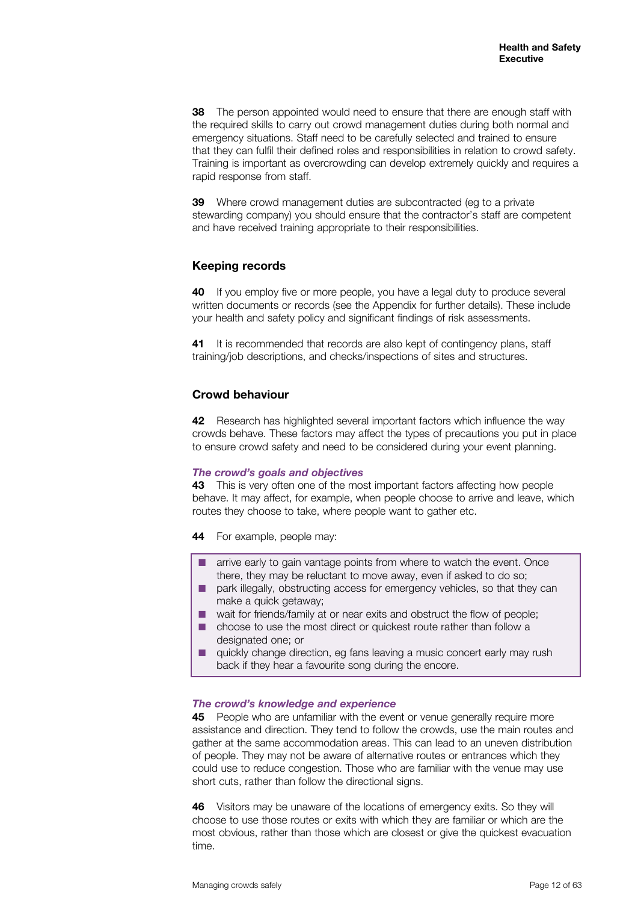**38** The person appointed would need to ensure that there are enough staff with the required skills to carry out crowd management duties during both normal and emergency situations. Staff need to be carefully selected and trained to ensure that they can fulfil their defined roles and responsibilities in relation to crowd safety. Training is important as overcrowding can develop extremely quickly and requires a rapid response from staff.

**39** Where crowd management duties are subcontracted (eg to a private stewarding company) you should ensure that the contractor's staff are competent and have received training appropriate to their responsibilities.

## Keeping records

**40** If you employ five or more people, you have a legal duty to produce several written documents or records (see the Appendix for further details). These include your health and safety policy and significant findings of risk assessments.

**41** It is recommended that records are also kept of contingency plans, staff training/job descriptions, and checks/inspections of sites and structures.

## Crowd behaviour

**42** Research has highlighted several important factors which influence the way crowds behave. These factors may affect the types of precautions you put in place to ensure crowd safety and need to be considered during your event planning.

### *The crowd's goals and objectives*

**43** This is very often one of the most important factors affecting how people behave. It may affect, for example, when people choose to arrive and leave, which routes they choose to take, where people want to gather etc.

**44** For example, people may:

- arrive early to gain vantage points from where to watch the event. Once there, they may be reluctant to move away, even if asked to do so;
- park illegally, obstructing access for emergency vehicles, so that they can make a quick getaway;
- wait for friends/family at or near exits and obstruct the flow of people;
- choose to use the most direct or quickest route rather than follow a designated one; or
- quickly change direction, eg fans leaving a music concert early may rush back if they hear a favourite song during the encore.

### *The crowd's knowledge and experience*

**45** People who are unfamiliar with the event or venue generally require more assistance and direction. They tend to follow the crowds, use the main routes and gather at the same accommodation areas. This can lead to an uneven distribution of people. They may not be aware of alternative routes or entrances which they could use to reduce congestion. Those who are familiar with the venue may use short cuts, rather than follow the directional signs.

**46** Visitors may be unaware of the locations of emergency exits. So they will choose to use those routes or exits with which they are familiar or which are the most obvious, rather than those which are closest or give the quickest evacuation time.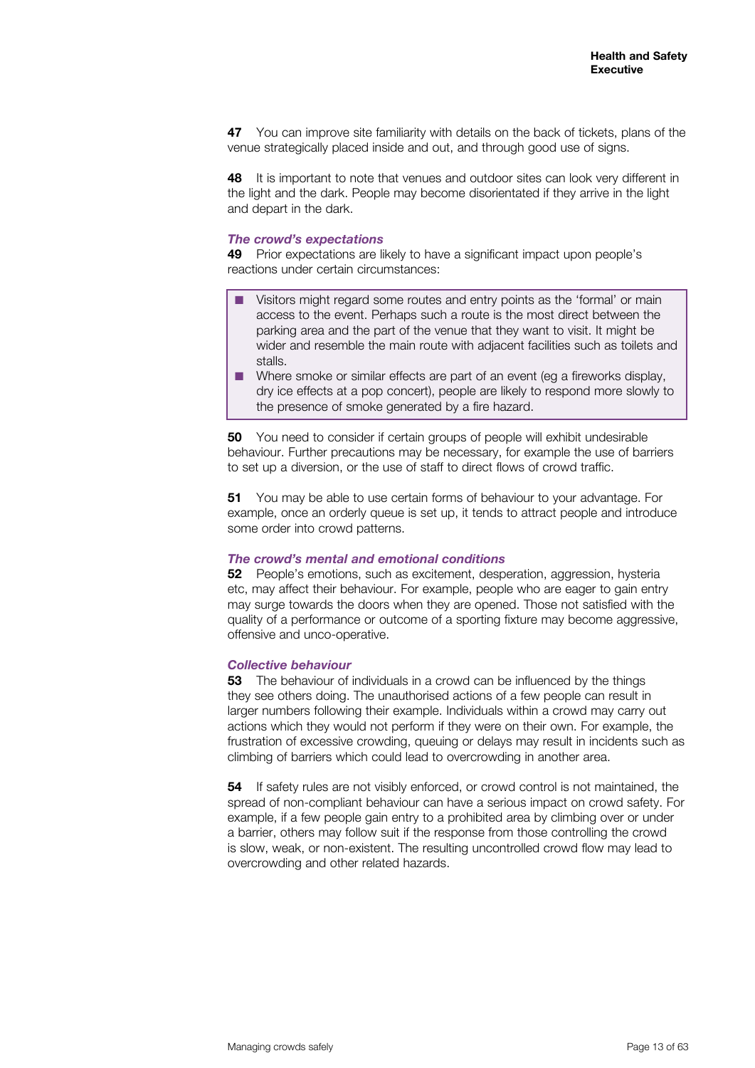**47** You can improve site familiarity with details on the back of tickets, plans of the venue strategically placed inside and out, and through good use of signs.

**48** It is important to note that venues and outdoor sites can look very different in the light and the dark. People may become disorientated if they arrive in the light and depart in the dark.

### *The crowd's expectations*

**49** Prior expectations are likely to have a significant impact upon people's reactions under certain circumstances:

- Visitors might regard some routes and entry points as the 'formal' or main access to the event. Perhaps such a route is the most direct between the parking area and the part of the venue that they want to visit. It might be wider and resemble the main route with adjacent facilities such as toilets and stalls.
- Where smoke or similar effects are part of an event (eg a fireworks display, dry ice effects at a pop concert), people are likely to respond more slowly to the presence of smoke generated by a fire hazard.

**50** You need to consider if certain groups of people will exhibit undesirable behaviour. Further precautions may be necessary, for example the use of barriers to set up a diversion, or the use of staff to direct flows of crowd traffic.

**51** You may be able to use certain forms of behaviour to your advantage. For example, once an orderly queue is set up, it tends to attract people and introduce some order into crowd patterns.

### *The crowd's mental and emotional conditions*

**52** People's emotions, such as excitement, desperation, aggression, hysteria etc, may affect their behaviour. For example, people who are eager to gain entry may surge towards the doors when they are opened. Those not satisfied with the quality of a performance or outcome of a sporting fixture may become aggressive, offensive and unco-operative.

### *Collective behaviour*

**53** The behaviour of individuals in a crowd can be influenced by the things they see others doing. The unauthorised actions of a few people can result in larger numbers following their example. Individuals within a crowd may carry out actions which they would not perform if they were on their own. For example, the frustration of excessive crowding, queuing or delays may result in incidents such as climbing of barriers which could lead to overcrowding in another area.

**54** If safety rules are not visibly enforced, or crowd control is not maintained, the spread of non-compliant behaviour can have a serious impact on crowd safety. For example, if a few people gain entry to a prohibited area by climbing over or under a barrier, others may follow suit if the response from those controlling the crowd is slow, weak, or non-existent. The resulting uncontrolled crowd flow may lead to overcrowding and other related hazards.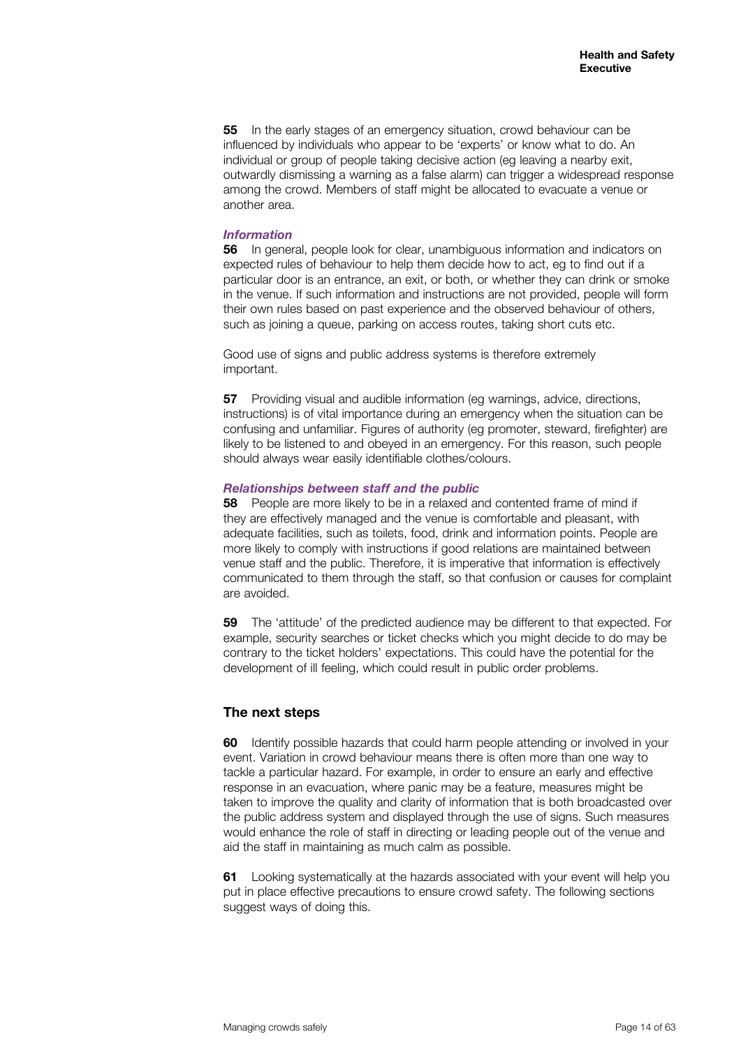**55** In the early stages of an emergency situation, crowd behaviour can be influenced by individuals who appear to be 'experts' or know what to do. An individual or group of people taking decisive action (eg leaving a nearby exit, outwardly dismissing a warning as a false alarm) can trigger a widespread response among the crowd. Members of staff might be allocated to evacuate a venue or another area.

### *Information*

**56** In general, people look for clear, unambiguous information and indicators on expected rules of behaviour to help them decide how to act, eg to find out if a particular door is an entrance, an exit, or both, or whether they can drink or smoke in the venue. If such information and instructions are not provided, people will form their own rules based on past experience and the observed behaviour of others, such as joining a queue, parking on access routes, taking short cuts etc.

Good use of signs and public address systems is therefore extremely important.

**57** Providing visual and audible information (eg warnings, advice, directions, instructions) is of vital importance during an emergency when the situation can be confusing and unfamiliar. Figures of authority (eg promoter, steward, firefighter) are likely to be listened to and obeyed in an emergency. For this reason, such people should always wear easily identifiable clothes/colours.

### *Relationships between staff and the public*

**58** People are more likely to be in a relaxed and contented frame of mind if they are effectively managed and the venue is comfortable and pleasant, with adequate facilities, such as toilets, food, drink and information points. People are more likely to comply with instructions if good relations are maintained between venue staff and the public. Therefore, it is imperative that information is effectively communicated to them through the staff, so that confusion or causes for complaint are avoided.

**59** The 'attitude' of the predicted audience may be different to that expected. For example, security searches or ticket checks which you might decide to do may be contrary to the ticket holders' expectations. This could have the potential for the development of ill feeling, which could result in public order problems.

## The next steps

**60** Identify possible hazards that could harm people attending or involved in your event. Variation in crowd behaviour means there is often more than one way to tackle a particular hazard. For example, in order to ensure an early and effective response in an evacuation, where panic may be a feature, measures might be taken to improve the quality and clarity of information that is both broadcasted over the public address system and displayed through the use of signs. Such measures would enhance the role of staff in directing or leading people out of the venue and aid the staff in maintaining as much calm as possible.

**61** Looking systematically at the hazards associated with your event will help you put in place effective precautions to ensure crowd safety. The following sections suggest ways of doing this.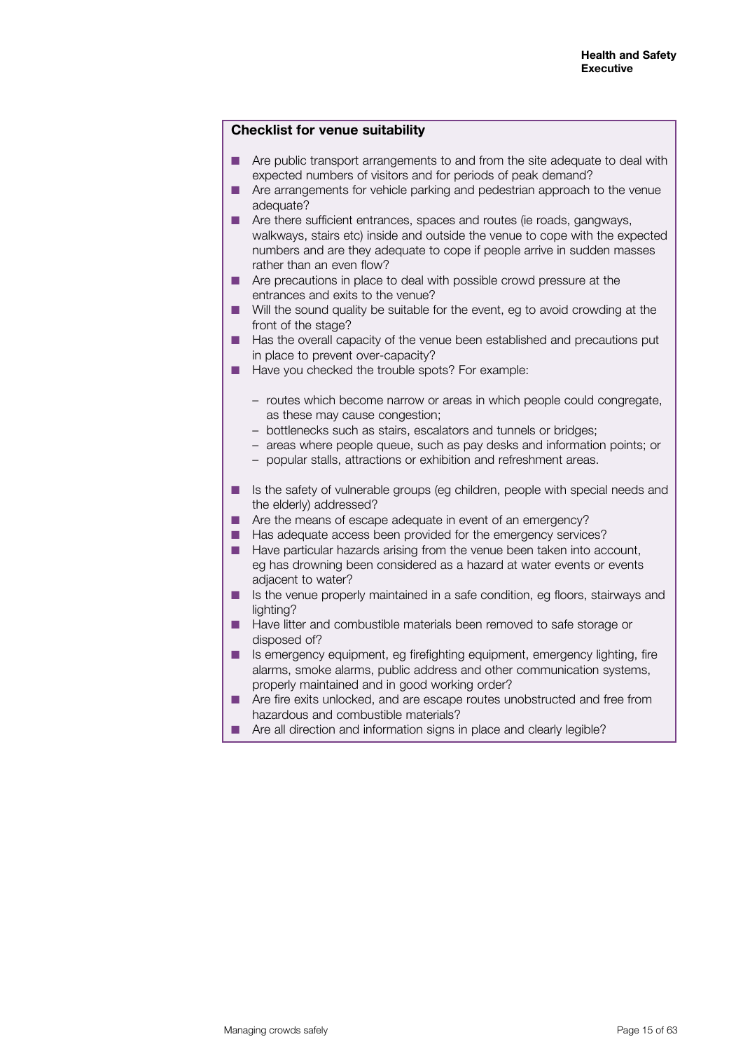**Checklist for venue suitability**

- Are public transport arrangements to and from the site adequate to deal with expected numbers of visitors and for periods of peak demand?
- Are arrangements for vehicle parking and pedestrian approach to the venue adequate?
- Are there sufficient entrances, spaces and routes (ie roads, gangways, walkways, stairs etc) inside and outside the venue to cope with the expected numbers and are they adequate to cope if people arrive in sudden masses rather than an even flow?
- Are precautions in place to deal with possible crowd pressure at the entrances and exits to the venue?
- Will the sound quality be suitable for the event, eg to avoid crowding at the front of the stage?
- Has the overall capacity of the venue been established and precautions put in place to prevent over-capacity?
- Have you checked the trouble spots? For example:

  - routes which become narrow or areas in which people could congregate, as these may cause congestion;
  - bottlenecks such as stairs, escalators and tunnels or bridges;
  - areas where people queue, such as pay desks and information points; or
  - popular stalls, attractions or exhibition and refreshment areas.

- Is the safety of vulnerable groups (eg children, people with special needs and the elderly) addressed?
- Are the means of escape adequate in event of an emergency?
- Has adequate access been provided for the emergency services?
- Have particular hazards arising from the venue been taken into account, eg has drowning been considered as a hazard at water events or events adjacent to water?
- Is the venue properly maintained in a safe condition, eg floors, stairways and lighting?
- Have litter and combustible materials been removed to safe storage or disposed of?
- Is emergency equipment, eg firefighting equipment, emergency lighting, fire alarms, smoke alarms, public address and other communication systems, properly maintained and in good working order?
- Are fire exits unlocked, and are escape routes unobstructed and free from hazardous and combustible materials?
- Are all direction and information signs in place and clearly legible?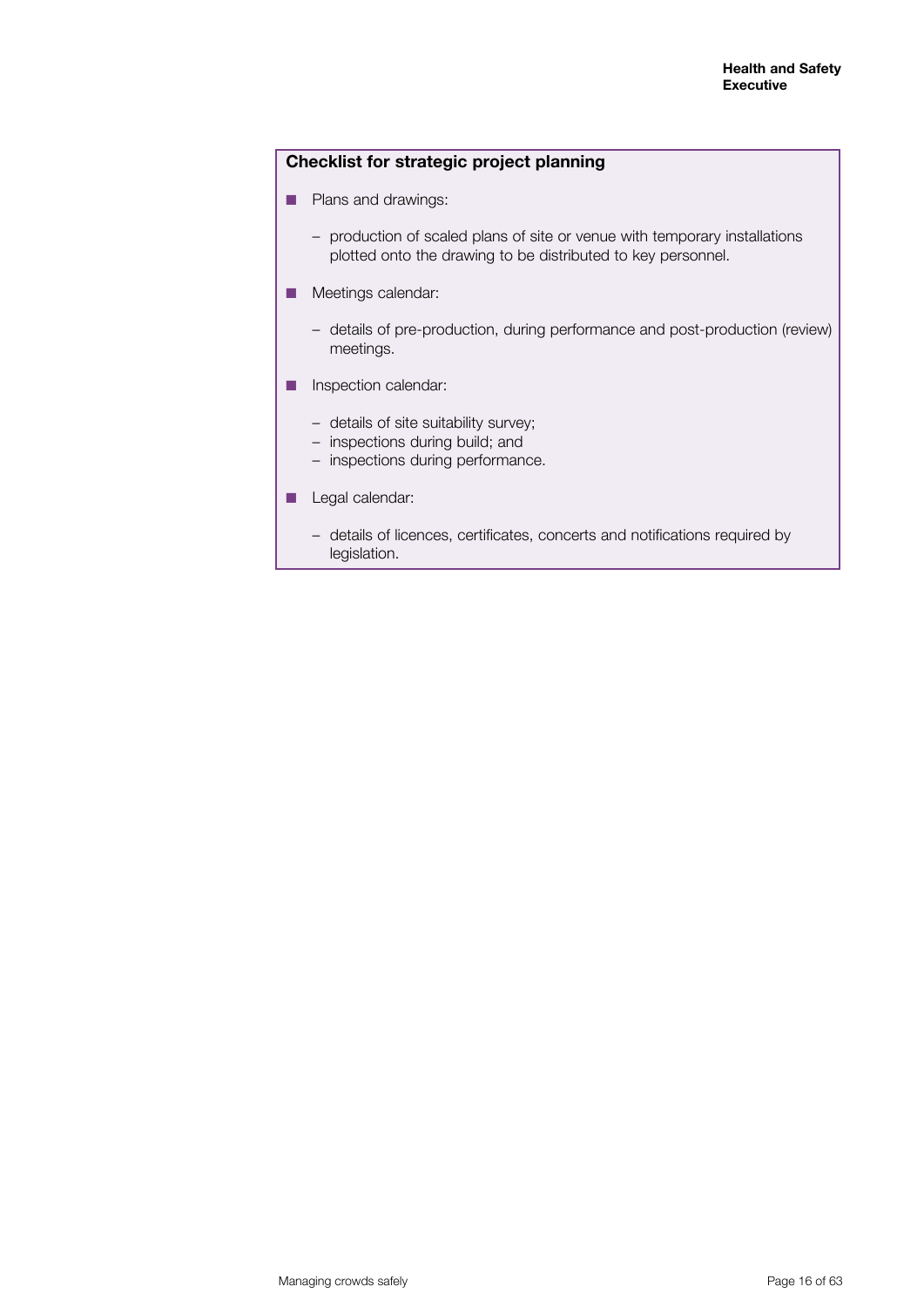**Checklist for strategic project planning**

- Plans and drawings:
  - production of scaled plans of site or venue with temporary installations plotted onto the drawing to be distributed to key personnel.
- Meetings calendar:
  - details of pre-production, during performance and post-production (review) meetings.
- Inspection calendar:
  - details of site suitability survey;
  - inspections during build; and
  - inspections during performance.
- Legal calendar:
  - details of licences, certificates, concerts and notifications required by legislation.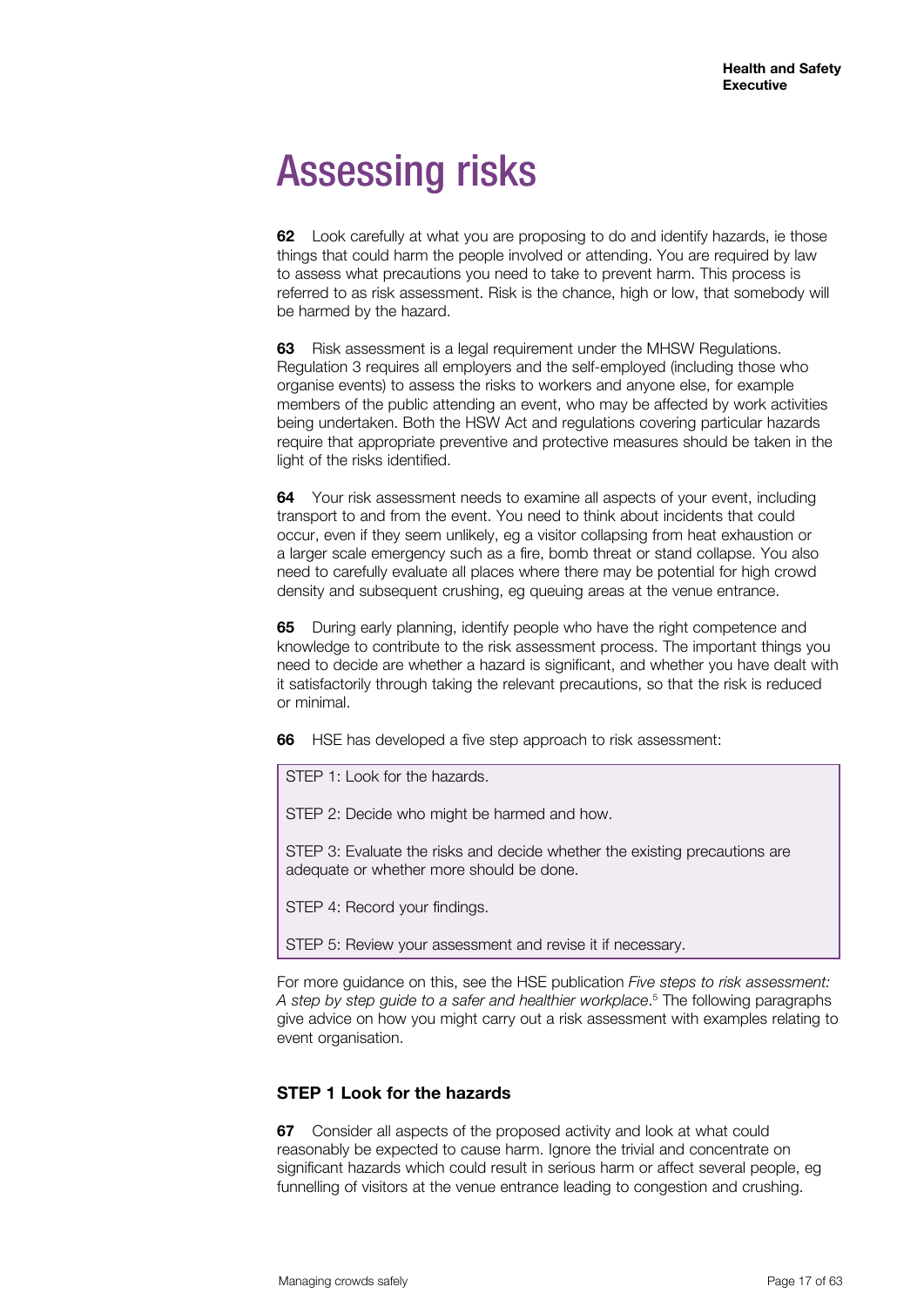# Assessing risks

**62** Look carefully at what you are proposing to do and identify hazards, ie those things that could harm the people involved or attending. You are required by law to assess what precautions you need to take to prevent harm. This process is referred to as risk assessment. Risk is the chance, high or low, that somebody will be harmed by the hazard.

**63** Risk assessment is a legal requirement under the MHSW Regulations. Regulation 3 requires all employers and the self-employed (including those who organise events) to assess the risks to workers and anyone else, for example members of the public attending an event, who may be affected by work activities being undertaken. Both the HSW Act and regulations covering particular hazards require that appropriate preventive and protective measures should be taken in the light of the risks identified.

**64** Your risk assessment needs to examine all aspects of your event, including transport to and from the event. You need to think about incidents that could occur, even if they seem unlikely, eg a visitor collapsing from heat exhaustion or a larger scale emergency such as a fire, bomb threat or stand collapse. You also need to carefully evaluate all places where there may be potential for high crowd density and subsequent crushing, eg queuing areas at the venue entrance.

**65** During early planning, identify people who have the right competence and knowledge to contribute to the risk assessment process. The important things you need to decide are whether a hazard is significant, and whether you have dealt with it satisfactorily through taking the relevant precautions, so that the risk is reduced or minimal.

**66** HSE has developed a five step approach to risk assessment:

STEP 1: Look for the hazards.

STEP 2: Decide who might be harmed and how.

STEP 3: Evaluate the risks and decide whether the existing precautions are adequate or whether more should be done.

STEP 4: Record your findings.

STEP 5: Review your assessment and revise it if necessary.

For more guidance on this, see the HSE publication *Five steps to risk assessment: A step by step guide to a safer and healthier workplace*.[5] The following paragraphs give advice on how you might carry out a risk assessment with examples relating to event organisation.

### STEP 1 Look for the hazards

**67** Consider all aspects of the proposed activity and look at what could reasonably be expected to cause harm. Ignore the trivial and concentrate on significant hazards which could result in serious harm or affect several people, eg funnelling of visitors at the venue entrance leading to congestion and crushing.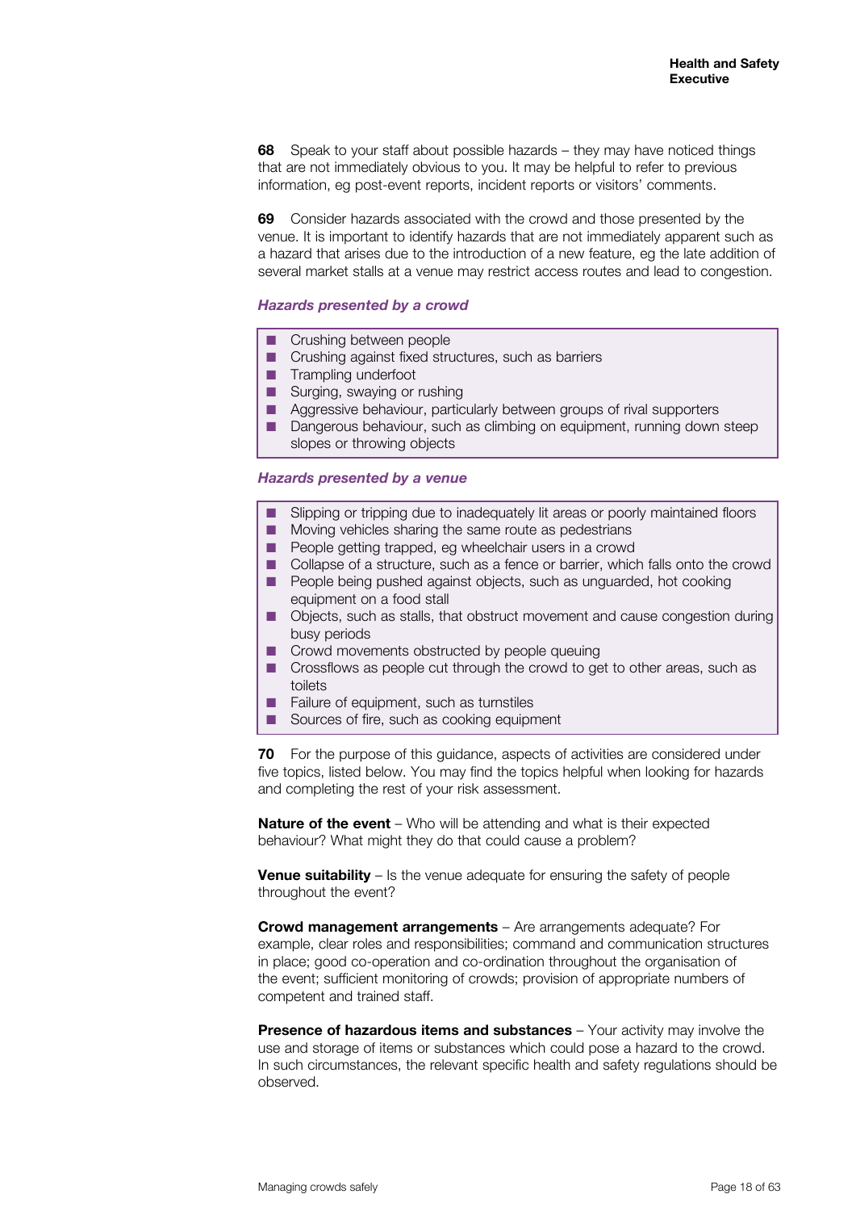**68** Speak to your staff about possible hazards – they may have noticed things that are not immediately obvious to you. It may be helpful to refer to previous information, eg post-event reports, incident reports or visitors' comments.

**69** Consider hazards associated with the crowd and those presented by the venue. It is important to identify hazards that are not immediately apparent such as a hazard that arises due to the introduction of a new feature, eg the late addition of several market stalls at a venue may restrict access routes and lead to congestion.

***Hazards presented by a crowd***

- Crushing between people
- Crushing against fixed structures, such as barriers
- Trampling underfoot
- Surging, swaying or rushing
- Aggressive behaviour, particularly between groups of rival supporters
- Dangerous behaviour, such as climbing on equipment, running down steep slopes or throwing objects

***Hazards presented by a venue***

- Slipping or tripping due to inadequately lit areas or poorly maintained floors
- Moving vehicles sharing the same route as pedestrians
- People getting trapped, eg wheelchair users in a crowd
- Collapse of a structure, such as a fence or barrier, which falls onto the crowd
- People being pushed against objects, such as unguarded, hot cooking equipment on a food stall
- Objects, such as stalls, that obstruct movement and cause congestion during busy periods
- Crowd movements obstructed by people queuing
- Crossflows as people cut through the crowd to get to other areas, such as toilets
- Failure of equipment, such as turnstiles
- Sources of fire, such as cooking equipment

**70** For the purpose of this guidance, aspects of activities are considered under five topics, listed below. You may find the topics helpful when looking for hazards and completing the rest of your risk assessment.

**Nature of the event** – Who will be attending and what is their expected behaviour? What might they do that could cause a problem?

**Venue suitability** – Is the venue adequate for ensuring the safety of people throughout the event?

**Crowd management arrangements** – Are arrangements adequate? For example, clear roles and responsibilities; command and communication structures in place; good co-operation and co-ordination throughout the organisation of the event; sufficient monitoring of crowds; provision of appropriate numbers of competent and trained staff.

**Presence of hazardous items and substances** – Your activity may involve the use and storage of items or substances which could pose a hazard to the crowd. In such circumstances, the relevant specific health and safety regulations should be observed.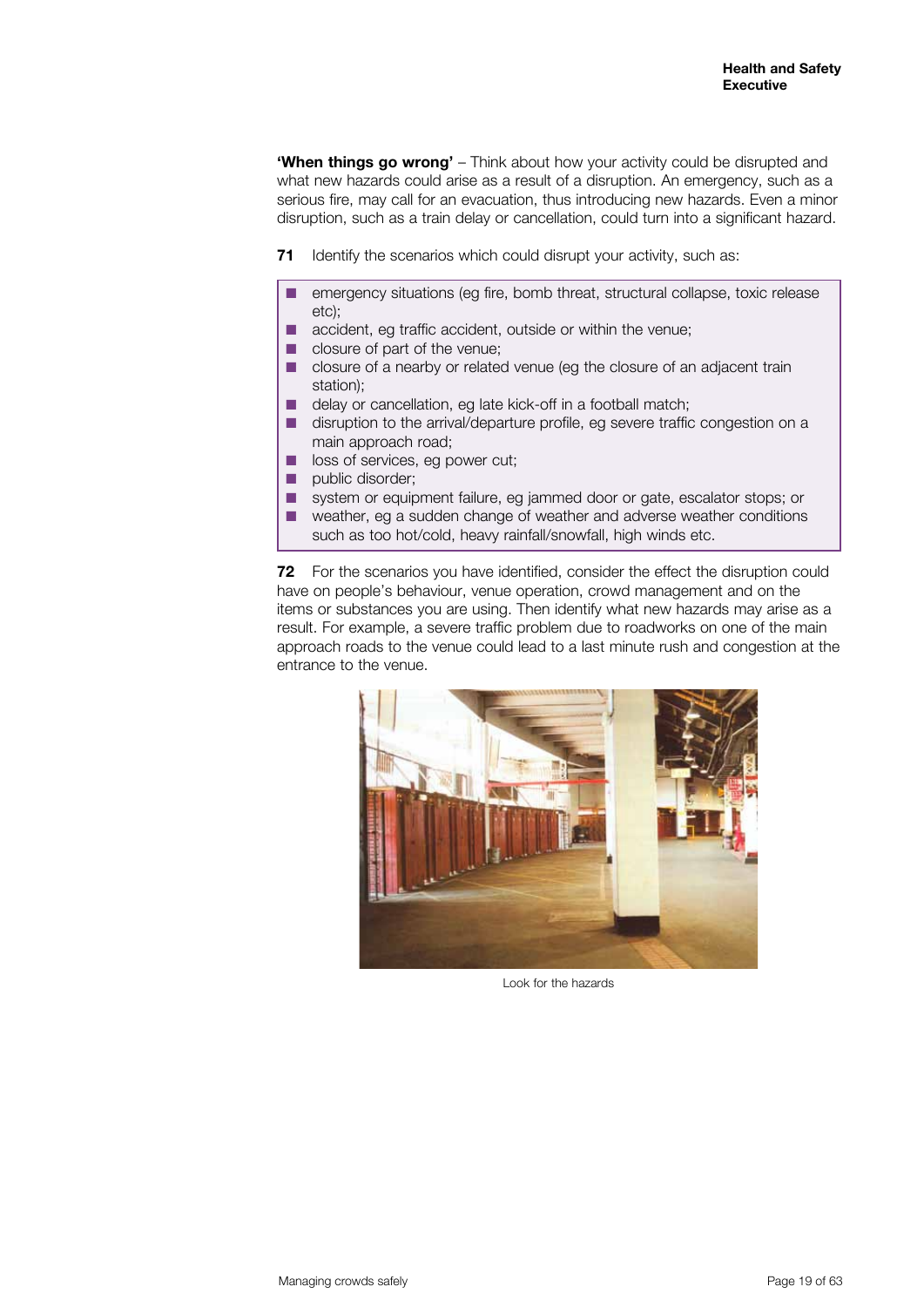**'When things go wrong'** – Think about how your activity could be disrupted and what new hazards could arise as a result of a disruption. An emergency, such as a serious fire, may call for an evacuation, thus introducing new hazards. Even a minor disruption, such as a train delay or cancellation, could turn into a significant hazard.

**71** Identify the scenarios which could disrupt your activity, such as:

- emergency situations (eg fire, bomb threat, structural collapse, toxic release etc);
- accident, eg traffic accident, outside or within the venue;
- closure of part of the venue;
- closure of a nearby or related venue (eg the closure of an adjacent train station);
- delay or cancellation, eg late kick-off in a football match;
- disruption to the arrival/departure profile, eg severe traffic congestion on a main approach road;
- loss of services, eg power cut;
- public disorder;
- system or equipment failure, eg jammed door or gate, escalator stops; or
- weather, eg a sudden change of weather and adverse weather conditions such as too hot/cold, heavy rainfall/snowfall, high winds etc.

**72** For the scenarios you have identified, consider the effect the disruption could have on people's behaviour, venue operation, crowd management and on the items or substances you are using. Then identify what new hazards may arise as a result. For example, a severe traffic problem due to roadworks on one of the main approach roads to the venue could lead to a last minute rush and congestion at the entrance to the venue.

Look for the hazards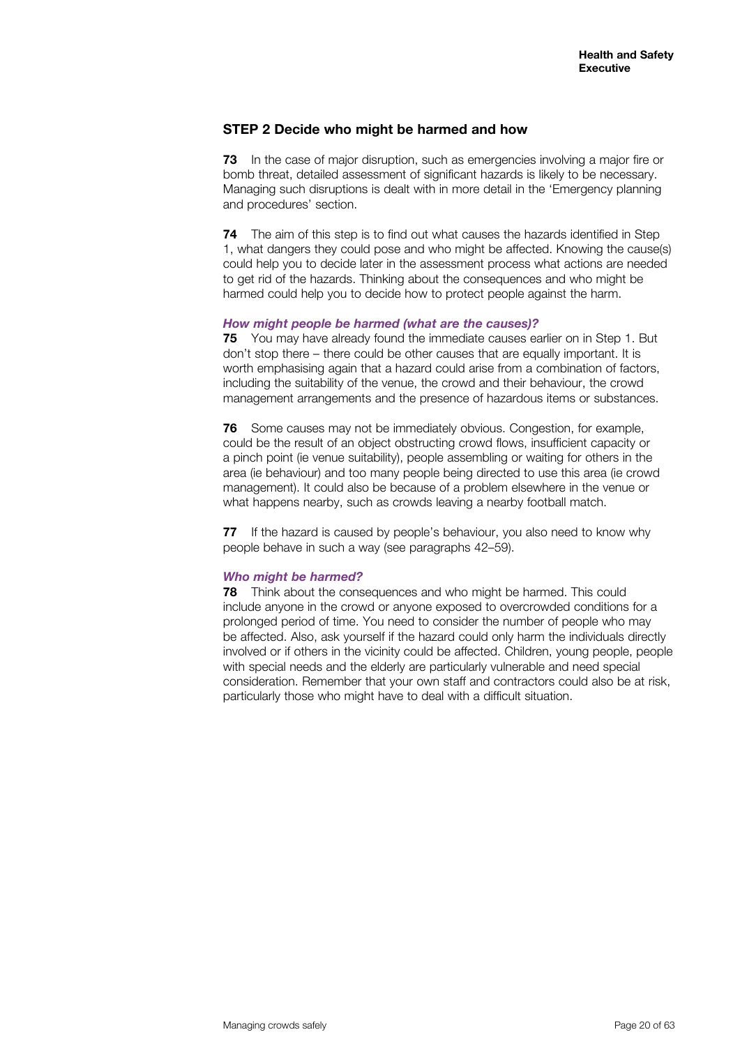## STEP 2 Decide who might be harmed and how

**73** In the case of major disruption, such as emergencies involving a major fire or bomb threat, detailed assessment of significant hazards is likely to be necessary. Managing such disruptions is dealt with in more detail in the 'Emergency planning and procedures' section.

**74** The aim of this step is to find out what causes the hazards identified in Step 1, what dangers they could pose and who might be affected. Knowing the cause(s) could help you to decide later in the assessment process what actions are needed to get rid of the hazards. Thinking about the consequences and who might be harmed could help you to decide how to protect people against the harm.

### *How might people be harmed (what are the causes)?*

**75** You may have already found the immediate causes earlier on in Step 1. But don't stop there – there could be other causes that are equally important. It is worth emphasising again that a hazard could arise from a combination of factors, including the suitability of the venue, the crowd and their behaviour, the crowd management arrangements and the presence of hazardous items or substances.

**76** Some causes may not be immediately obvious. Congestion, for example, could be the result of an object obstructing crowd flows, insufficient capacity or a pinch point (ie venue suitability), people assembling or waiting for others in the area (ie behaviour) and too many people being directed to use this area (ie crowd management). It could also be because of a problem elsewhere in the venue or what happens nearby, such as crowds leaving a nearby football match.

**77** If the hazard is caused by people's behaviour, you also need to know why people behave in such a way (see paragraphs 42–59).

### *Who might be harmed?*

**78** Think about the consequences and who might be harmed. This could include anyone in the crowd or anyone exposed to overcrowded conditions for a prolonged period of time. You need to consider the number of people who may be affected. Also, ask yourself if the hazard could only harm the individuals directly involved or if others in the vicinity could be affected. Children, young people, people with special needs and the elderly are particularly vulnerable and need special consideration. Remember that your own staff and contractors could also be at risk, particularly those who might have to deal with a difficult situation.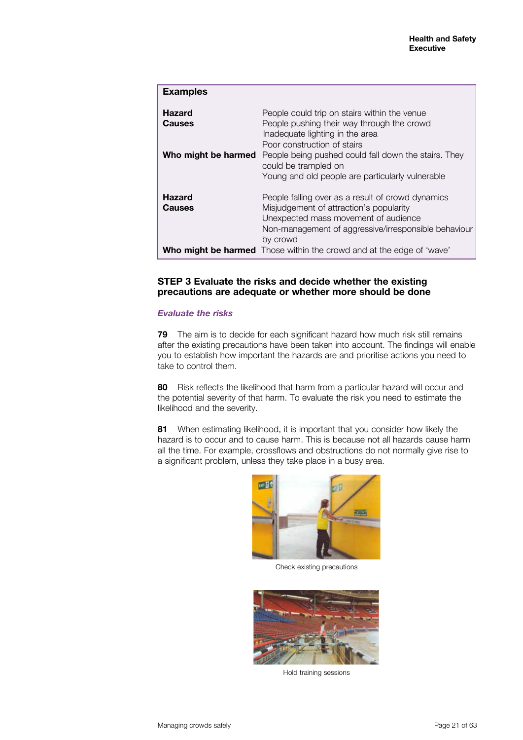**Examples**

| | |
|---|---|
| **Hazard** | People could trip on stairs within the venue |
| **Causes** | People pushing their way through the crowd<br>Inadequate lighting in the area<br>Poor construction of stairs |
| **Who might be harmed** | People being pushed could fall down the stairs. They could be trampled on<br>Young and old people are particularly vulnerable |
| **Hazard** | People falling over as a result of crowd dynamics |
| **Causes** | Misjudgement of attraction's popularity<br>Unexpected mass movement of audience<br>Non-management of aggressive/irresponsible behaviour by crowd |
| **Who might be harmed** | Those within the crowd and at the edge of 'wave' |

### STEP 3 Evaluate the risks and decide whether the existing precautions are adequate or whether more should be done

***Evaluate the risks***

**79** The aim is to decide for each significant hazard how much risk still remains after the existing precautions have been taken into account. The findings will enable you to establish how important the hazards are and prioritise actions you need to take to control them.

**80** Risk reflects the likelihood that harm from a particular hazard will occur and the potential severity of that harm. To evaluate the risk you need to estimate the likelihood and the severity.

**81** When estimating likelihood, it is important that you consider how likely the hazard is to occur and to cause harm. This is because not all hazards cause harm all the time. For example, crossflows and obstructions do not normally give rise to a significant problem, unless they take place in a busy area.

Check existing precautions

Hold training sessions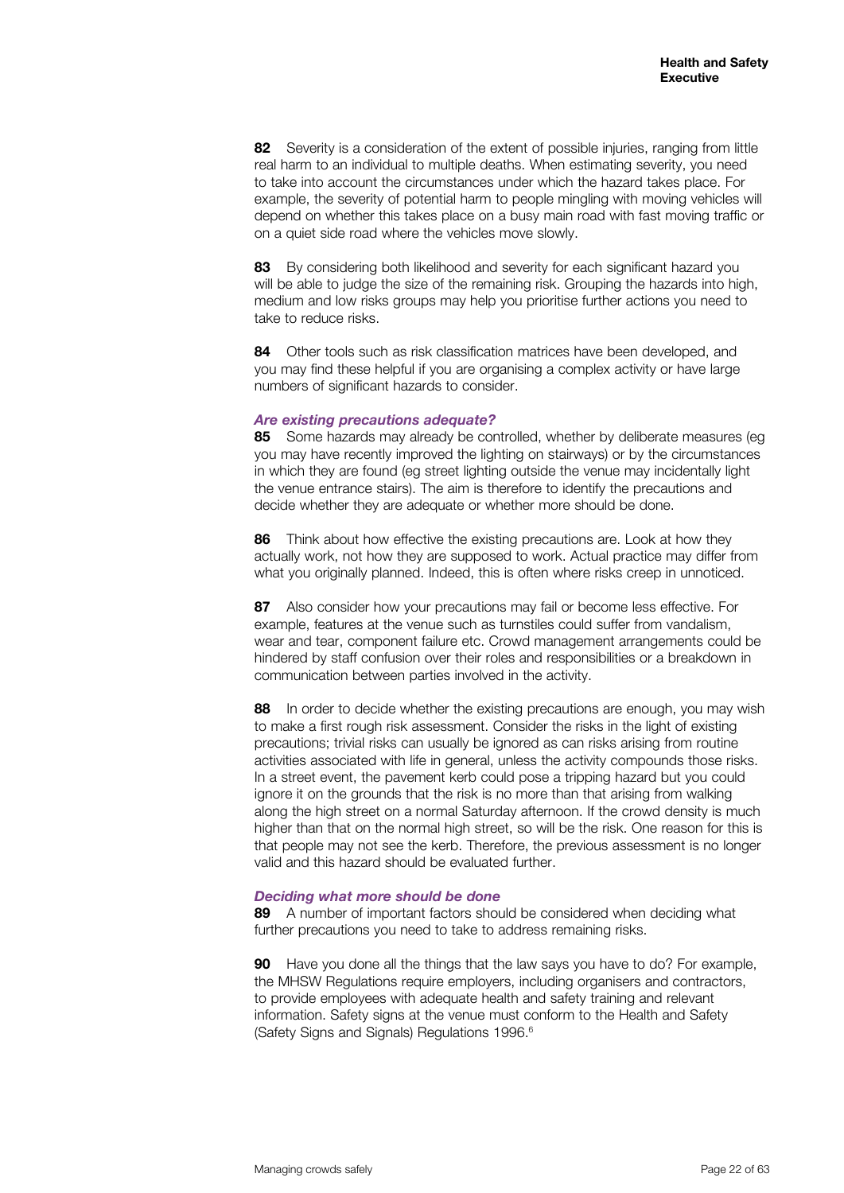**82** Severity is a consideration of the extent of possible injuries, ranging from little real harm to an individual to multiple deaths. When estimating severity, you need to take into account the circumstances under which the hazard takes place. For example, the severity of potential harm to people mingling with moving vehicles will depend on whether this takes place on a busy main road with fast moving traffic or on a quiet side road where the vehicles move slowly.

**83** By considering both likelihood and severity for each significant hazard you will be able to judge the size of the remaining risk. Grouping the hazards into high, medium and low risks groups may help you prioritise further actions you need to take to reduce risks.

**84** Other tools such as risk classification matrices have been developed, and you may find these helpful if you are organising a complex activity or have large numbers of significant hazards to consider.

### *Are existing precautions adequate?*

**85** Some hazards may already be controlled, whether by deliberate measures (eg you may have recently improved the lighting on stairways) or by the circumstances in which they are found (eg street lighting outside the venue may incidentally light the venue entrance stairs). The aim is therefore to identify the precautions and decide whether they are adequate or whether more should be done.

**86** Think about how effective the existing precautions are. Look at how they actually work, not how they are supposed to work. Actual practice may differ from what you originally planned. Indeed, this is often where risks creep in unnoticed.

**87** Also consider how your precautions may fail or become less effective. For example, features at the venue such as turnstiles could suffer from vandalism, wear and tear, component failure etc. Crowd management arrangements could be hindered by staff confusion over their roles and responsibilities or a breakdown in communication between parties involved in the activity.

**88** In order to decide whether the existing precautions are enough, you may wish to make a first rough risk assessment. Consider the risks in the light of existing precautions; trivial risks can usually be ignored as can risks arising from routine activities associated with life in general, unless the activity compounds those risks. In a street event, the pavement kerb could pose a tripping hazard but you could ignore it on the grounds that the risk is no more than that arising from walking along the high street on a normal Saturday afternoon. If the crowd density is much higher than that on the normal high street, so will be the risk. One reason for this is that people may not see the kerb. Therefore, the previous assessment is no longer valid and this hazard should be evaluated further.

### *Deciding what more should be done*

**89** A number of important factors should be considered when deciding what further precautions you need to take to address remaining risks.

**90** Have you done all the things that the law says you have to do? For example, the MHSW Regulations require employers, including organisers and contractors, to provide employees with adequate health and safety training and relevant information. Safety signs at the venue must conform to the Health and Safety (Safety Signs and Signals) Regulations 1996.[6]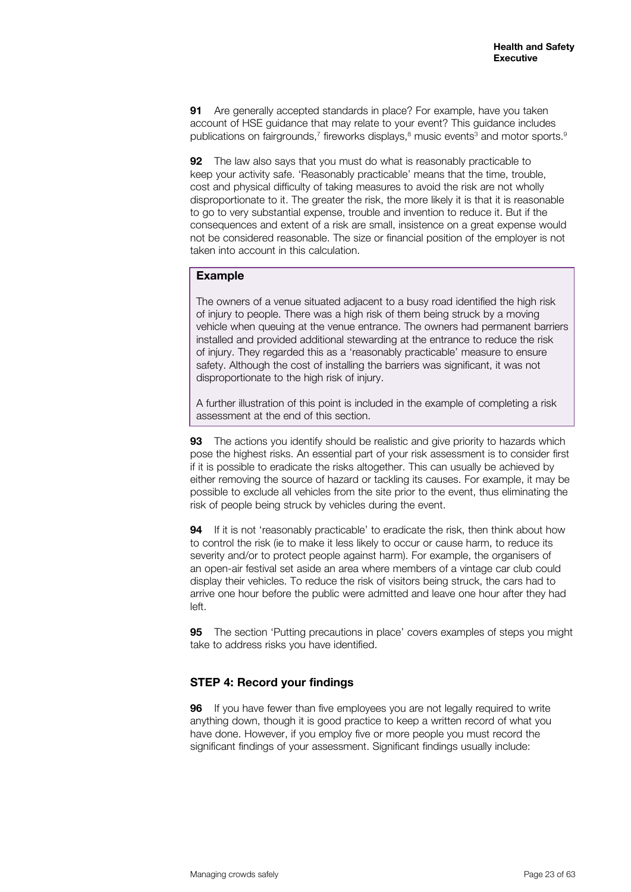**91** Are generally accepted standards in place? For example, have you taken account of HSE guidance that may relate to your event? This guidance includes publications on fairgrounds,[7] fireworks displays,[8] music events[3] and motor sports.[9]

**92** The law also says that you must do what is reasonably practicable to keep your activity safe. 'Reasonably practicable' means that the time, trouble, cost and physical difficulty of taking measures to avoid the risk are not wholly disproportionate to it. The greater the risk, the more likely it is that it is reasonable to go to very substantial expense, trouble and invention to reduce it. But if the consequences and extent of a risk are small, insistence on a great expense would not be considered reasonable. The size or financial position of the employer is not taken into account in this calculation.

**Example**

The owners of a venue situated adjacent to a busy road identified the high risk of injury to people. There was a high risk of them being struck by a moving vehicle when queuing at the venue entrance. The owners had permanent barriers installed and provided additional stewarding at the entrance to reduce the risk of injury. They regarded this as a 'reasonably practicable' measure to ensure safety. Although the cost of installing the barriers was significant, it was not disproportionate to the high risk of injury.

A further illustration of this point is included in the example of completing a risk assessment at the end of this section.

**93** The actions you identify should be realistic and give priority to hazards which pose the highest risks. An essential part of your risk assessment is to consider first if it is possible to eradicate the risks altogether. This can usually be achieved by either removing the source of hazard or tackling its causes. For example, it may be possible to exclude all vehicles from the site prior to the event, thus eliminating the risk of people being struck by vehicles during the event.

**94** If it is not 'reasonably practicable' to eradicate the risk, then think about how to control the risk (ie to make it less likely to occur or cause harm, to reduce its severity and/or to protect people against harm). For example, the organisers of an open-air festival set aside an area where members of a vintage car club could display their vehicles. To reduce the risk of visitors being struck, the cars had to arrive one hour before the public were admitted and leave one hour after they had left.

**95** The section 'Putting precautions in place' covers examples of steps you might take to address risks you have identified.

### STEP 4: Record your findings

**96** If you have fewer than five employees you are not legally required to write anything down, though it is good practice to keep a written record of what you have done. However, if you employ five or more people you must record the significant findings of your assessment. Significant findings usually include: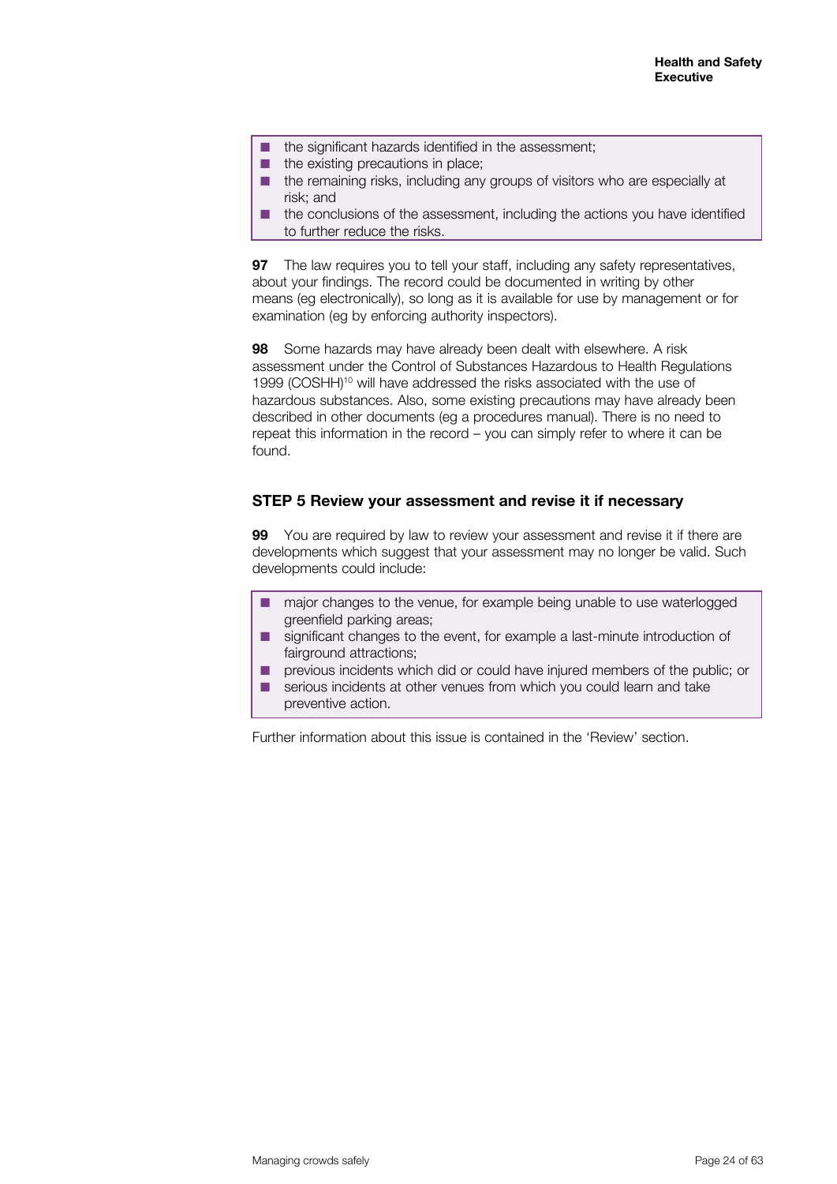- the significant hazards identified in the assessment;
- the existing precautions in place;
- the remaining risks, including any groups of visitors who are especially at risk; and
- the conclusions of the assessment, including the actions you have identified to further reduce the risks.

**97** The law requires you to tell your staff, including any safety representatives, about your findings. The record could be documented in writing by other means (eg electronically), so long as it is available for use by management or for examination (eg by enforcing authority inspectors).

**98** Some hazards may have already been dealt with elsewhere. A risk assessment under the Control of Substances Hazardous to Health Regulations 1999 (COSHH)[10] will have addressed the risks associated with the use of hazardous substances. Also, some existing precautions may have already been described in other documents (eg a procedures manual). There is no need to repeat this information in the record – you can simply refer to where it can be found.

### STEP 5 Review your assessment and revise it if necessary

**99** You are required by law to review your assessment and revise it if there are developments which suggest that your assessment may no longer be valid. Such developments could include:

- major changes to the venue, for example being unable to use waterlogged greenfield parking areas;
- significant changes to the event, for example a last-minute introduction of fairground attractions;
- previous incidents which did or could have injured members of the public; or
- serious incidents at other venues from which you could learn and take preventive action.

Further information about this issue is contained in the 'Review' section.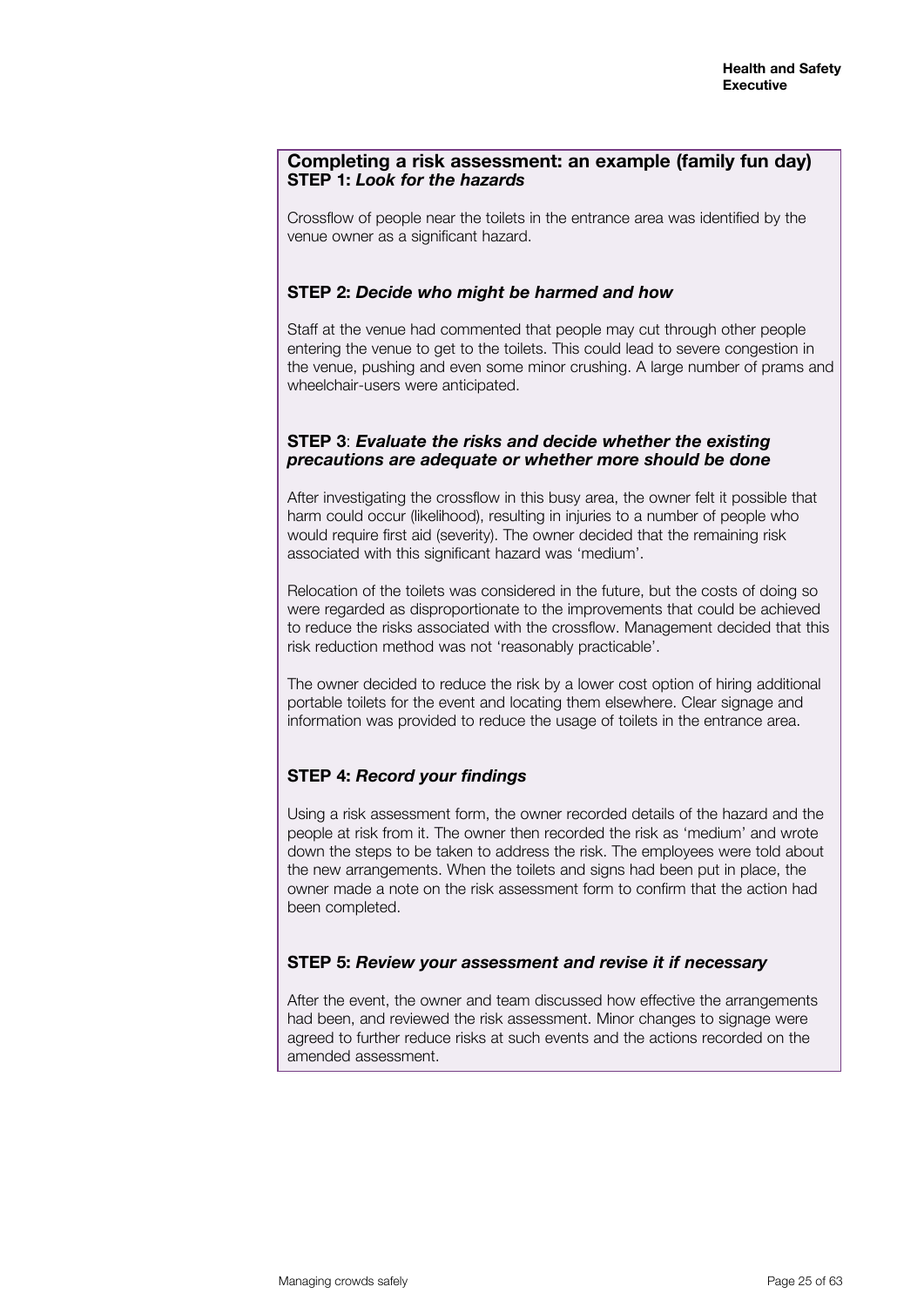## Completing a risk assessment: an example (family fun day)

### STEP 1: *Look for the hazards*

Crossflow of people near the toilets in the entrance area was identified by the venue owner as a significant hazard.

### STEP 2: *Decide who might be harmed and how*

Staff at the venue had commented that people may cut through other people entering the venue to get to the toilets. This could lead to severe congestion in the venue, pushing and even some minor crushing. A large number of prams and wheelchair-users were anticipated.

### STEP 3: *Evaluate the risks and decide whether the existing precautions are adequate or whether more should be done*

After investigating the crossflow in this busy area, the owner felt it possible that harm could occur (likelihood), resulting in injuries to a number of people who would require first aid (severity). The owner decided that the remaining risk associated with this significant hazard was 'medium'.

Relocation of the toilets was considered in the future, but the costs of doing so were regarded as disproportionate to the improvements that could be achieved to reduce the risks associated with the crossflow. Management decided that this risk reduction method was not 'reasonably practicable'.

The owner decided to reduce the risk by a lower cost option of hiring additional portable toilets for the event and locating them elsewhere. Clear signage and information was provided to reduce the usage of toilets in the entrance area.

### STEP 4: *Record your findings*

Using a risk assessment form, the owner recorded details of the hazard and the people at risk from it. The owner then recorded the risk as 'medium' and wrote down the steps to be taken to address the risk. The employees were told about the new arrangements. When the toilets and signs had been put in place, the owner made a note on the risk assessment form to confirm that the action had been completed.

### STEP 5: *Review your assessment and revise it if necessary*

After the event, the owner and team discussed how effective the arrangements had been, and reviewed the risk assessment. Minor changes to signage were agreed to further reduce risks at such events and the actions recorded on the amended assessment.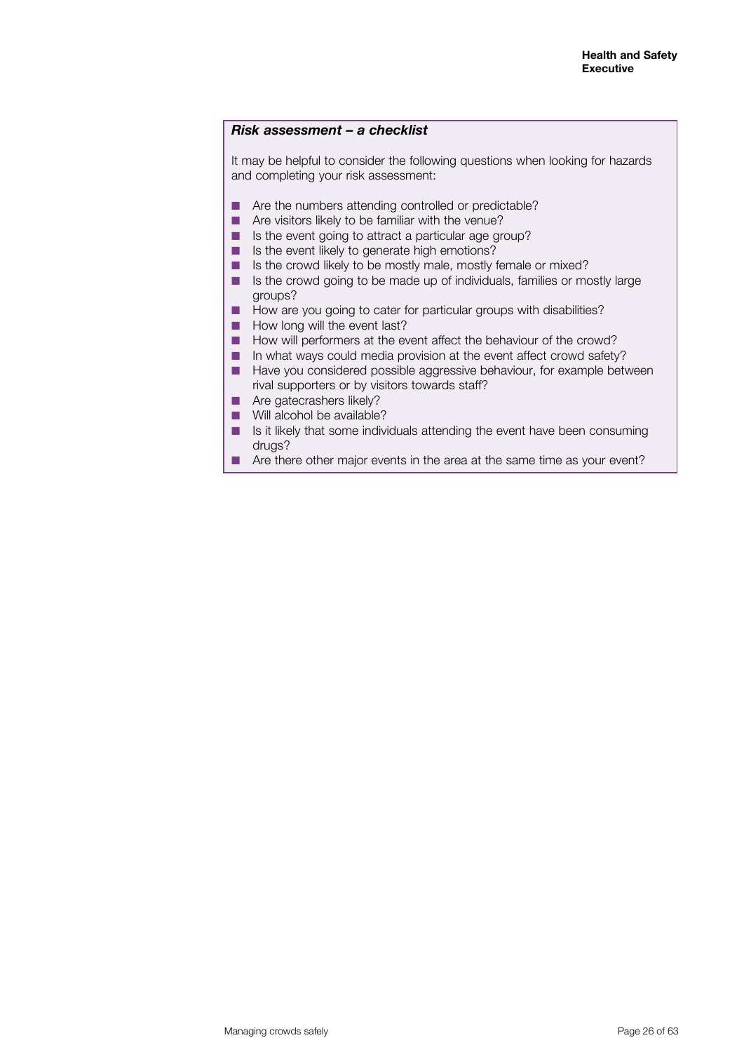***Risk assessment – a checklist***

It may be helpful to consider the following questions when looking for hazards and completing your risk assessment:

- Are the numbers attending controlled or predictable?
- Are visitors likely to be familiar with the venue?
- Is the event going to attract a particular age group?
- Is the event likely to generate high emotions?
- Is the crowd likely to be mostly male, mostly female or mixed?
- Is the crowd going to be made up of individuals, families or mostly large groups?
- How are you going to cater for particular groups with disabilities?
- How long will the event last?
- How will performers at the event affect the behaviour of the crowd?
- In what ways could media provision at the event affect crowd safety?
- Have you considered possible aggressive behaviour, for example between rival supporters or by visitors towards staff?
- Are gatecrashers likely?
- Will alcohol be available?
- Is it likely that some individuals attending the event have been consuming drugs?
- Are there other major events in the area at the same time as your event?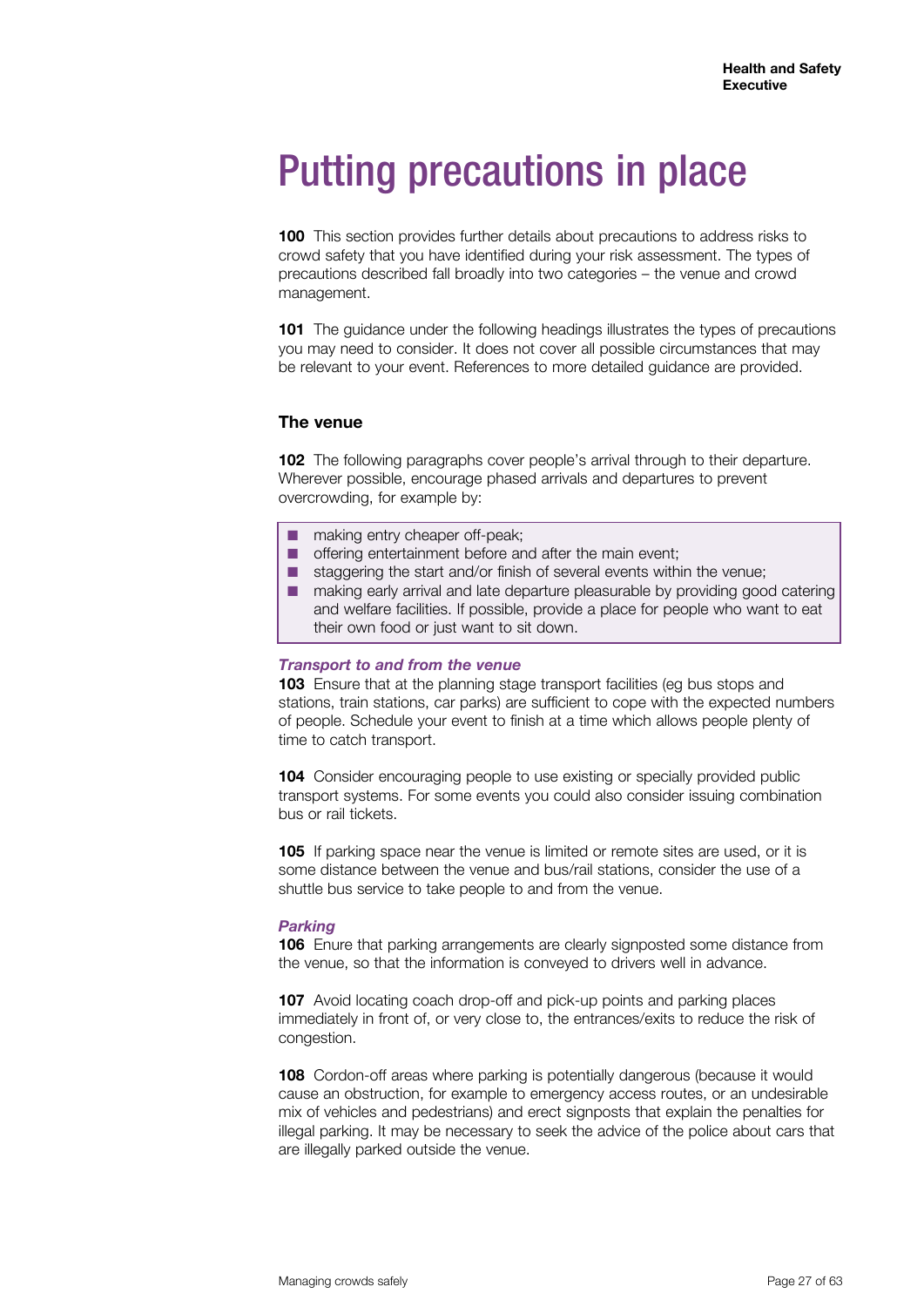# Putting precautions in place

**100** This section provides further details about precautions to address risks to crowd safety that you have identified during your risk assessment. The types of precautions described fall broadly into two categories – the venue and crowd management.

**101** The guidance under the following headings illustrates the types of precautions you may need to consider. It does not cover all possible circumstances that may be relevant to your event. References to more detailed guidance are provided.

## The venue

**102** The following paragraphs cover people's arrival through to their departure. Wherever possible, encourage phased arrivals and departures to prevent overcrowding, for example by:

- making entry cheaper off-peak;
- offering entertainment before and after the main event;
- staggering the start and/or finish of several events within the venue;
- making early arrival and late departure pleasurable by providing good catering and welfare facilities. If possible, provide a place for people who want to eat their own food or just want to sit down.

### *Transport to and from the venue*

**103** Ensure that at the planning stage transport facilities (eg bus stops and stations, train stations, car parks) are sufficient to cope with the expected numbers of people. Schedule your event to finish at a time which allows people plenty of time to catch transport.

**104** Consider encouraging people to use existing or specially provided public transport systems. For some events you could also consider issuing combination bus or rail tickets.

**105** If parking space near the venue is limited or remote sites are used, or it is some distance between the venue and bus/rail stations, consider the use of a shuttle bus service to take people to and from the venue.

### *Parking*

**106** Enure that parking arrangements are clearly signposted some distance from the venue, so that the information is conveyed to drivers well in advance.

**107** Avoid locating coach drop-off and pick-up points and parking places immediately in front of, or very close to, the entrances/exits to reduce the risk of congestion.

**108** Cordon-off areas where parking is potentially dangerous (because it would cause an obstruction, for example to emergency access routes, or an undesirable mix of vehicles and pedestrians) and erect signposts that explain the penalties for illegal parking. It may be necessary to seek the advice of the police about cars that are illegally parked outside the venue.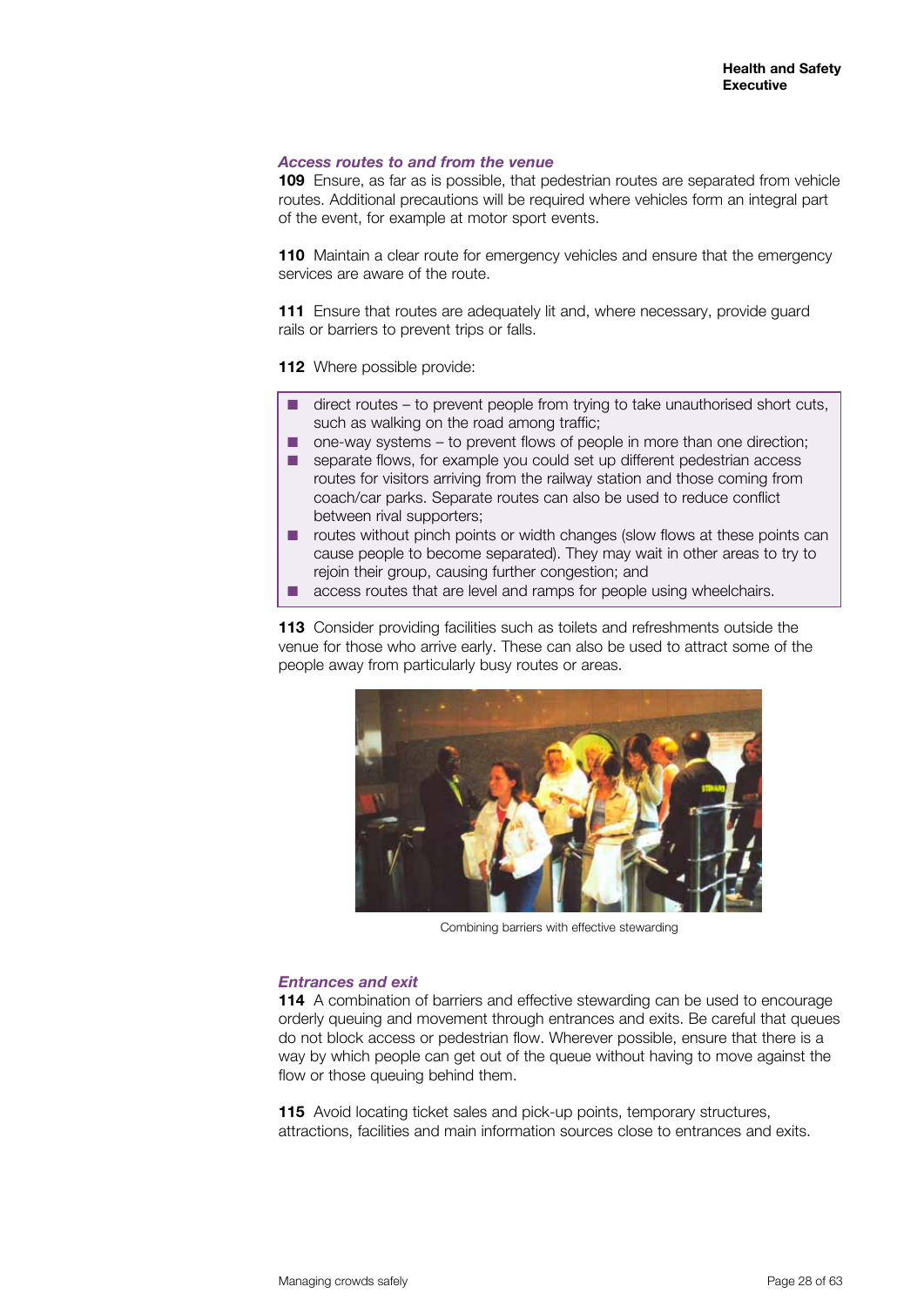### *Access routes to and from the venue*

**109** Ensure, as far as is possible, that pedestrian routes are separated from vehicle routes. Additional precautions will be required where vehicles form an integral part of the event, for example at motor sport events.

**110** Maintain a clear route for emergency vehicles and ensure that the emergency services are aware of the route.

**111** Ensure that routes are adequately lit and, where necessary, provide guard rails or barriers to prevent trips or falls.

**112** Where possible provide:

- direct routes – to prevent people from trying to take unauthorised short cuts, such as walking on the road among traffic;
- one-way systems – to prevent flows of people in more than one direction;
- separate flows, for example you could set up different pedestrian access routes for visitors arriving from the railway station and those coming from coach/car parks. Separate routes can also be used to reduce conflict between rival supporters;
- routes without pinch points or width changes (slow flows at these points can cause people to become separated). They may wait in other areas to try to rejoin their group, causing further congestion; and
- access routes that are level and ramps for people using wheelchairs.

**113** Consider providing facilities such as toilets and refreshments outside the venue for those who arrive early. These can also be used to attract some of the people away from particularly busy routes or areas.

Combining barriers with effective stewarding

### *Entrances and exit*

**114** A combination of barriers and effective stewarding can be used to encourage orderly queuing and movement through entrances and exits. Be careful that queues do not block access or pedestrian flow. Wherever possible, ensure that there is a way by which people can get out of the queue without having to move against the flow or those queuing behind them.

**115** Avoid locating ticket sales and pick-up points, temporary structures, attractions, facilities and main information sources close to entrances and exits.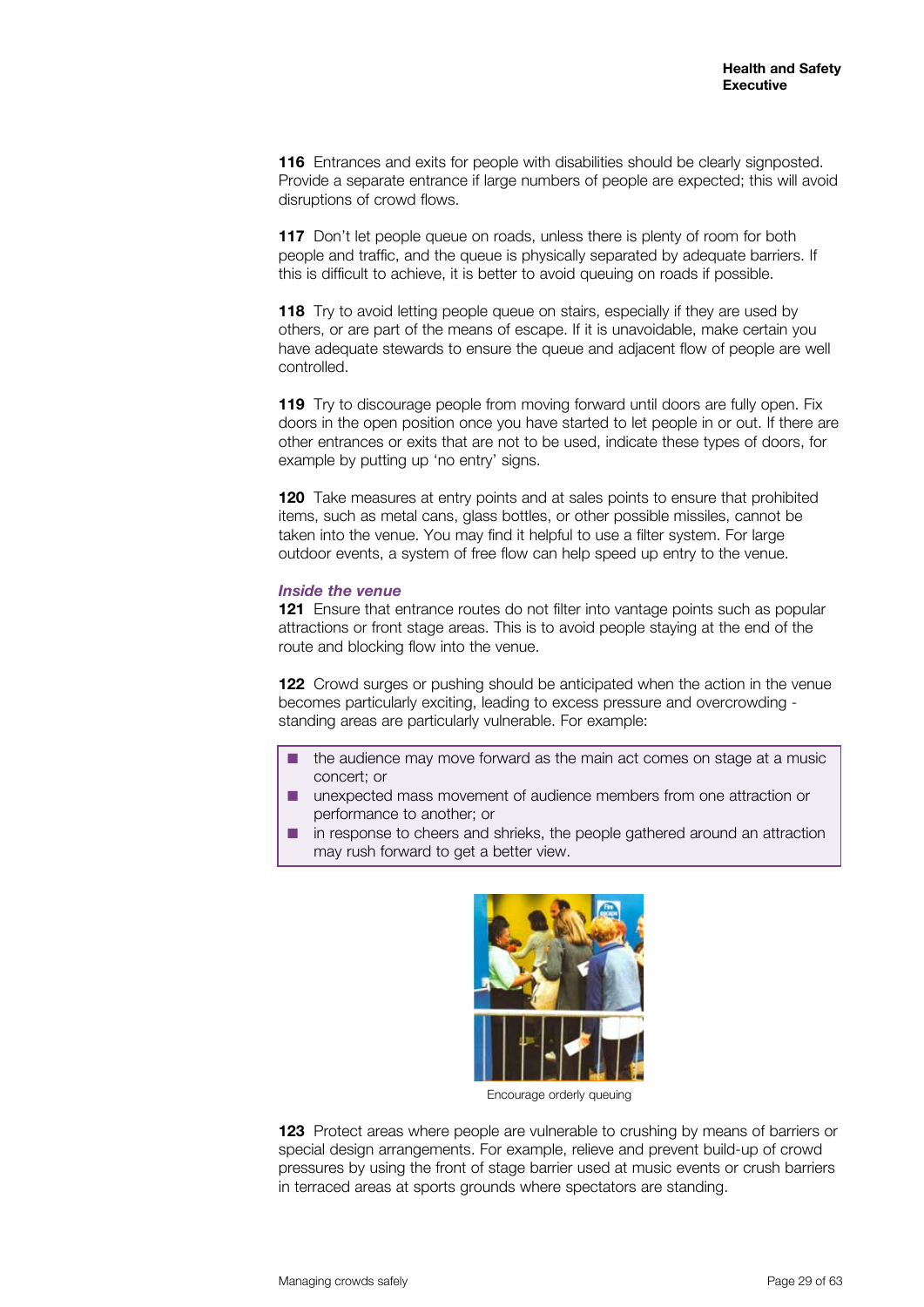**116** Entrances and exits for people with disabilities should be clearly signposted. Provide a separate entrance if large numbers of people are expected; this will avoid disruptions of crowd flows.

**117** Don't let people queue on roads, unless there is plenty of room for both people and traffic, and the queue is physically separated by adequate barriers. If this is difficult to achieve, it is better to avoid queuing on roads if possible.

**118** Try to avoid letting people queue on stairs, especially if they are used by others, or are part of the means of escape. If it is unavoidable, make certain you have adequate stewards to ensure the queue and adjacent flow of people are well controlled.

**119** Try to discourage people from moving forward until doors are fully open. Fix doors in the open position once you have started to let people in or out. If there are other entrances or exits that are not to be used, indicate these types of doors, for example by putting up 'no entry' signs.

**120** Take measures at entry points and at sales points to ensure that prohibited items, such as metal cans, glass bottles, or other possible missiles, cannot be taken into the venue. You may find it helpful to use a filter system. For large outdoor events, a system of free flow can help speed up entry to the venue.

### *Inside the venue*

**121** Ensure that entrance routes do not filter into vantage points such as popular attractions or front stage areas. This is to avoid people staying at the end of the route and blocking flow into the venue.

**122** Crowd surges or pushing should be anticipated when the action in the venue becomes particularly exciting, leading to excess pressure and overcrowding - standing areas are particularly vulnerable. For example:

- the audience may move forward as the main act comes on stage at a music concert; or
- unexpected mass movement of audience members from one attraction or performance to another; or
- in response to cheers and shrieks, the people gathered around an attraction may rush forward to get a better view.

Encourage orderly queuing

**123** Protect areas where people are vulnerable to crushing by means of barriers or special design arrangements. For example, relieve and prevent build-up of crowd pressures by using the front of stage barrier used at music events or crush barriers in terraced areas at sports grounds where spectators are standing.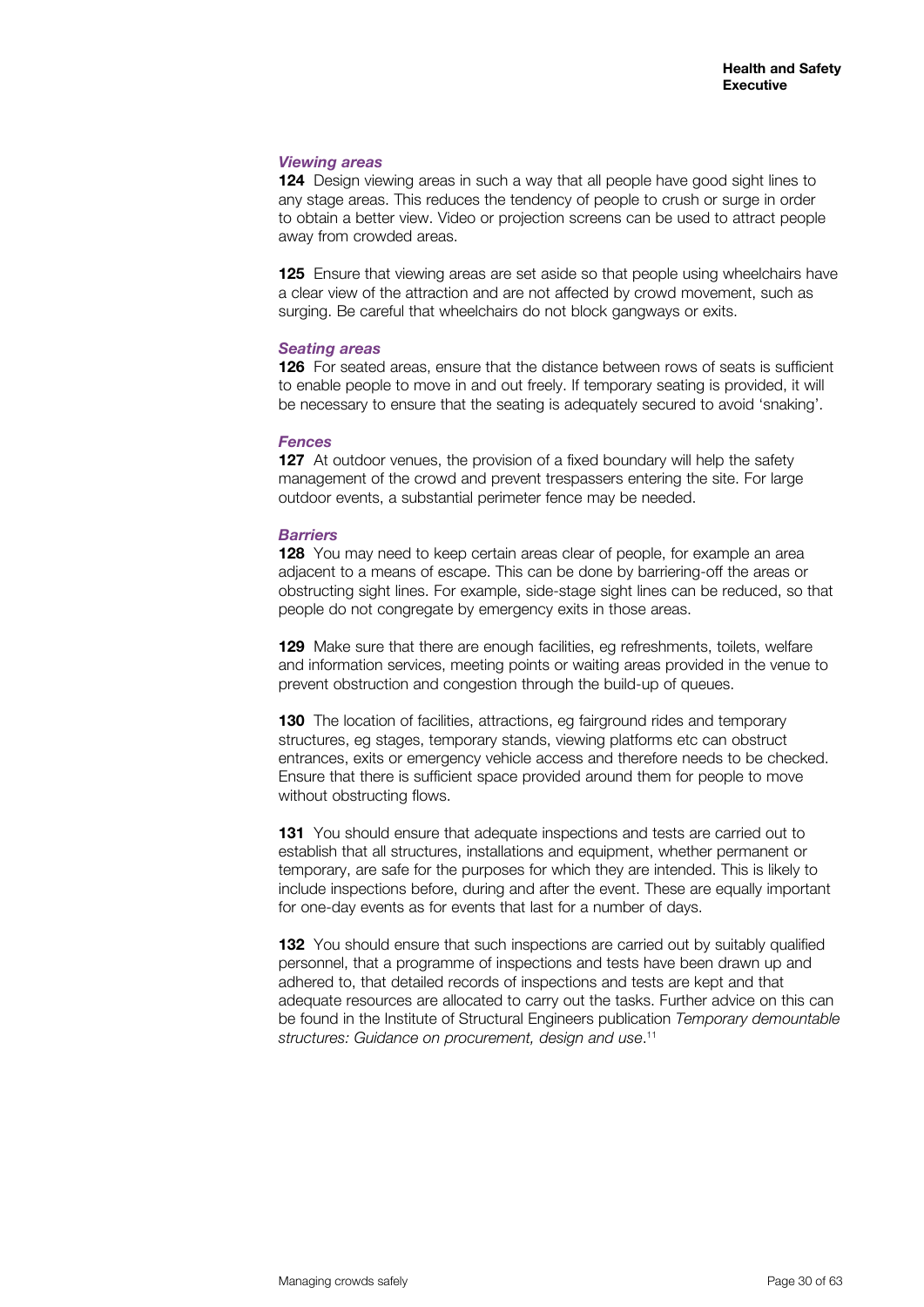***Viewing areas***

**124** Design viewing areas in such a way that all people have good sight lines to any stage areas. This reduces the tendency of people to crush or surge in order to obtain a better view. Video or projection screens can be used to attract people away from crowded areas.

**125** Ensure that viewing areas are set aside so that people using wheelchairs have a clear view of the attraction and are not affected by crowd movement, such as surging. Be careful that wheelchairs do not block gangways or exits.

***Seating areas***

**126** For seated areas, ensure that the distance between rows of seats is sufficient to enable people to move in and out freely. If temporary seating is provided, it will be necessary to ensure that the seating is adequately secured to avoid 'snaking'.

***Fences***

**127** At outdoor venues, the provision of a fixed boundary will help the safety management of the crowd and prevent trespassers entering the site. For large outdoor events, a substantial perimeter fence may be needed.

***Barriers***

**128** You may need to keep certain areas clear of people, for example an area adjacent to a means of escape. This can be done by barriering-off the areas or obstructing sight lines. For example, side-stage sight lines can be reduced, so that people do not congregate by emergency exits in those areas.

**129** Make sure that there are enough facilities, eg refreshments, toilets, welfare and information services, meeting points or waiting areas provided in the venue to prevent obstruction and congestion through the build-up of queues.

**130** The location of facilities, attractions, eg fairground rides and temporary structures, eg stages, temporary stands, viewing platforms etc can obstruct entrances, exits or emergency vehicle access and therefore needs to be checked. Ensure that there is sufficient space provided around them for people to move without obstructing flows.

**131** You should ensure that adequate inspections and tests are carried out to establish that all structures, installations and equipment, whether permanent or temporary, are safe for the purposes for which they are intended. This is likely to include inspections before, during and after the event. These are equally important for one-day events as for events that last for a number of days.

**132** You should ensure that such inspections are carried out by suitably qualified personnel, that a programme of inspections and tests have been drawn up and adhered to, that detailed records of inspections and tests are kept and that adequate resources are allocated to carry out the tasks. Further advice on this can be found in the Institute of Structural Engineers publication *Temporary demountable structures: Guidance on procurement, design and use*.[11]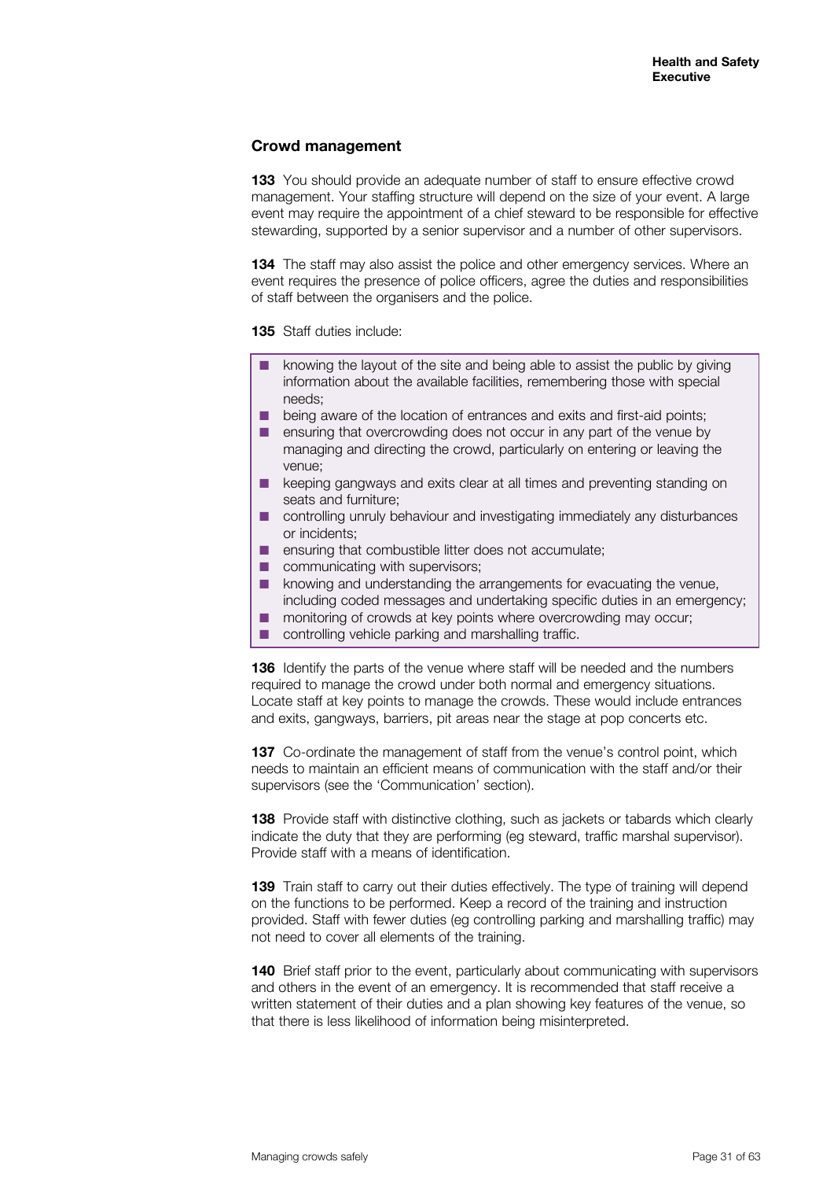## Crowd management

**133** You should provide an adequate number of staff to ensure effective crowd management. Your staffing structure will depend on the size of your event. A large event may require the appointment of a chief steward to be responsible for effective stewarding, supported by a senior supervisor and a number of other supervisors.

**134** The staff may also assist the police and other emergency services. Where an event requires the presence of police officers, agree the duties and responsibilities of staff between the organisers and the police.

**135** Staff duties include:

- knowing the layout of the site and being able to assist the public by giving information about the available facilities, remembering those with special needs;
- being aware of the location of entrances and exits and first-aid points;
- ensuring that overcrowding does not occur in any part of the venue by managing and directing the crowd, particularly on entering or leaving the venue;
- keeping gangways and exits clear at all times and preventing standing on seats and furniture;
- controlling unruly behaviour and investigating immediately any disturbances or incidents;
- ensuring that combustible litter does not accumulate;
- communicating with supervisors;
- knowing and understanding the arrangements for evacuating the venue, including coded messages and undertaking specific duties in an emergency;
- monitoring of crowds at key points where overcrowding may occur;
- controlling vehicle parking and marshalling traffic.

**136** Identify the parts of the venue where staff will be needed and the numbers required to manage the crowd under both normal and emergency situations. Locate staff at key points to manage the crowds. These would include entrances and exits, gangways, barriers, pit areas near the stage at pop concerts etc.

**137** Co-ordinate the management of staff from the venue's control point, which needs to maintain an efficient means of communication with the staff and/or their supervisors (see the 'Communication' section).

**138** Provide staff with distinctive clothing, such as jackets or tabards which clearly indicate the duty that they are performing (eg steward, traffic marshal supervisor). Provide staff with a means of identification.

**139** Train staff to carry out their duties effectively. The type of training will depend on the functions to be performed. Keep a record of the training and instruction provided. Staff with fewer duties (eg controlling parking and marshalling traffic) may not need to cover all elements of the training.

**140** Brief staff prior to the event, particularly about communicating with supervisors and others in the event of an emergency. It is recommended that staff receive a written statement of their duties and a plan showing key features of the venue, so that there is less likelihood of information being misinterpreted.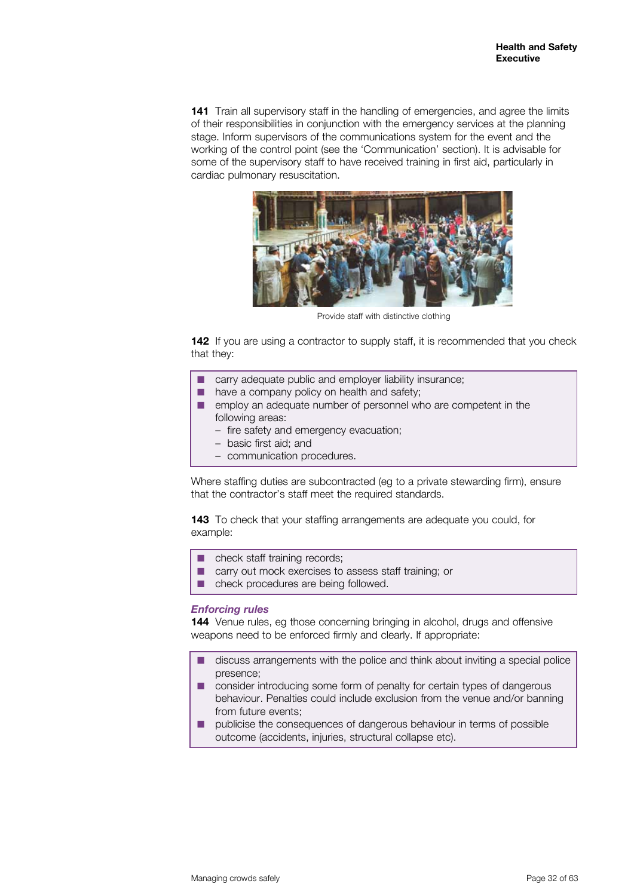**141** Train all supervisory staff in the handling of emergencies, and agree the limits of their responsibilities in conjunction with the emergency services at the planning stage. Inform supervisors of the communications system for the event and the working of the control point (see the 'Communication' section). It is advisable for some of the supervisory staff to have received training in first aid, particularly in cardiac pulmonary resuscitation.

Provide staff with distinctive clothing

**142** If you are using a contractor to supply staff, it is recommended that you check that they:

- carry adequate public and employer liability insurance;
- have a company policy on health and safety;
- employ an adequate number of personnel who are competent in the following areas:
  - fire safety and emergency evacuation;
  - basic first aid; and
  - communication procedures.

Where staffing duties are subcontracted (eg to a private stewarding firm), ensure that the contractor's staff meet the required standards.

**143** To check that your staffing arrangements are adequate you could, for example:

- check staff training records;
- carry out mock exercises to assess staff training; or
- check procedures are being followed.

### *Enforcing rules*

**144** Venue rules, eg those concerning bringing in alcohol, drugs and offensive weapons need to be enforced firmly and clearly. If appropriate:

- discuss arrangements with the police and think about inviting a special police presence;
- consider introducing some form of penalty for certain types of dangerous behaviour. Penalties could include exclusion from the venue and/or banning from future events;
- publicise the consequences of dangerous behaviour in terms of possible outcome (accidents, injuries, structural collapse etc).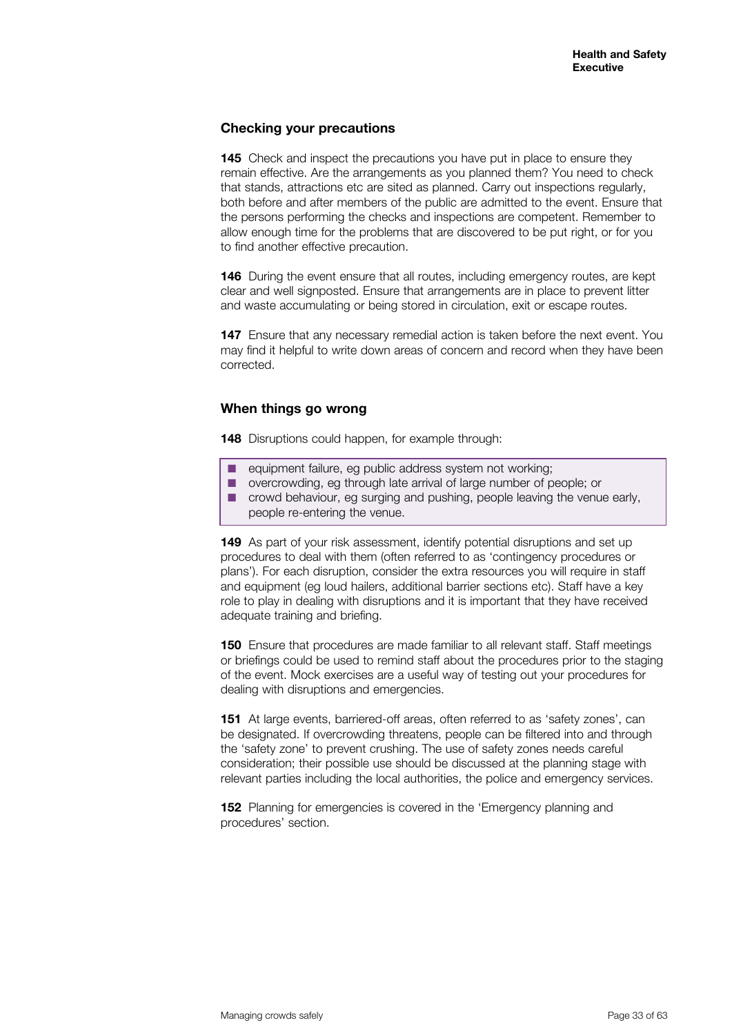## Checking your precautions

**145** Check and inspect the precautions you have put in place to ensure they remain effective. Are the arrangements as you planned them? You need to check that stands, attractions etc are sited as planned. Carry out inspections regularly, both before and after members of the public are admitted to the event. Ensure that the persons performing the checks and inspections are competent. Remember to allow enough time for the problems that are discovered to be put right, or for you to find another effective precaution.

**146** During the event ensure that all routes, including emergency routes, are kept clear and well signposted. Ensure that arrangements are in place to prevent litter and waste accumulating or being stored in circulation, exit or escape routes.

**147** Ensure that any necessary remedial action is taken before the next event. You may find it helpful to write down areas of concern and record when they have been corrected.

## When things go wrong

**148** Disruptions could happen, for example through:

- equipment failure, eg public address system not working;
- overcrowding, eg through late arrival of large number of people; or
- crowd behaviour, eg surging and pushing, people leaving the venue early, people re-entering the venue.

**149** As part of your risk assessment, identify potential disruptions and set up procedures to deal with them (often referred to as 'contingency procedures or plans'). For each disruption, consider the extra resources you will require in staff and equipment (eg loud hailers, additional barrier sections etc). Staff have a key role to play in dealing with disruptions and it is important that they have received adequate training and briefing.

**150** Ensure that procedures are made familiar to all relevant staff. Staff meetings or briefings could be used to remind staff about the procedures prior to the staging of the event. Mock exercises are a useful way of testing out your procedures for dealing with disruptions and emergencies.

**151** At large events, barriered-off areas, often referred to as 'safety zones', can be designated. If overcrowding threatens, people can be filtered into and through the 'safety zone' to prevent crushing. The use of safety zones needs careful consideration; their possible use should be discussed at the planning stage with relevant parties including the local authorities, the police and emergency services.

**152** Planning for emergencies is covered in the 'Emergency planning and procedures' section.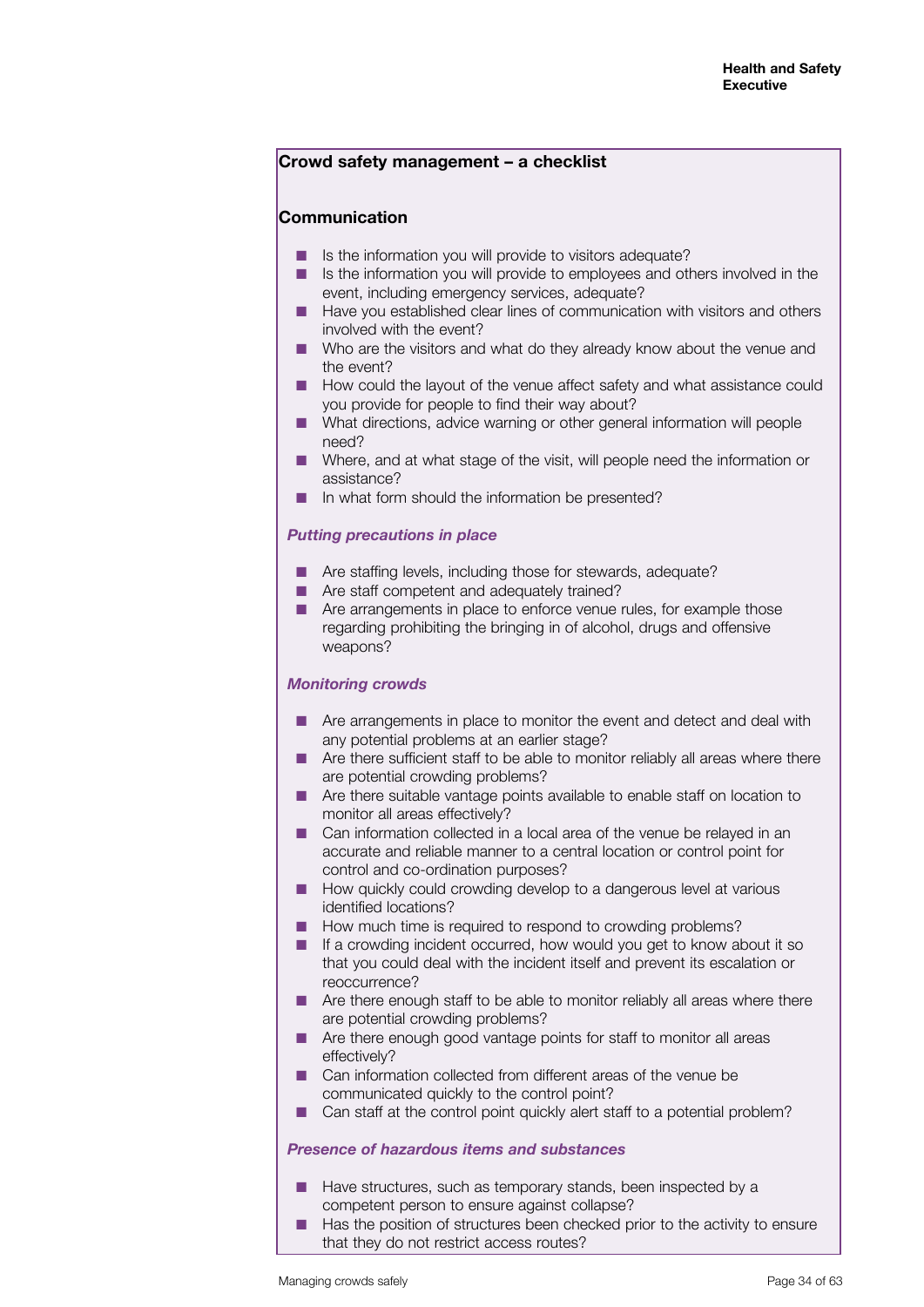## Crowd safety management – a checklist

### Communication

- Is the information you will provide to visitors adequate?
- Is the information you will provide to employees and others involved in the event, including emergency services, adequate?
- Have you established clear lines of communication with visitors and others involved with the event?
- Who are the visitors and what do they already know about the venue and the event?
- How could the layout of the venue affect safety and what assistance could you provide for people to find their way about?
- What directions, advice warning or other general information will people need?
- Where, and at what stage of the visit, will people need the information or assistance?
- In what form should the information be presented?

#### *Putting precautions in place*

- Are staffing levels, including those for stewards, adequate?
- Are staff competent and adequately trained?
- Are arrangements in place to enforce venue rules, for example those regarding prohibiting the bringing in of alcohol, drugs and offensive weapons?

#### *Monitoring crowds*

- Are arrangements in place to monitor the event and detect and deal with any potential problems at an earlier stage?
- Are there sufficient staff to be able to monitor reliably all areas where there are potential crowding problems?
- Are there suitable vantage points available to enable staff on location to monitor all areas effectively?
- Can information collected in a local area of the venue be relayed in an accurate and reliable manner to a central location or control point for control and co-ordination purposes?
- How quickly could crowding develop to a dangerous level at various identified locations?
- How much time is required to respond to crowding problems?
- If a crowding incident occurred, how would you get to know about it so that you could deal with the incident itself and prevent its escalation or reoccurrence?
- Are there enough staff to be able to monitor reliably all areas where there are potential crowding problems?
- Are there enough good vantage points for staff to monitor all areas effectively?
- Can information collected from different areas of the venue be communicated quickly to the control point?
- Can staff at the control point quickly alert staff to a potential problem?

#### *Presence of hazardous items and substances*

- Have structures, such as temporary stands, been inspected by a competent person to ensure against collapse?
- Has the position of structures been checked prior to the activity to ensure that they do not restrict access routes?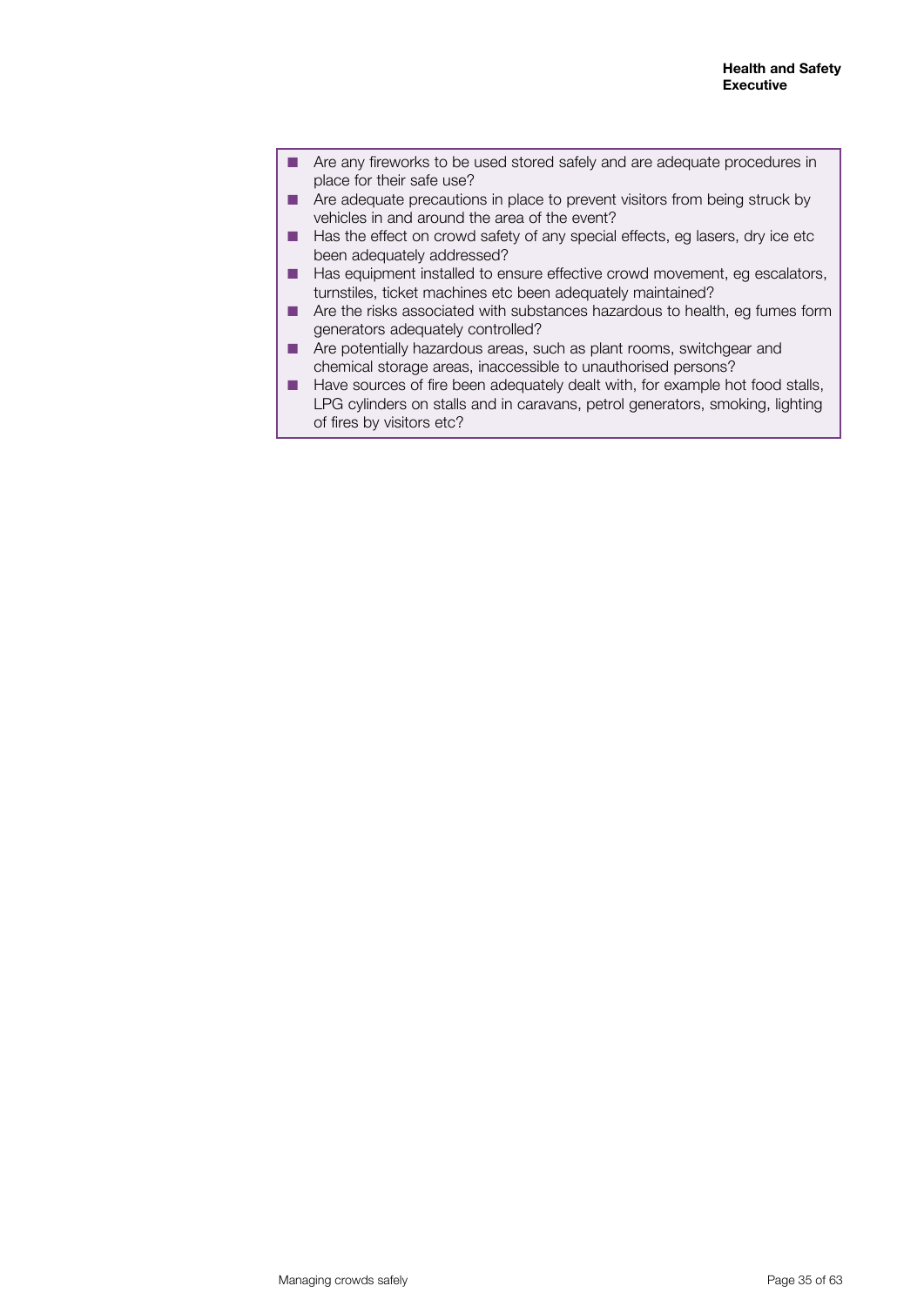- Are any fireworks to be used stored safely and are adequate procedures in place for their safe use?
- Are adequate precautions in place to prevent visitors from being struck by vehicles in and around the area of the event?
- Has the effect on crowd safety of any special effects, eg lasers, dry ice etc been adequately addressed?
- Has equipment installed to ensure effective crowd movement, eg escalators, turnstiles, ticket machines etc been adequately maintained?
- Are the risks associated with substances hazardous to health, eg fumes form generators adequately controlled?
- Are potentially hazardous areas, such as plant rooms, switchgear and chemical storage areas, inaccessible to unauthorised persons?
- Have sources of fire been adequately dealt with, for example hot food stalls, LPG cylinders on stalls and in caravans, petrol generators, smoking, lighting of fires by visitors etc?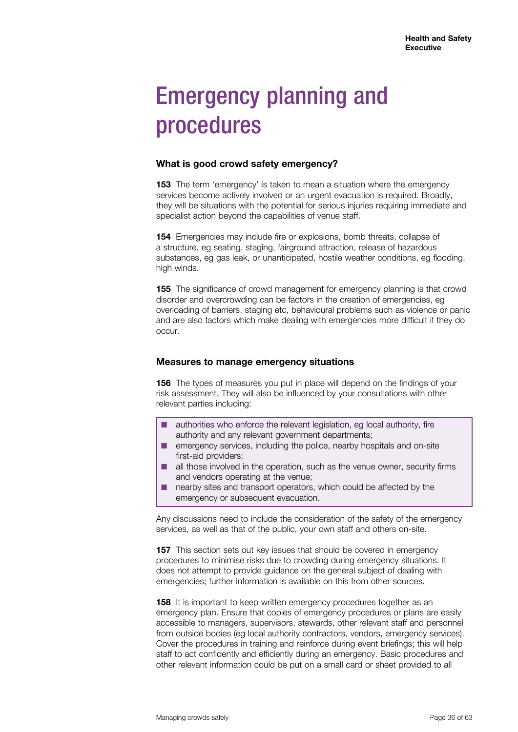# Emergency planning and procedures

### What is good crowd safety emergency?

**153** The term 'emergency' is taken to mean a situation where the emergency services become actively involved or an urgent evacuation is required. Broadly, they will be situations with the potential for serious injuries requiring immediate and specialist action beyond the capabilities of venue staff.

**154** Emergencies may include fire or explosions, bomb threats, collapse of a structure, eg seating, staging, fairground attraction, release of hazardous substances, eg gas leak, or unanticipated, hostile weather conditions, eg flooding, high winds.

**155** The significance of crowd management for emergency planning is that crowd disorder and overcrowding can be factors in the creation of emergencies, eg overloading of barriers, staging etc, behavioural problems such as violence or panic and are also factors which make dealing with emergencies more difficult if they do occur.

### Measures to manage emergency situations

**156** The types of measures you put in place will depend on the findings of your risk assessment. They will also be influenced by your consultations with other relevant parties including:

- authorities who enforce the relevant legislation, eg local authority, fire authority and any relevant government departments;
- emergency services, including the police, nearby hospitals and on-site first-aid providers;
- all those involved in the operation, such as the venue owner, security firms and vendors operating at the venue;
- nearby sites and transport operators, which could be affected by the emergency or subsequent evacuation.

Any discussions need to include the consideration of the safety of the emergency services, as well as that of the public, your own staff and others on-site.

**157** This section sets out key issues that should be covered in emergency procedures to minimise risks due to crowding during emergency situations. It does not attempt to provide guidance on the general subject of dealing with emergencies; further information is available on this from other sources.

**158** It is important to keep written emergency procedures together as an emergency plan. Ensure that copies of emergency procedures or plans are easily accessible to managers, supervisors, stewards, other relevant staff and personnel from outside bodies (eg local authority contractors, vendors, emergency services). Cover the procedures in training and reinforce during event briefings; this will help staff to act confidently and efficiently during an emergency. Basic procedures and other relevant information could be put on a small card or sheet provided to all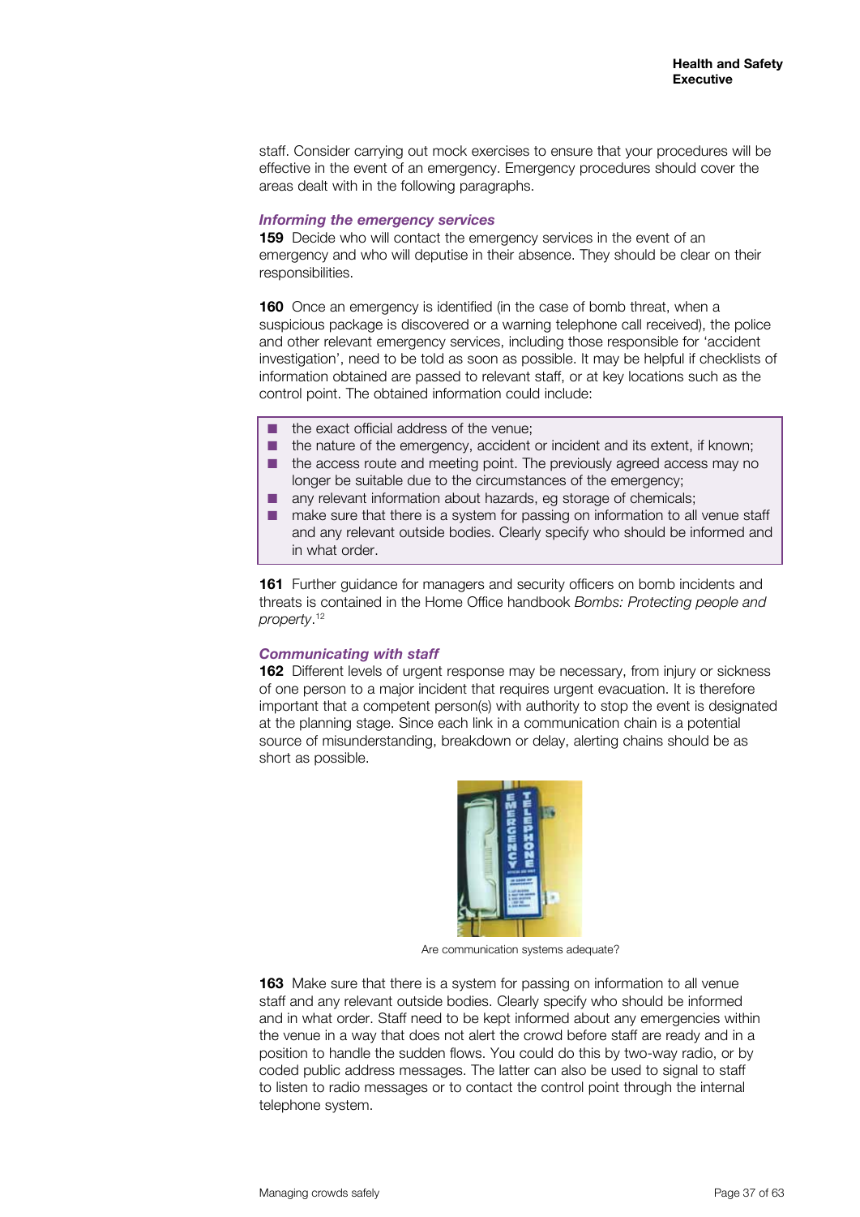staff. Consider carrying out mock exercises to ensure that your procedures will be effective in the event of an emergency. Emergency procedures should cover the areas dealt with in the following paragraphs.

### *Informing the emergency services*

**159** Decide who will contact the emergency services in the event of an emergency and who will deputise in their absence. They should be clear on their responsibilities.

**160** Once an emergency is identified (in the case of bomb threat, when a suspicious package is discovered or a warning telephone call received), the police and other relevant emergency services, including those responsible for 'accident investigation', need to be told as soon as possible. It may be helpful if checklists of information obtained are passed to relevant staff, or at key locations such as the control point. The obtained information could include:

- the exact official address of the venue;
- the nature of the emergency, accident or incident and its extent, if known;
- the access route and meeting point. The previously agreed access may no longer be suitable due to the circumstances of the emergency;
- any relevant information about hazards, eg storage of chemicals;
- make sure that there is a system for passing on information to all venue staff and any relevant outside bodies. Clearly specify who should be informed and in what order.

**161** Further guidance for managers and security officers on bomb incidents and threats is contained in the Home Office handbook *Bombs: Protecting people and property*.[12]

### *Communicating with staff*

**162** Different levels of urgent response may be necessary, from injury or sickness of one person to a major incident that requires urgent evacuation. It is therefore important that a competent person(s) with authority to stop the event is designated at the planning stage. Since each link in a communication chain is a potential source of misunderstanding, breakdown or delay, alerting chains should be as short as possible.

Are communication systems adequate?

**163** Make sure that there is a system for passing on information to all venue staff and any relevant outside bodies. Clearly specify who should be informed and in what order. Staff need to be kept informed about any emergencies within the venue in a way that does not alert the crowd before staff are ready and in a position to handle the sudden flows. You could do this by two-way radio, or by coded public address messages. The latter can also be used to signal to staff to listen to radio messages or to contact the control point through the internal telephone system.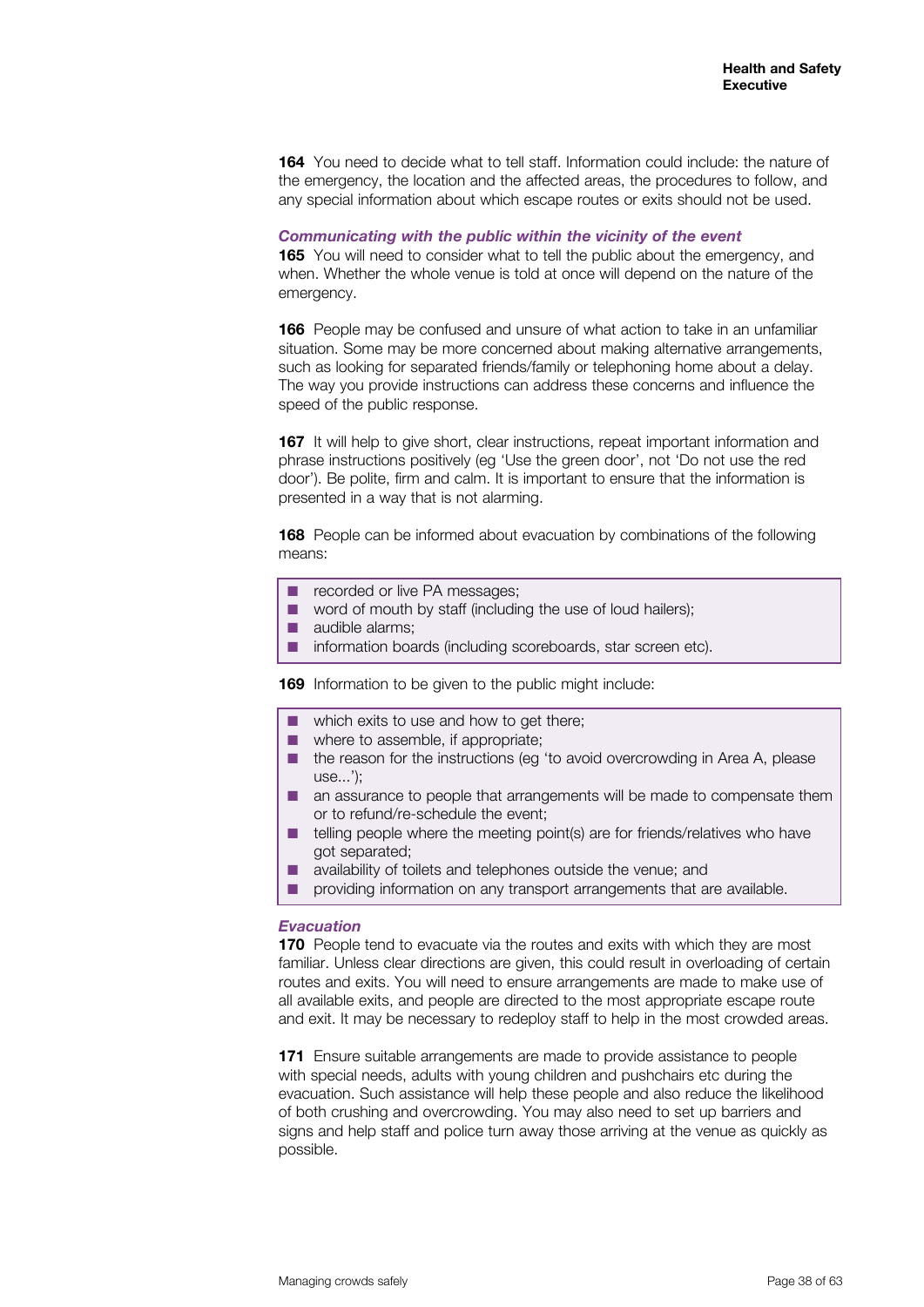**164** You need to decide what to tell staff. Information could include: the nature of the emergency, the location and the affected areas, the procedures to follow, and any special information about which escape routes or exits should not be used.

### *Communicating with the public within the vicinity of the event*

**165** You will need to consider what to tell the public about the emergency, and when. Whether the whole venue is told at once will depend on the nature of the emergency.

**166** People may be confused and unsure of what action to take in an unfamiliar situation. Some may be more concerned about making alternative arrangements, such as looking for separated friends/family or telephoning home about a delay. The way you provide instructions can address these concerns and influence the speed of the public response.

**167** It will help to give short, clear instructions, repeat important information and phrase instructions positively (eg 'Use the green door', not 'Do not use the red door'). Be polite, firm and calm. It is important to ensure that the information is presented in a way that is not alarming.

**168** People can be informed about evacuation by combinations of the following means:

- recorded or live PA messages;
- word of mouth by staff (including the use of loud hailers);
- audible alarms;
- information boards (including scoreboards, star screen etc).

**169** Information to be given to the public might include:

- which exits to use and how to get there;
- where to assemble, if appropriate;
- the reason for the instructions (eg 'to avoid overcrowding in Area A, please use...');
- an assurance to people that arrangements will be made to compensate them or to refund/re-schedule the event;
- telling people where the meeting point(s) are for friends/relatives who have got separated;
- availability of toilets and telephones outside the venue; and
- providing information on any transport arrangements that are available.

### *Evacuation*

**170** People tend to evacuate via the routes and exits with which they are most familiar. Unless clear directions are given, this could result in overloading of certain routes and exits. You will need to ensure arrangements are made to make use of all available exits, and people are directed to the most appropriate escape route and exit. It may be necessary to redeploy staff to help in the most crowded areas.

**171** Ensure suitable arrangements are made to provide assistance to people with special needs, adults with young children and pushchairs etc during the evacuation. Such assistance will help these people and also reduce the likelihood of both crushing and overcrowding. You may also need to set up barriers and signs and help staff and police turn away those arriving at the venue as quickly as possible.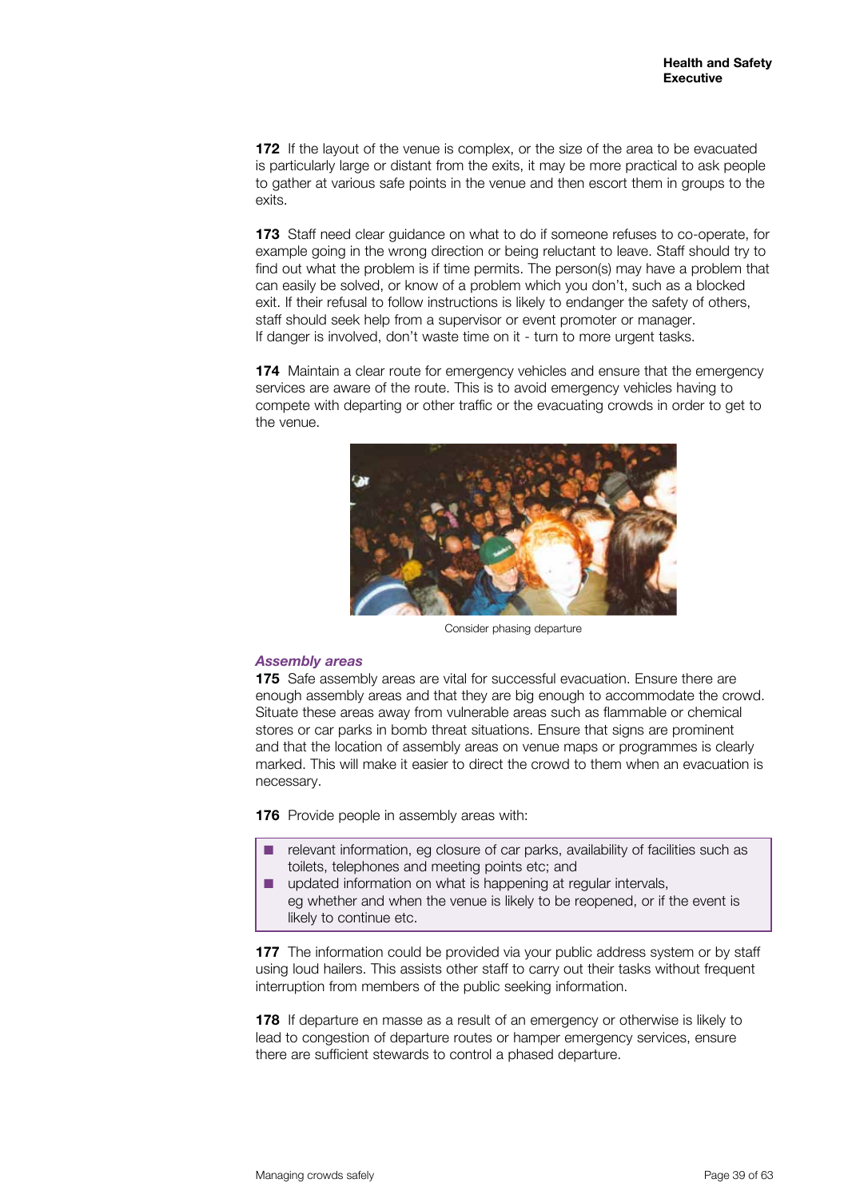**172** If the layout of the venue is complex, or the size of the area to be evacuated is particularly large or distant from the exits, it may be more practical to ask people to gather at various safe points in the venue and then escort them in groups to the exits.

**173** Staff need clear guidance on what to do if someone refuses to co-operate, for example going in the wrong direction or being reluctant to leave. Staff should try to find out what the problem is if time permits. The person(s) may have a problem that can easily be solved, or know of a problem which you don't, such as a blocked exit. If their refusal to follow instructions is likely to endanger the safety of others, staff should seek help from a supervisor or event promoter or manager. If danger is involved, don't waste time on it - turn to more urgent tasks.

**174** Maintain a clear route for emergency vehicles and ensure that the emergency services are aware of the route. This is to avoid emergency vehicles having to compete with departing or other traffic or the evacuating crowds in order to get to the venue.

Consider phasing departure

### *Assembly areas*

**175** Safe assembly areas are vital for successful evacuation. Ensure there are enough assembly areas and that they are big enough to accommodate the crowd. Situate these areas away from vulnerable areas such as flammable or chemical stores or car parks in bomb threat situations. Ensure that signs are prominent and that the location of assembly areas on venue maps or programmes is clearly marked. This will make it easier to direct the crowd to them when an evacuation is necessary.

**176** Provide people in assembly areas with:

- relevant information, eg closure of car parks, availability of facilities such as toilets, telephones and meeting points etc; and
- updated information on what is happening at regular intervals, eg whether and when the venue is likely to be reopened, or if the event is likely to continue etc.

**177** The information could be provided via your public address system or by staff using loud hailers. This assists other staff to carry out their tasks without frequent interruption from members of the public seeking information.

**178** If departure en masse as a result of an emergency or otherwise is likely to lead to congestion of departure routes or hamper emergency services, ensure there are sufficient stewards to control a phased departure.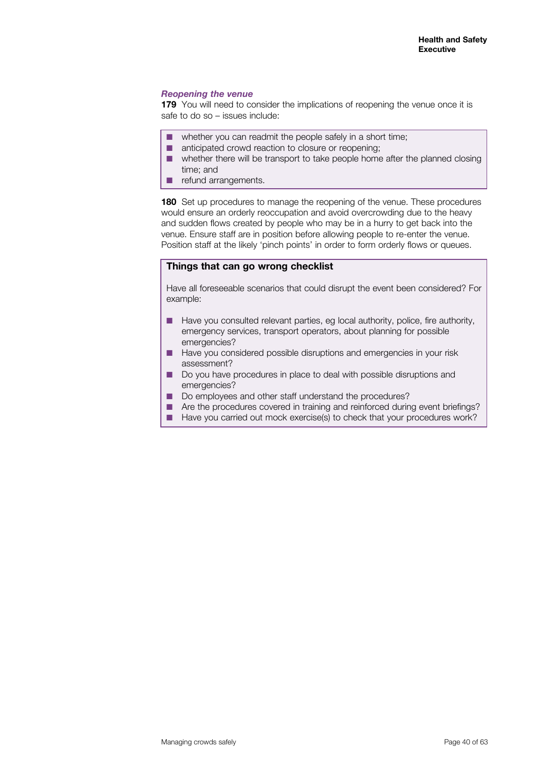#### *Reopening the venue*

**179** You will need to consider the implications of reopening the venue once it is safe to do so – issues include:

- whether you can readmit the people safely in a short time;
- anticipated crowd reaction to closure or reopening;
- whether there will be transport to take people home after the planned closing time; and
- refund arrangements.

**180** Set up procedures to manage the reopening of the venue. These procedures would ensure an orderly reoccupation and avoid overcrowding due to the heavy and sudden flows created by people who may be in a hurry to get back into the venue. Ensure staff are in position before allowing people to re-enter the venue. Position staff at the likely 'pinch points' in order to form orderly flows or queues.

**Things that can go wrong checklist**

Have all foreseeable scenarios that could disrupt the event been considered? For example:

- Have you consulted relevant parties, eg local authority, police, fire authority, emergency services, transport operators, about planning for possible emergencies?
- Have you considered possible disruptions and emergencies in your risk assessment?
- Do you have procedures in place to deal with possible disruptions and emergencies?
- Do employees and other staff understand the procedures?
- Are the procedures covered in training and reinforced during event briefings?
- Have you carried out mock exercise(s) to check that your procedures work?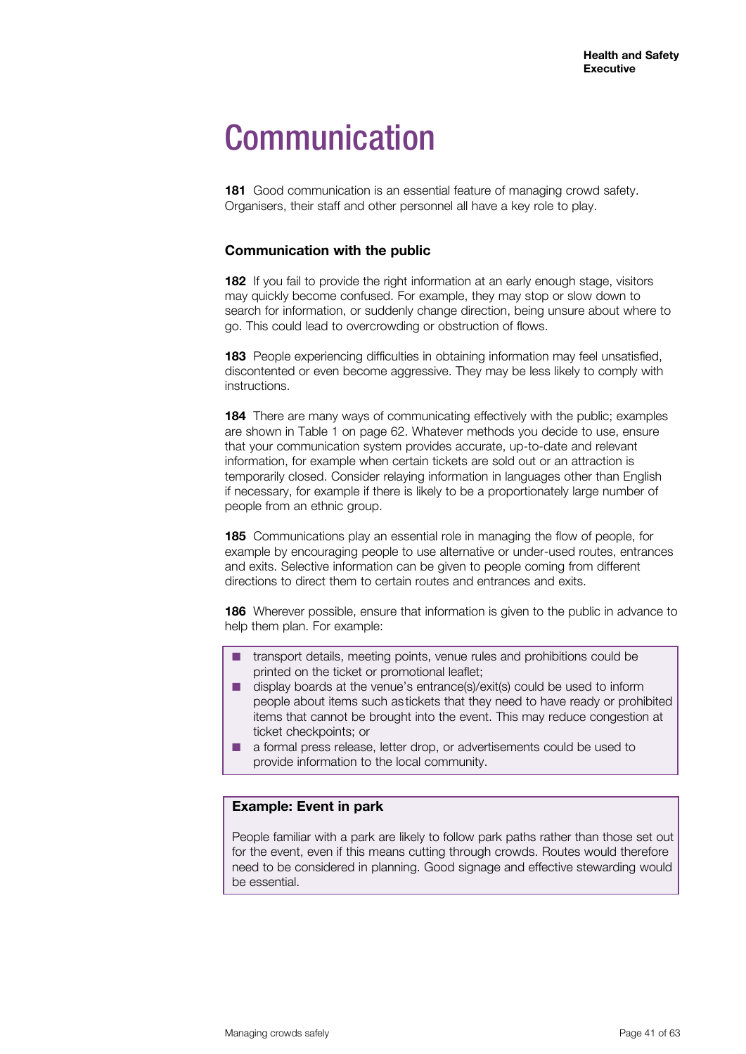# Communication

**181** Good communication is an essential feature of managing crowd safety. Organisers, their staff and other personnel all have a key role to play.

## Communication with the public

**182** If you fail to provide the right information at an early enough stage, visitors may quickly become confused. For example, they may stop or slow down to search for information, or suddenly change direction, being unsure about where to go. This could lead to overcrowding or obstruction of flows.

**183** People experiencing difficulties in obtaining information may feel unsatisfied, discontented or even become aggressive. They may be less likely to comply with instructions.

**184** There are many ways of communicating effectively with the public; examples are shown in Table 1 on page 62. Whatever methods you decide to use, ensure that your communication system provides accurate, up-to-date and relevant information, for example when certain tickets are sold out or an attraction is temporarily closed. Consider relaying information in languages other than English if necessary, for example if there is likely to be a proportionately large number of people from an ethnic group.

**185** Communications play an essential role in managing the flow of people, for example by encouraging people to use alternative or under-used routes, entrances and exits. Selective information can be given to people coming from different directions to direct them to certain routes and entrances and exits.

**186** Wherever possible, ensure that information is given to the public in advance to help them plan. For example:

- transport details, meeting points, venue rules and prohibitions could be printed on the ticket or promotional leaflet;
- display boards at the venue's entrance(s)/exit(s) could be used to inform people about items such as tickets that they need to have ready or prohibited items that cannot be brought into the event. This may reduce congestion at ticket checkpoints; or
- a formal press release, letter drop, or advertisements could be used to provide information to the local community.

**Example: Event in park**

People familiar with a park are likely to follow park paths rather than those set out for the event, even if this means cutting through crowds. Routes would therefore need to be considered in planning. Good signage and effective stewarding would be essential.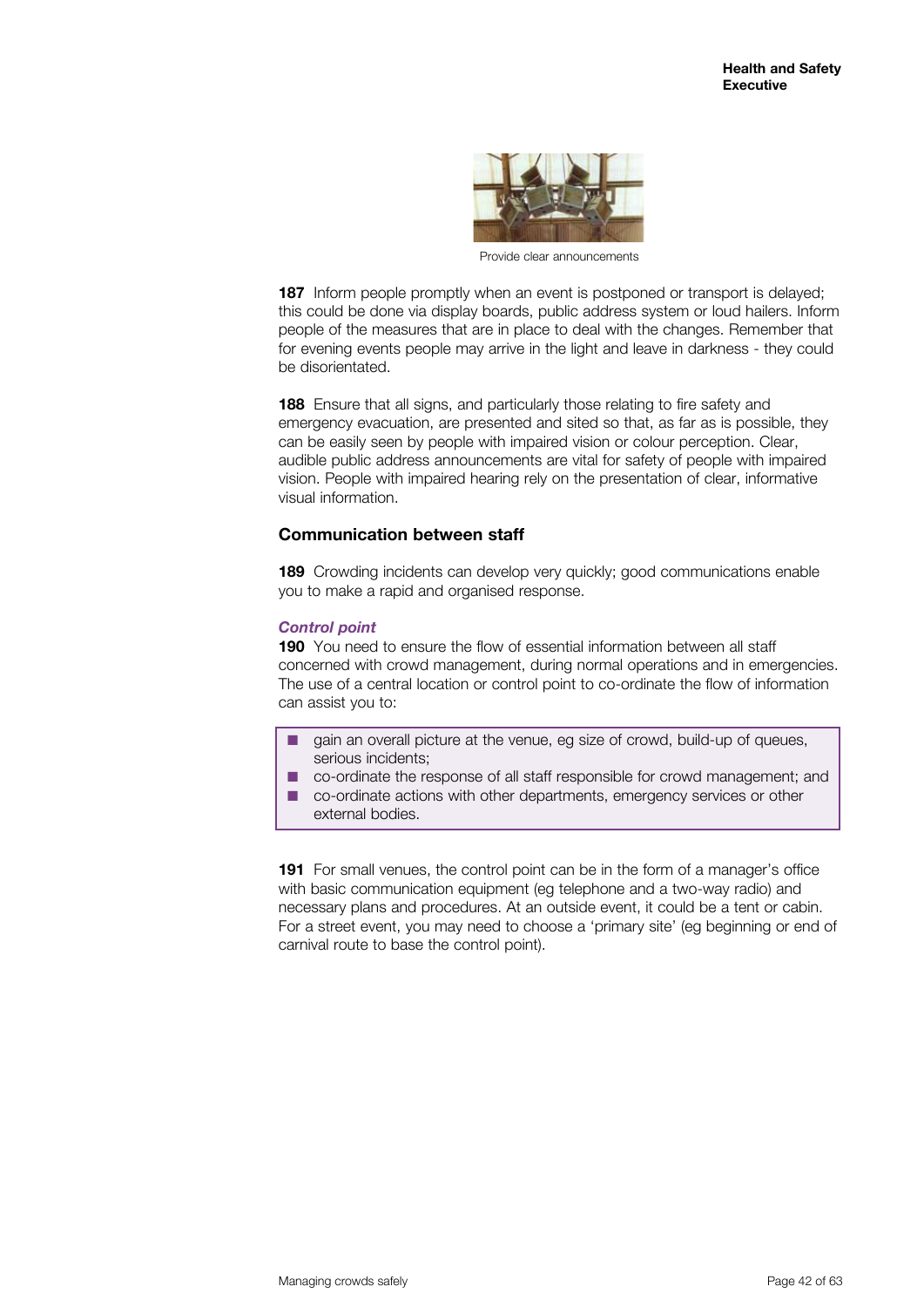Provide clear announcements

**187** Inform people promptly when an event is postponed or transport is delayed; this could be done via display boards, public address system or loud hailers. Inform people of the measures that are in place to deal with the changes. Remember that for evening events people may arrive in the light and leave in darkness - they could be disorientated.

**188** Ensure that all signs, and particularly those relating to fire safety and emergency evacuation, are presented and sited so that, as far as is possible, they can be easily seen by people with impaired vision or colour perception. Clear, audible public address announcements are vital for safety of people with impaired vision. People with impaired hearing rely on the presentation of clear, informative visual information.

## Communication between staff

**189** Crowding incidents can develop very quickly; good communications enable you to make a rapid and organised response.

***Control point***

**190** You need to ensure the flow of essential information between all staff concerned with crowd management, during normal operations and in emergencies. The use of a central location or control point to co-ordinate the flow of information can assist you to:

- gain an overall picture at the venue, eg size of crowd, build-up of queues, serious incidents;
- co-ordinate the response of all staff responsible for crowd management; and
- co-ordinate actions with other departments, emergency services or other external bodies.

**191** For small venues, the control point can be in the form of a manager's office with basic communication equipment (eg telephone and a two-way radio) and necessary plans and procedures. At an outside event, it could be a tent or cabin. For a street event, you may need to choose a 'primary site' (eg beginning or end of carnival route to base the control point).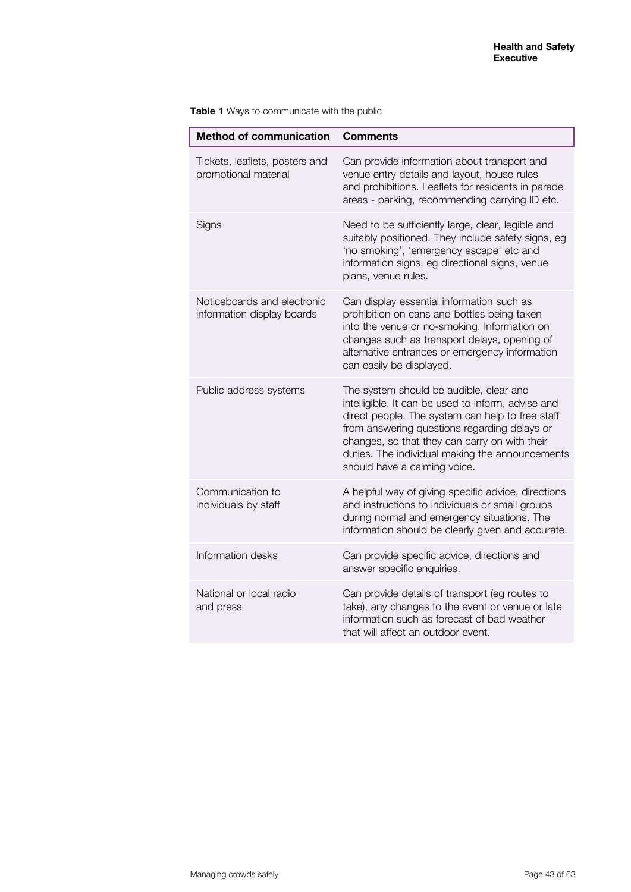**Table 1** Ways to communicate with the public

| Method of communication | Comments |
| --- | --- |
| Tickets, leaflets, posters and promotional material | Can provide information about transport and venue entry details and layout, house rules and prohibitions. Leaflets for residents in parade areas - parking, recommending carrying ID etc. |
| Signs | Need to be sufficiently large, clear, legible and suitably positioned. They include safety signs, eg 'no smoking', 'emergency escape' etc and information signs, eg directional signs, venue plans, venue rules. |
| Noticeboards and electronic information display boards | Can display essential information such as prohibition on cans and bottles being taken into the venue or no-smoking. Information on changes such as transport delays, opening of alternative entrances or emergency information can easily be displayed. |
| Public address systems | The system should be audible, clear and intelligible. It can be used to inform, advise and direct people. The system can help to free staff from answering questions regarding delays or changes, so that they can carry on with their duties. The individual making the announcements should have a calming voice. |
| Communication to individuals by staff | A helpful way of giving specific advice, directions and instructions to individuals or small groups during normal and emergency situations. The information should be clearly given and accurate. |
| Information desks | Can provide specific advice, directions and answer specific enquiries. |
| National or local radio and press | Can provide details of transport (eg routes to take), any changes to the event or venue or late information such as forecast of bad weather that will affect an outdoor event. |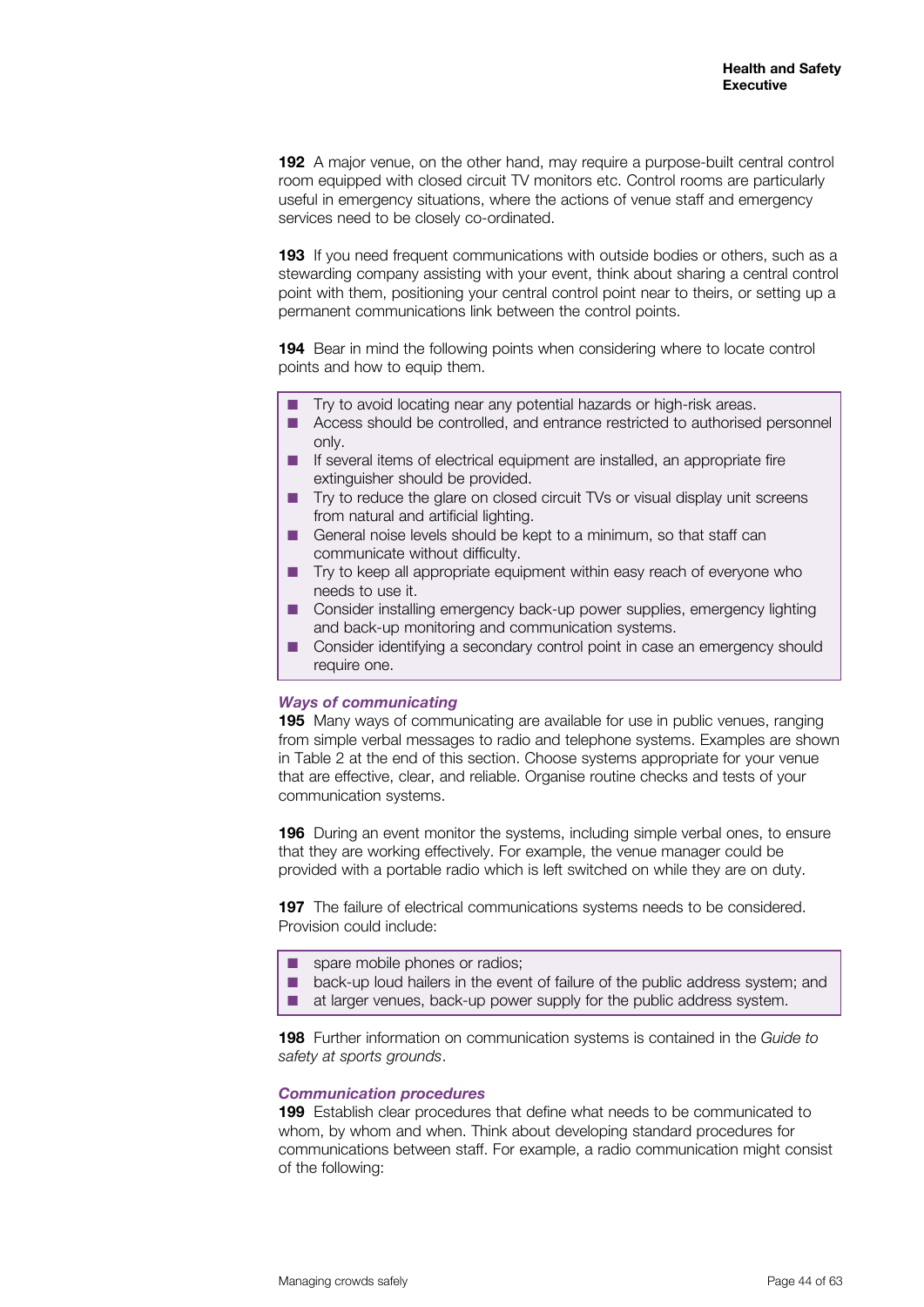**192** A major venue, on the other hand, may require a purpose-built central control room equipped with closed circuit TV monitors etc. Control rooms are particularly useful in emergency situations, where the actions of venue staff and emergency services need to be closely co-ordinated.

**193** If you need frequent communications with outside bodies or others, such as a stewarding company assisting with your event, think about sharing a central control point with them, positioning your central control point near to theirs, or setting up a permanent communications link between the control points.

**194** Bear in mind the following points when considering where to locate control points and how to equip them.

- Try to avoid locating near any potential hazards or high-risk areas.
- Access should be controlled, and entrance restricted to authorised personnel only.
- If several items of electrical equipment are installed, an appropriate fire extinguisher should be provided.
- Try to reduce the glare on closed circuit TVs or visual display unit screens from natural and artificial lighting.
- General noise levels should be kept to a minimum, so that staff can communicate without difficulty.
- Try to keep all appropriate equipment within easy reach of everyone who needs to use it.
- Consider installing emergency back-up power supplies, emergency lighting and back-up monitoring and communication systems.
- Consider identifying a secondary control point in case an emergency should require one.

### *Ways of communicating*

**195** Many ways of communicating are available for use in public venues, ranging from simple verbal messages to radio and telephone systems. Examples are shown in Table 2 at the end of this section. Choose systems appropriate for your venue that are effective, clear, and reliable. Organise routine checks and tests of your communication systems.

**196** During an event monitor the systems, including simple verbal ones, to ensure that they are working effectively. For example, the venue manager could be provided with a portable radio which is left switched on while they are on duty.

**197** The failure of electrical communications systems needs to be considered. Provision could include:

- spare mobile phones or radios;
- back-up loud hailers in the event of failure of the public address system; and
- at larger venues, back-up power supply for the public address system.

**198** Further information on communication systems is contained in the *Guide to safety at sports grounds*.

### *Communication procedures*

**199** Establish clear procedures that define what needs to be communicated to whom, by whom and when. Think about developing standard procedures for communications between staff. For example, a radio communication might consist of the following: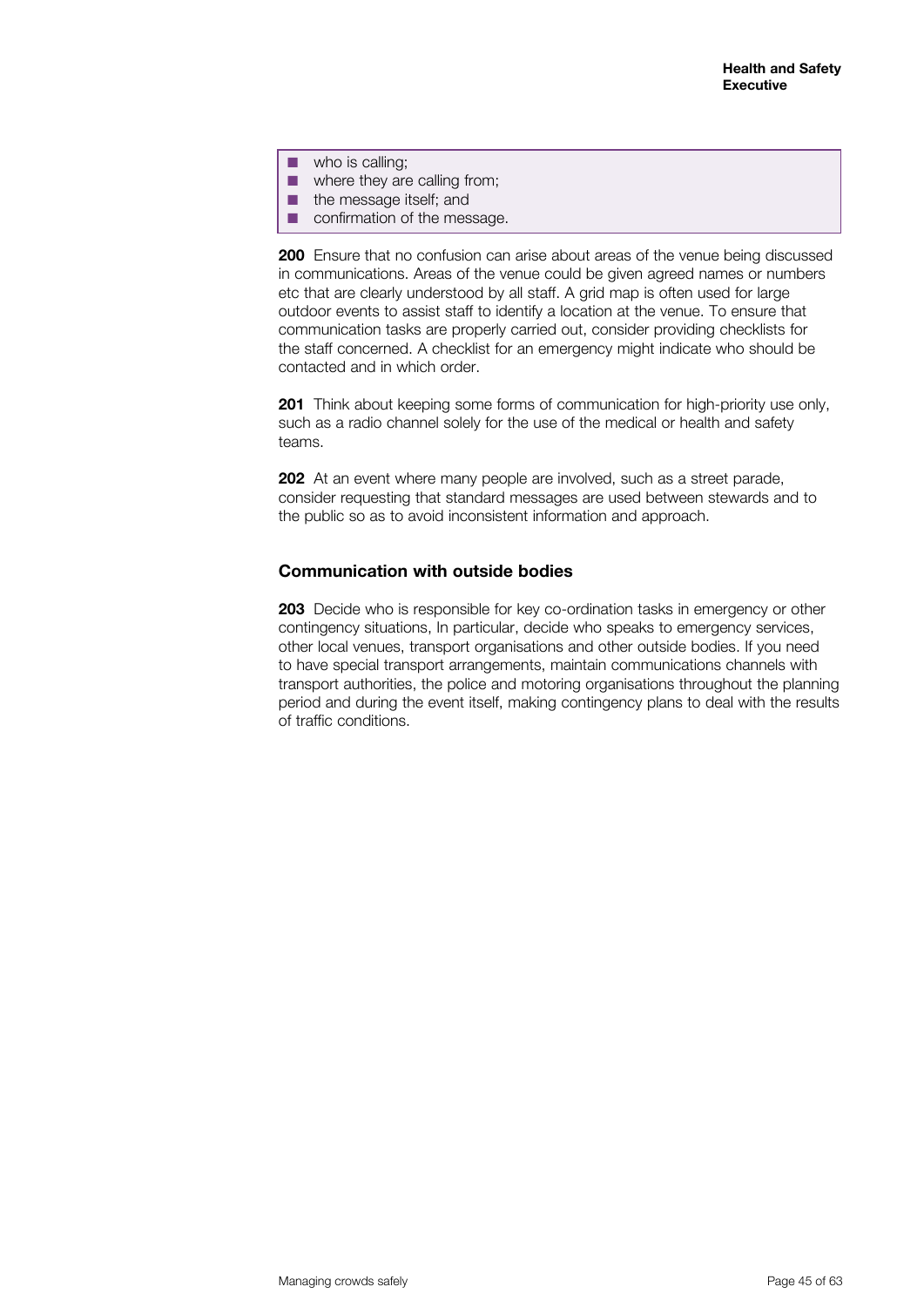- who is calling;
- where they are calling from;
- the message itself; and
- confirmation of the message.

**200** Ensure that no confusion can arise about areas of the venue being discussed in communications. Areas of the venue could be given agreed names or numbers etc that are clearly understood by all staff. A grid map is often used for large outdoor events to assist staff to identify a location at the venue. To ensure that communication tasks are properly carried out, consider providing checklists for the staff concerned. A checklist for an emergency might indicate who should be contacted and in which order.

**201** Think about keeping some forms of communication for high-priority use only, such as a radio channel solely for the use of the medical or health and safety teams.

**202** At an event where many people are involved, such as a street parade, consider requesting that standard messages are used between stewards and to the public so as to avoid inconsistent information and approach.

### Communication with outside bodies

**203** Decide who is responsible for key co-ordination tasks in emergency or other contingency situations, In particular, decide who speaks to emergency services, other local venues, transport organisations and other outside bodies. If you need to have special transport arrangements, maintain communications channels with transport authorities, the police and motoring organisations throughout the planning period and during the event itself, making contingency plans to deal with the results of traffic conditions.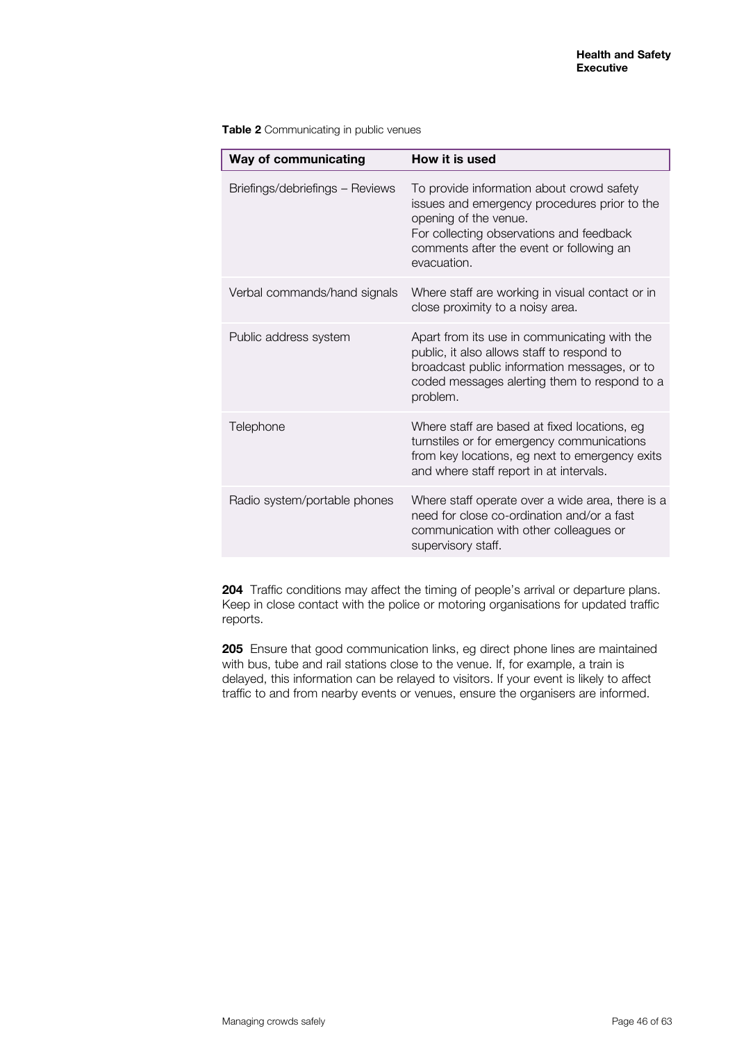**Table 2** Communicating in public venues

| Way of communicating | How it is used |
| --- | --- |
| Briefings/debriefings – Reviews | To provide information about crowd safety issues and emergency procedures prior to the opening of the venue. For collecting observations and feedback comments after the event or following an evacuation. |
| Verbal commands/hand signals | Where staff are working in visual contact or in close proximity to a noisy area. |
| Public address system | Apart from its use in communicating with the public, it also allows staff to respond to broadcast public information messages, or to coded messages alerting them to respond to a problem. |
| Telephone | Where staff are based at fixed locations, eg turnstiles or for emergency communications from key locations, eg next to emergency exits and where staff report in at intervals. |
| Radio system/portable phones | Where staff operate over a wide area, there is a need for close co-ordination and/or a fast communication with other colleagues or supervisory staff. |

**204** Traffic conditions may affect the timing of people's arrival or departure plans. Keep in close contact with the police or motoring organisations for updated traffic reports.

**205** Ensure that good communication links, eg direct phone lines are maintained with bus, tube and rail stations close to the venue. If, for example, a train is delayed, this information can be relayed to visitors. If your event is likely to affect traffic to and from nearby events or venues, ensure the organisers are informed.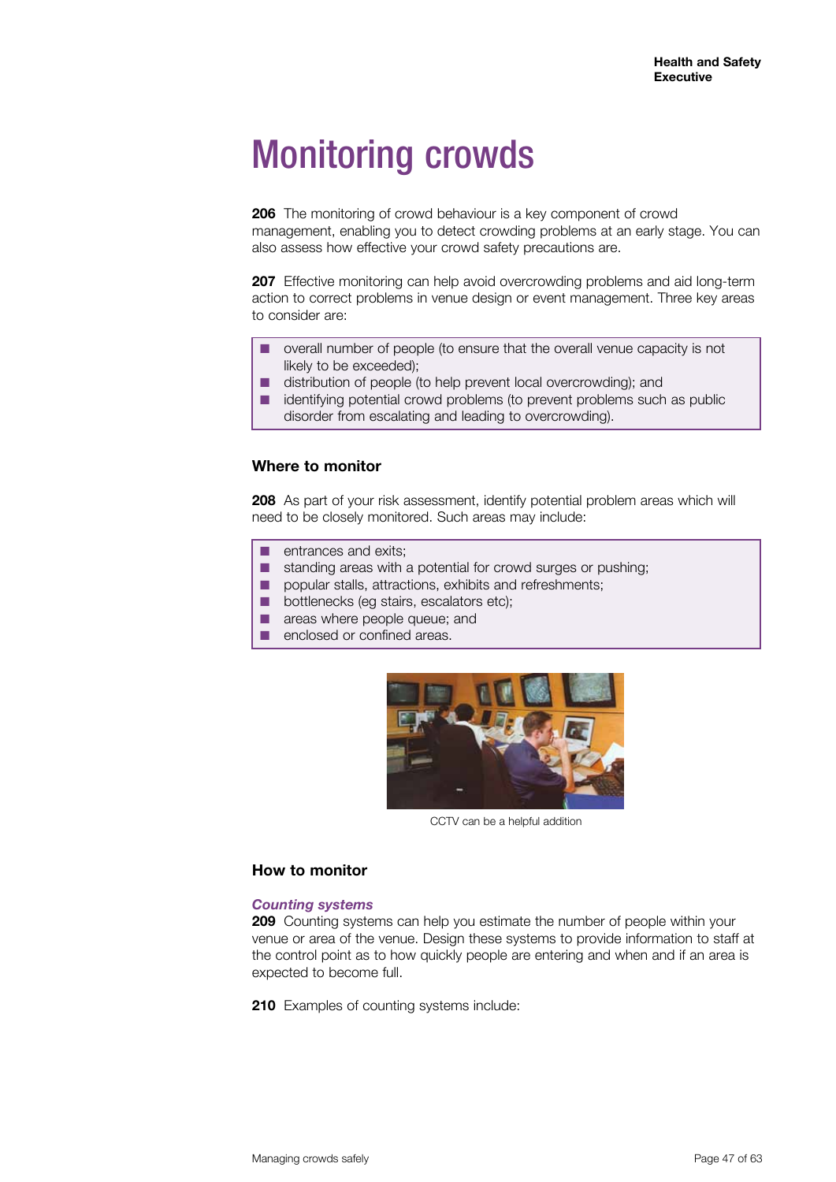# Monitoring crowds

**206** The monitoring of crowd behaviour is a key component of crowd management, enabling you to detect crowding problems at an early stage. You can also assess how effective your crowd safety precautions are.

**207** Effective monitoring can help avoid overcrowding problems and aid long-term action to correct problems in venue design or event management. Three key areas to consider are:

- overall number of people (to ensure that the overall venue capacity is not likely to be exceeded);
- distribution of people (to help prevent local overcrowding); and
- identifying potential crowd problems (to prevent problems such as public disorder from escalating and leading to overcrowding).

## Where to monitor

**208** As part of your risk assessment, identify potential problem areas which will need to be closely monitored. Such areas may include:

- entrances and exits;
- standing areas with a potential for crowd surges or pushing;
- popular stalls, attractions, exhibits and refreshments;
- bottlenecks (eg stairs, escalators etc);
- areas where people queue; and
- enclosed or confined areas.

CCTV can be a helpful addition

## How to monitor

### *Counting systems*

**209** Counting systems can help you estimate the number of people within your venue or area of the venue. Design these systems to provide information to staff at the control point as to how quickly people are entering and when and if an area is expected to become full.

**210** Examples of counting systems include: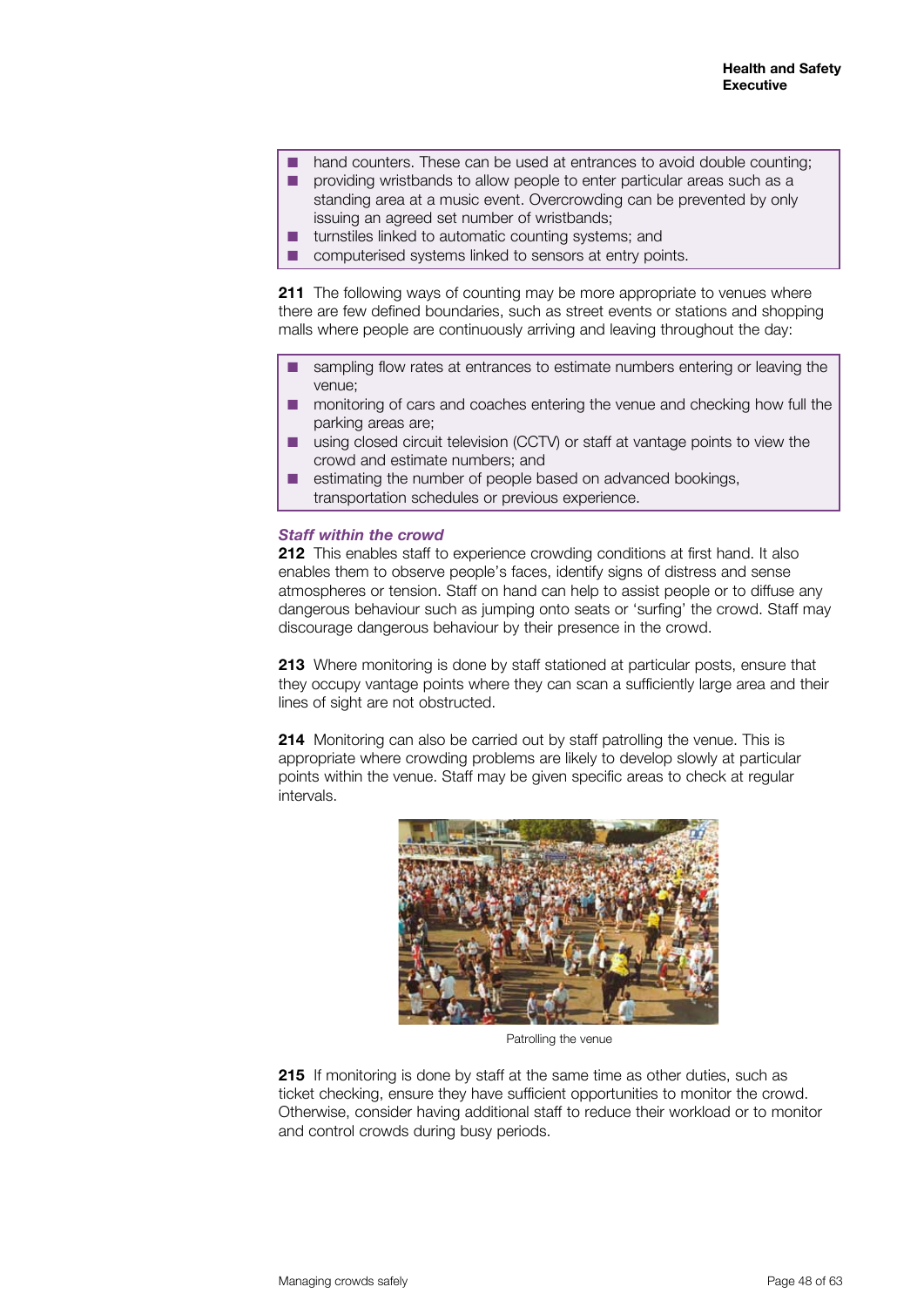- hand counters. These can be used at entrances to avoid double counting;
- providing wristbands to allow people to enter particular areas such as a standing area at a music event. Overcrowding can be prevented by only issuing an agreed set number of wristbands;
- turnstiles linked to automatic counting systems; and
- computerised systems linked to sensors at entry points.

**211** The following ways of counting may be more appropriate to venues where there are few defined boundaries, such as street events or stations and shopping malls where people are continuously arriving and leaving throughout the day:

- sampling flow rates at entrances to estimate numbers entering or leaving the venue;
- monitoring of cars and coaches entering the venue and checking how full the parking areas are;
- using closed circuit television (CCTV) or staff at vantage points to view the crowd and estimate numbers; and
- estimating the number of people based on advanced bookings, transportation schedules or previous experience.

***Staff within the crowd***

**212** This enables staff to experience crowding conditions at first hand. It also enables them to observe people's faces, identify signs of distress and sense atmospheres or tension. Staff on hand can help to assist people or to diffuse any dangerous behaviour such as jumping onto seats or 'surfing' the crowd. Staff may discourage dangerous behaviour by their presence in the crowd.

**213** Where monitoring is done by staff stationed at particular posts, ensure that they occupy vantage points where they can scan a sufficiently large area and their lines of sight are not obstructed.

**214** Monitoring can also be carried out by staff patrolling the venue. This is appropriate where crowding problems are likely to develop slowly at particular points within the venue. Staff may be given specific areas to check at regular intervals.

Patrolling the venue

**215** If monitoring is done by staff at the same time as other duties, such as ticket checking, ensure they have sufficient opportunities to monitor the crowd. Otherwise, consider having additional staff to reduce their workload or to monitor and control crowds during busy periods.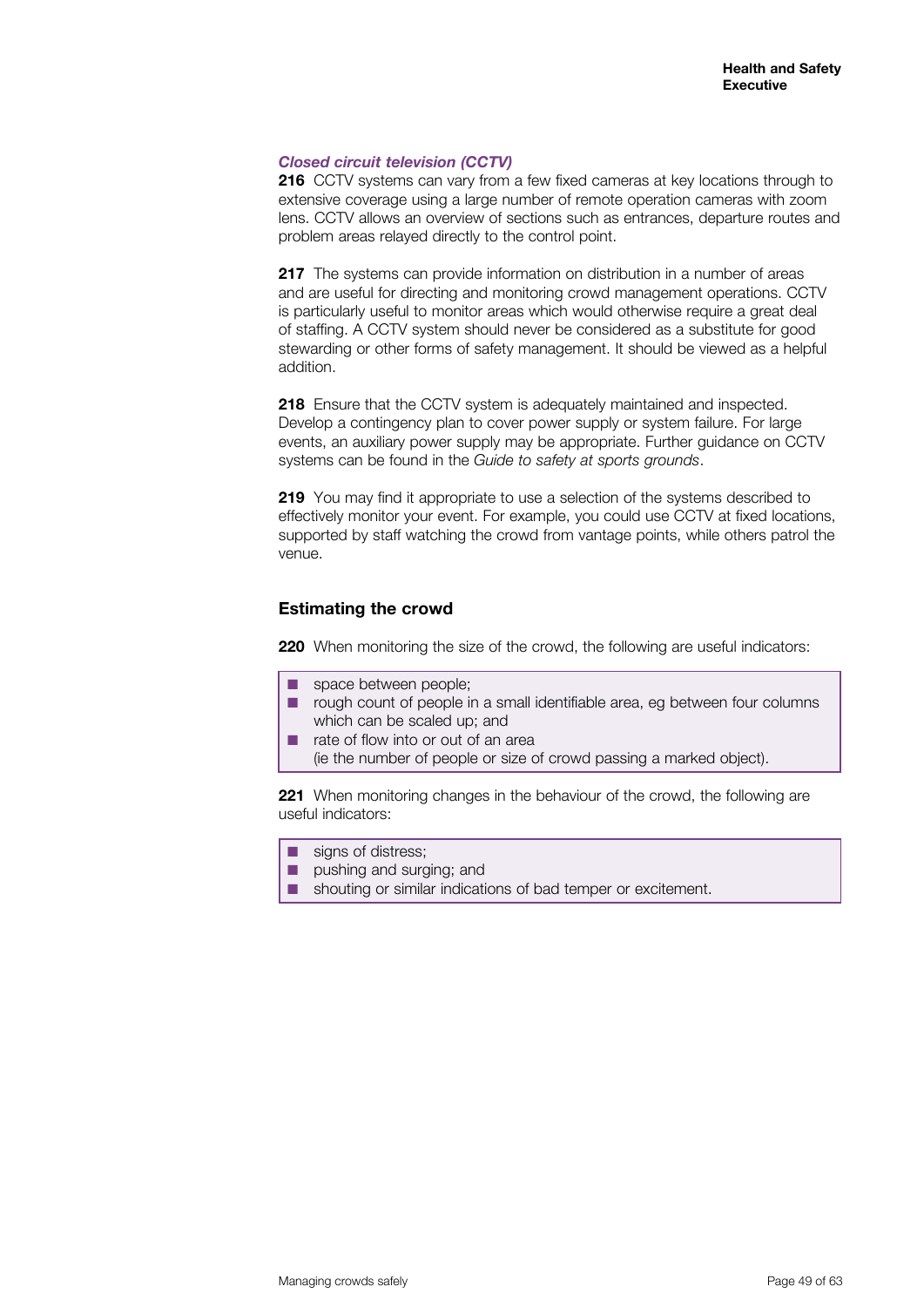### *Closed circuit television (CCTV)*

**216** CCTV systems can vary from a few fixed cameras at key locations through to extensive coverage using a large number of remote operation cameras with zoom lens. CCTV allows an overview of sections such as entrances, departure routes and problem areas relayed directly to the control point.

**217** The systems can provide information on distribution in a number of areas and are useful for directing and monitoring crowd management operations. CCTV is particularly useful to monitor areas which would otherwise require a great deal of staffing. A CCTV system should never be considered as a substitute for good stewarding or other forms of safety management. It should be viewed as a helpful addition.

**218** Ensure that the CCTV system is adequately maintained and inspected. Develop a contingency plan to cover power supply or system failure. For large events, an auxiliary power supply may be appropriate. Further guidance on CCTV systems can be found in the *Guide to safety at sports grounds*.

**219** You may find it appropriate to use a selection of the systems described to effectively monitor your event. For example, you could use CCTV at fixed locations, supported by staff watching the crowd from vantage points, while others patrol the venue.

## Estimating the crowd

**220** When monitoring the size of the crowd, the following are useful indicators:

- space between people;
- rough count of people in a small identifiable area, eg between four columns which can be scaled up; and
- rate of flow into or out of an area
  (ie the number of people or size of crowd passing a marked object).

**221** When monitoring changes in the behaviour of the crowd, the following are useful indicators:

- signs of distress;
- pushing and surging; and
- shouting or similar indications of bad temper or excitement.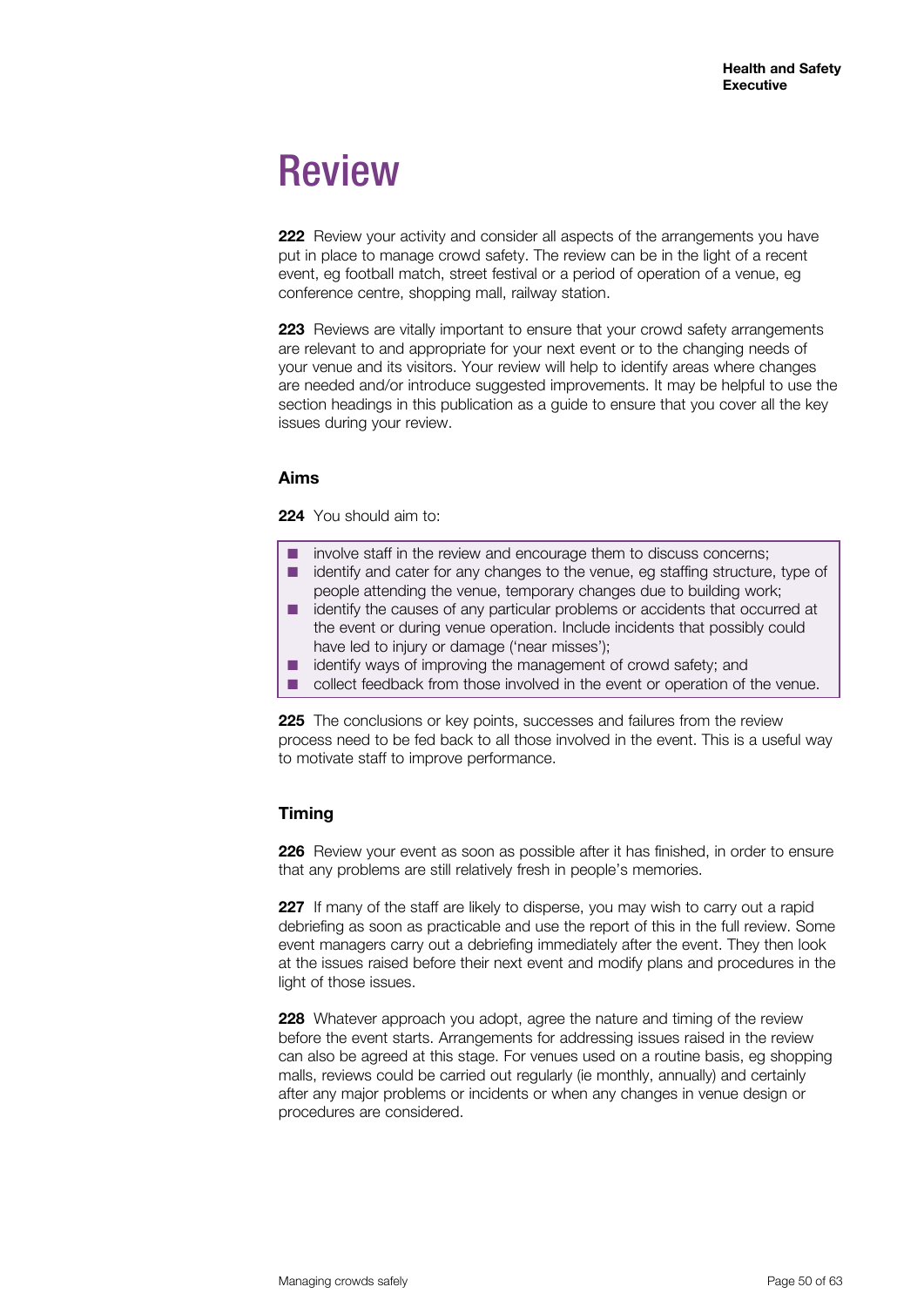# Review

**222** Review your activity and consider all aspects of the arrangements you have put in place to manage crowd safety. The review can be in the light of a recent event, eg football match, street festival or a period of operation of a venue, eg conference centre, shopping mall, railway station.

**223** Reviews are vitally important to ensure that your crowd safety arrangements are relevant to and appropriate for your next event or to the changing needs of your venue and its visitors. Your review will help to identify areas where changes are needed and/or introduce suggested improvements. It may be helpful to use the section headings in this publication as a guide to ensure that you cover all the key issues during your review.

### Aims

**224** You should aim to:

- involve staff in the review and encourage them to discuss concerns;
- identify and cater for any changes to the venue, eg staffing structure, type of people attending the venue, temporary changes due to building work;
- identify the causes of any particular problems or accidents that occurred at the event or during venue operation. Include incidents that possibly could have led to injury or damage ('near misses');
- identify ways of improving the management of crowd safety; and
- collect feedback from those involved in the event or operation of the venue.

**225** The conclusions or key points, successes and failures from the review process need to be fed back to all those involved in the event. This is a useful way to motivate staff to improve performance.

### Timing

**226** Review your event as soon as possible after it has finished, in order to ensure that any problems are still relatively fresh in people's memories.

**227** If many of the staff are likely to disperse, you may wish to carry out a rapid debriefing as soon as practicable and use the report of this in the full review. Some event managers carry out a debriefing immediately after the event. They then look at the issues raised before their next event and modify plans and procedures in the light of those issues.

**228** Whatever approach you adopt, agree the nature and timing of the review before the event starts. Arrangements for addressing issues raised in the review can also be agreed at this stage. For venues used on a routine basis, eg shopping malls, reviews could be carried out regularly (ie monthly, annually) and certainly after any major problems or incidents or when any changes in venue design or procedures are considered.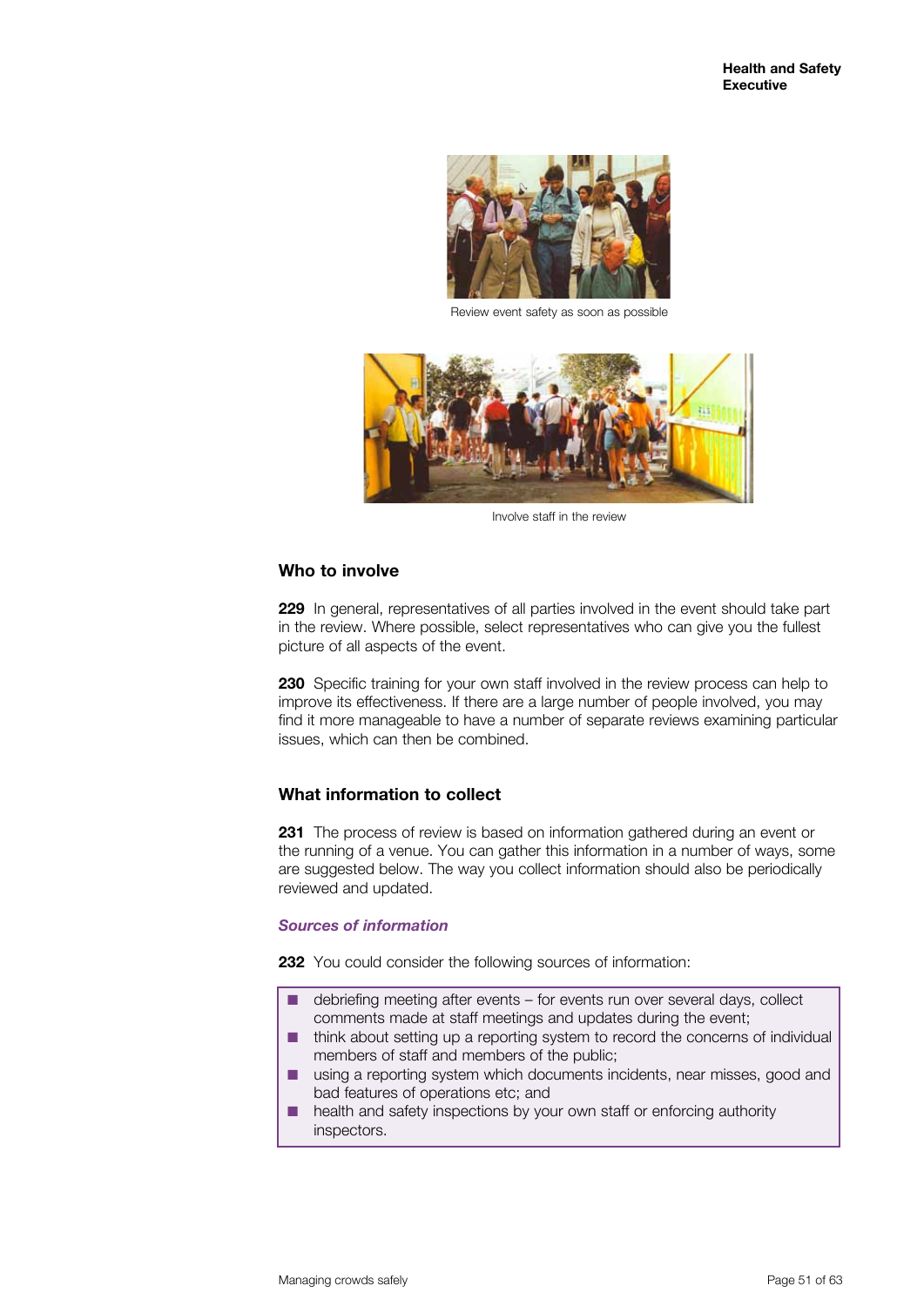Review event safety as soon as possible

Involve staff in the review

## Who to involve

**229** In general, representatives of all parties involved in the event should take part in the review. Where possible, select representatives who can give you the fullest picture of all aspects of the event.

**230** Specific training for your own staff involved in the review process can help to improve its effectiveness. If there are a large number of people involved, you may find it more manageable to have a number of separate reviews examining particular issues, which can then be combined.

## What information to collect

**231** The process of review is based on information gathered during an event or the running of a venue. You can gather this information in a number of ways, some are suggested below. The way you collect information should also be periodically reviewed and updated.

### *Sources of information*

**232** You could consider the following sources of information:

- debriefing meeting after events – for events run over several days, collect comments made at staff meetings and updates during the event;
- think about setting up a reporting system to record the concerns of individual members of staff and members of the public;
- using a reporting system which documents incidents, near misses, good and bad features of operations etc; and
- health and safety inspections by your own staff or enforcing authority inspectors.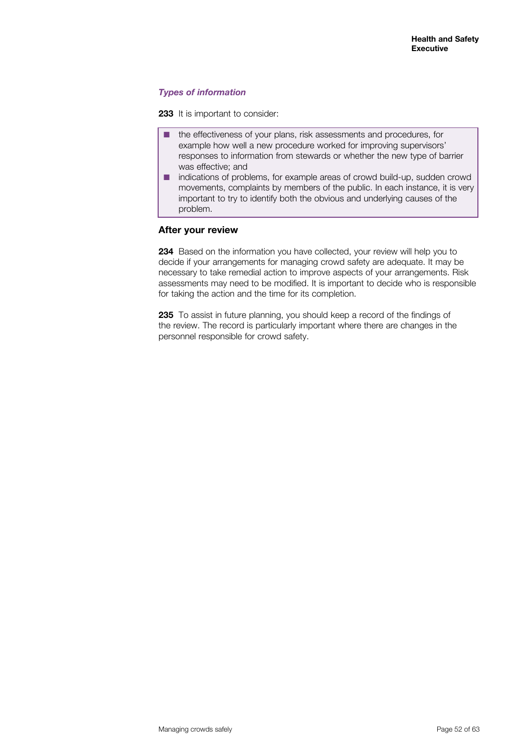### *Types of information*

**233** It is important to consider:

- the effectiveness of your plans, risk assessments and procedures, for example how well a new procedure worked for improving supervisors' responses to information from stewards or whether the new type of barrier was effective; and
- indications of problems, for example areas of crowd build-up, sudden crowd movements, complaints by members of the public. In each instance, it is very important to try to identify both the obvious and underlying causes of the problem.

## After your review

**234** Based on the information you have collected, your review will help you to decide if your arrangements for managing crowd safety are adequate. It may be necessary to take remedial action to improve aspects of your arrangements. Risk assessments may need to be modified. It is important to decide who is responsible for taking the action and the time for its completion.

**235** To assist in future planning, you should keep a record of the findings of the review. The record is particularly important where there are changes in the personnel responsible for crowd safety.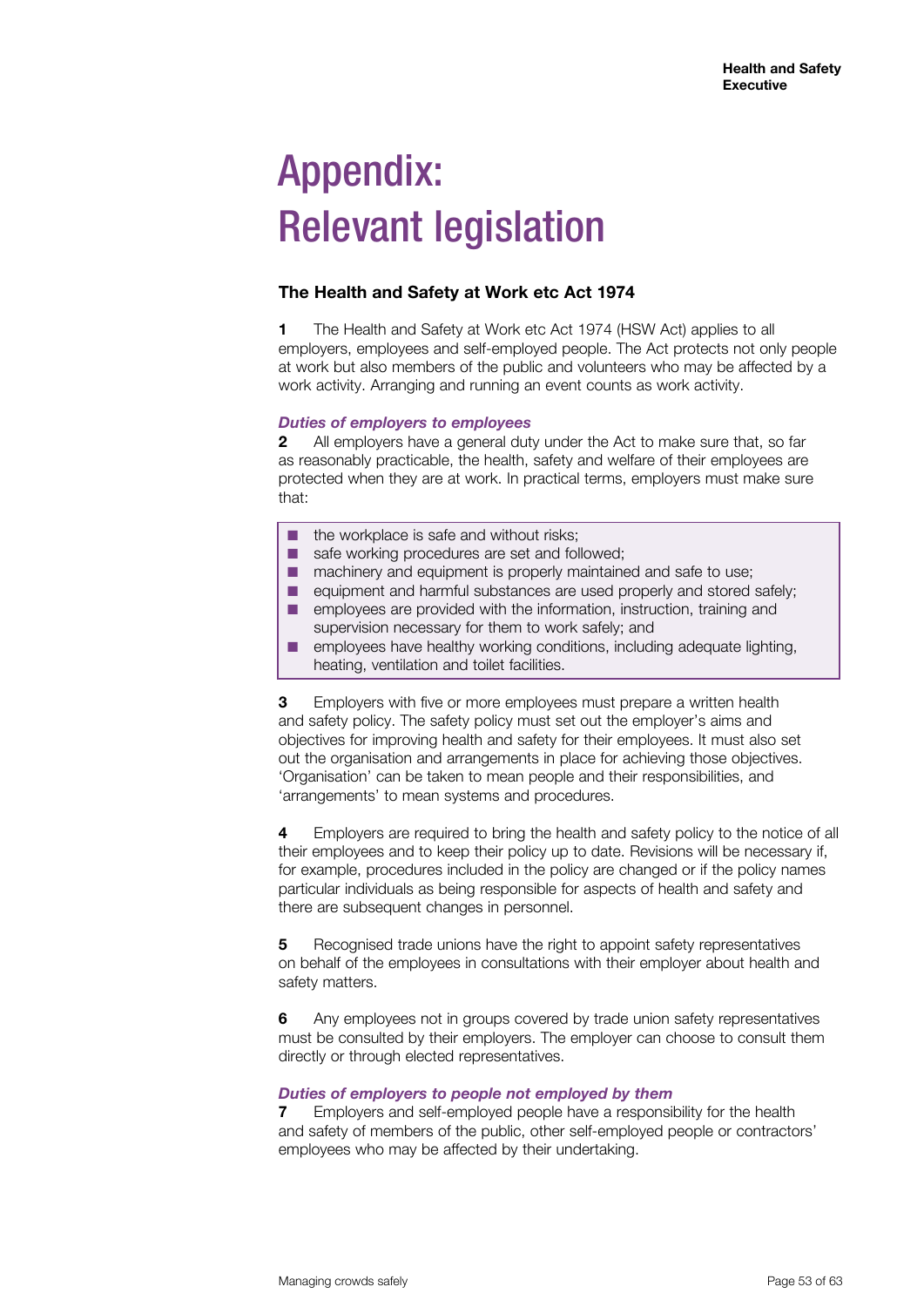# Appendix: Relevant legislation

## The Health and Safety at Work etc Act 1974

**1** The Health and Safety at Work etc Act 1974 (HSW Act) applies to all employers, employees and self-employed people. The Act protects not only people at work but also members of the public and volunteers who may be affected by a work activity. Arranging and running an event counts as work activity.

### *Duties of employers to employees*

**2** All employers have a general duty under the Act to make sure that, so far as reasonably practicable, the health, safety and welfare of their employees are protected when they are at work. In practical terms, employers must make sure that:

- the workplace is safe and without risks;
- safe working procedures are set and followed;
- machinery and equipment is properly maintained and safe to use;
- equipment and harmful substances are used properly and stored safely;
- employees are provided with the information, instruction, training and supervision necessary for them to work safely; and
- employees have healthy working conditions, including adequate lighting, heating, ventilation and toilet facilities.

**3** Employers with five or more employees must prepare a written health and safety policy. The safety policy must set out the employer's aims and objectives for improving health and safety for their employees. It must also set out the organisation and arrangements in place for achieving those objectives. 'Organisation' can be taken to mean people and their responsibilities, and 'arrangements' to mean systems and procedures.

**4** Employers are required to bring the health and safety policy to the notice of all their employees and to keep their policy up to date. Revisions will be necessary if, for example, procedures included in the policy are changed or if the policy names particular individuals as being responsible for aspects of health and safety and there are subsequent changes in personnel.

**5** Recognised trade unions have the right to appoint safety representatives on behalf of the employees in consultations with their employer about health and safety matters.

**6** Any employees not in groups covered by trade union safety representatives must be consulted by their employers. The employer can choose to consult them directly or through elected representatives.

### *Duties of employers to people not employed by them*

**7** Employers and self-employed people have a responsibility for the health and safety of members of the public, other self-employed people or contractors' employees who may be affected by their undertaking.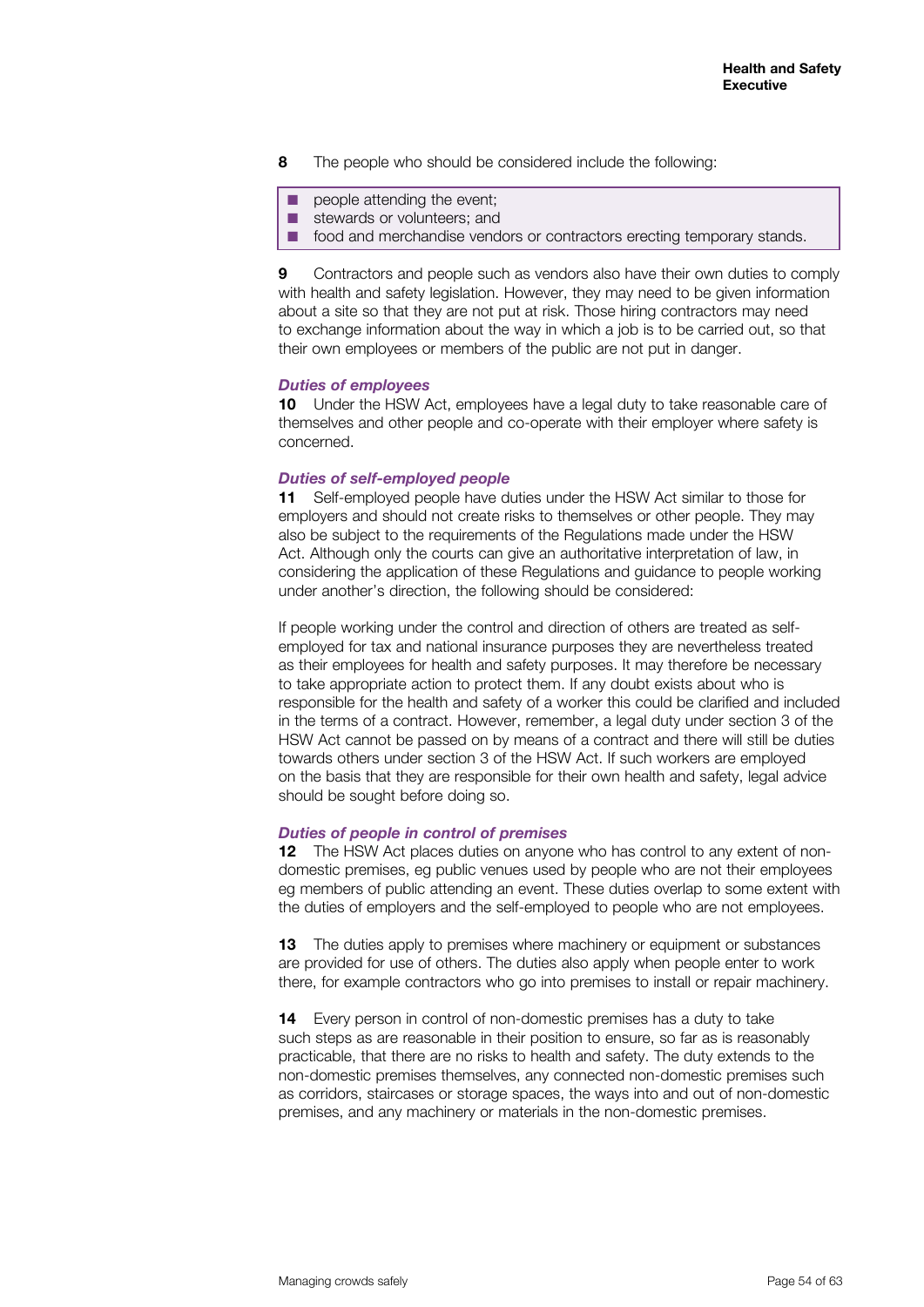**8** The people who should be considered include the following:

- people attending the event;
- stewards or volunteers; and
- food and merchandise vendors or contractors erecting temporary stands.

**9** Contractors and people such as vendors also have their own duties to comply with health and safety legislation. However, they may need to be given information about a site so that they are not put at risk. Those hiring contractors may need to exchange information about the way in which a job is to be carried out, so that their own employees or members of the public are not put in danger.

***Duties of employees***

**10** Under the HSW Act, employees have a legal duty to take reasonable care of themselves and other people and co-operate with their employer where safety is concerned.

***Duties of self-employed people***

**11** Self-employed people have duties under the HSW Act similar to those for employers and should not create risks to themselves or other people. They may also be subject to the requirements of the Regulations made under the HSW Act. Although only the courts can give an authoritative interpretation of law, in considering the application of these Regulations and guidance to people working under another's direction, the following should be considered:

If people working under the control and direction of others are treated as self-employed for tax and national insurance purposes they are nevertheless treated as their employees for health and safety purposes. It may therefore be necessary to take appropriate action to protect them. If any doubt exists about who is responsible for the health and safety of a worker this could be clarified and included in the terms of a contract. However, remember, a legal duty under section 3 of the HSW Act cannot be passed on by means of a contract and there will still be duties towards others under section 3 of the HSW Act. If such workers are employed on the basis that they are responsible for their own health and safety, legal advice should be sought before doing so.

***Duties of people in control of premises***

**12** The HSW Act places duties on anyone who has control to any extent of non-domestic premises, eg public venues used by people who are not their employees eg members of public attending an event. These duties overlap to some extent with the duties of employers and the self-employed to people who are not employees.

**13** The duties apply to premises where machinery or equipment or substances are provided for use of others. The duties also apply when people enter to work there, for example contractors who go into premises to install or repair machinery.

**14** Every person in control of non-domestic premises has a duty to take such steps as are reasonable in their position to ensure, so far as is reasonably practicable, that there are no risks to health and safety. The duty extends to the non-domestic premises themselves, any connected non-domestic premises such as corridors, staircases or storage spaces, the ways into and out of non-domestic premises, and any machinery or materials in the non-domestic premises.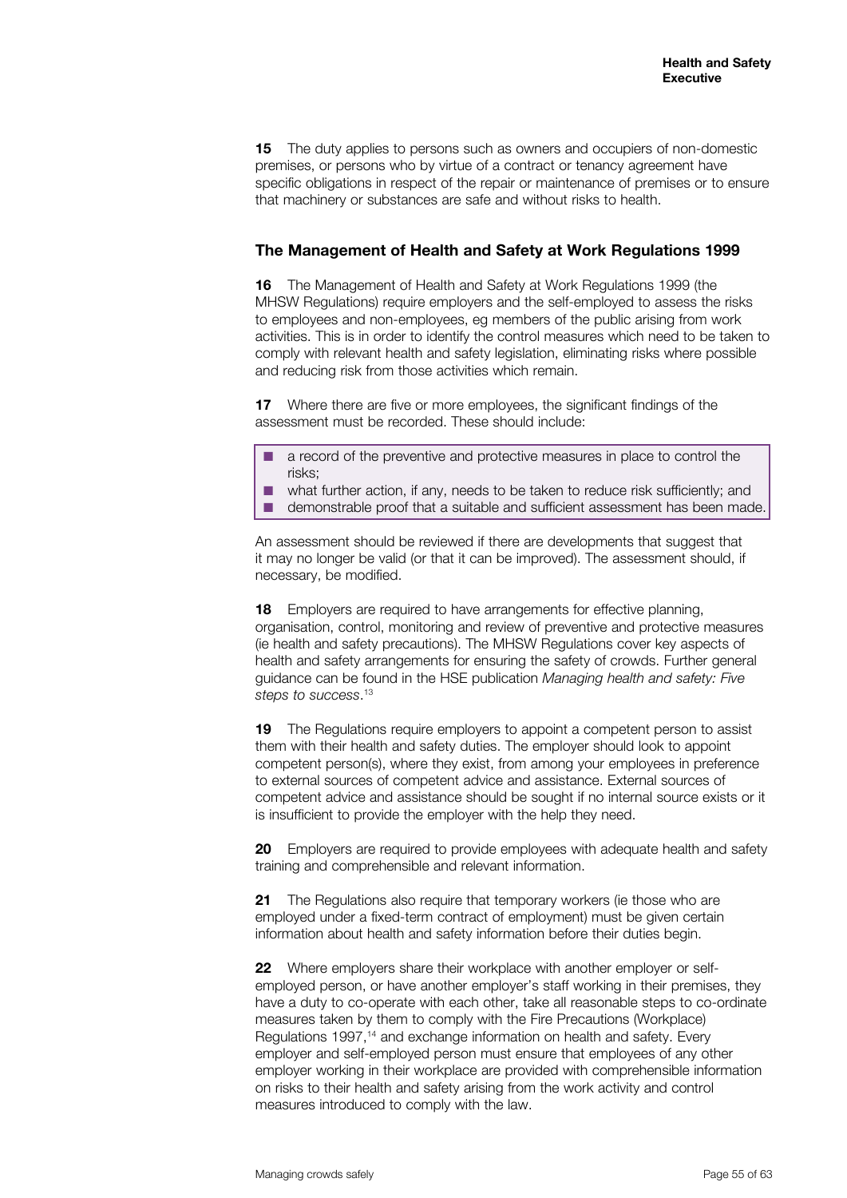**15** The duty applies to persons such as owners and occupiers of non-domestic premises, or persons who by virtue of a contract or tenancy agreement have specific obligations in respect of the repair or maintenance of premises or to ensure that machinery or substances are safe and without risks to health.

## The Management of Health and Safety at Work Regulations 1999

**16** The Management of Health and Safety at Work Regulations 1999 (the MHSW Regulations) require employers and the self-employed to assess the risks to employees and non-employees, eg members of the public arising from work activities. This is in order to identify the control measures which need to be taken to comply with relevant health and safety legislation, eliminating risks where possible and reducing risk from those activities which remain.

**17** Where there are five or more employees, the significant findings of the assessment must be recorded. These should include:

- a record of the preventive and protective measures in place to control the risks;
- what further action, if any, needs to be taken to reduce risk sufficiently; and
- demonstrable proof that a suitable and sufficient assessment has been made.

An assessment should be reviewed if there are developments that suggest that it may no longer be valid (or that it can be improved). The assessment should, if necessary, be modified.

**18** Employers are required to have arrangements for effective planning, organisation, control, monitoring and review of preventive and protective measures (ie health and safety precautions). The MHSW Regulations cover key aspects of health and safety arrangements for ensuring the safety of crowds. Further general guidance can be found in the HSE publication *Managing health and safety: Five steps to success*.[13]

**19** The Regulations require employers to appoint a competent person to assist them with their health and safety duties. The employer should look to appoint competent person(s), where they exist, from among your employees in preference to external sources of competent advice and assistance. External sources of competent advice and assistance should be sought if no internal source exists or it is insufficient to provide the employer with the help they need.

**20** Employers are required to provide employees with adequate health and safety training and comprehensible and relevant information.

**21** The Regulations also require that temporary workers (ie those who are employed under a fixed-term contract of employment) must be given certain information about health and safety information before their duties begin.

**22** Where employers share their workplace with another employer or self-employed person, or have another employer's staff working in their premises, they have a duty to co-operate with each other, take all reasonable steps to co-ordinate measures taken by them to comply with the Fire Precautions (Workplace) Regulations 1997,[14] and exchange information on health and safety. Every employer and self-employed person must ensure that employees of any other employer working in their workplace are provided with comprehensible information on risks to their health and safety arising from the work activity and control measures introduced to comply with the law.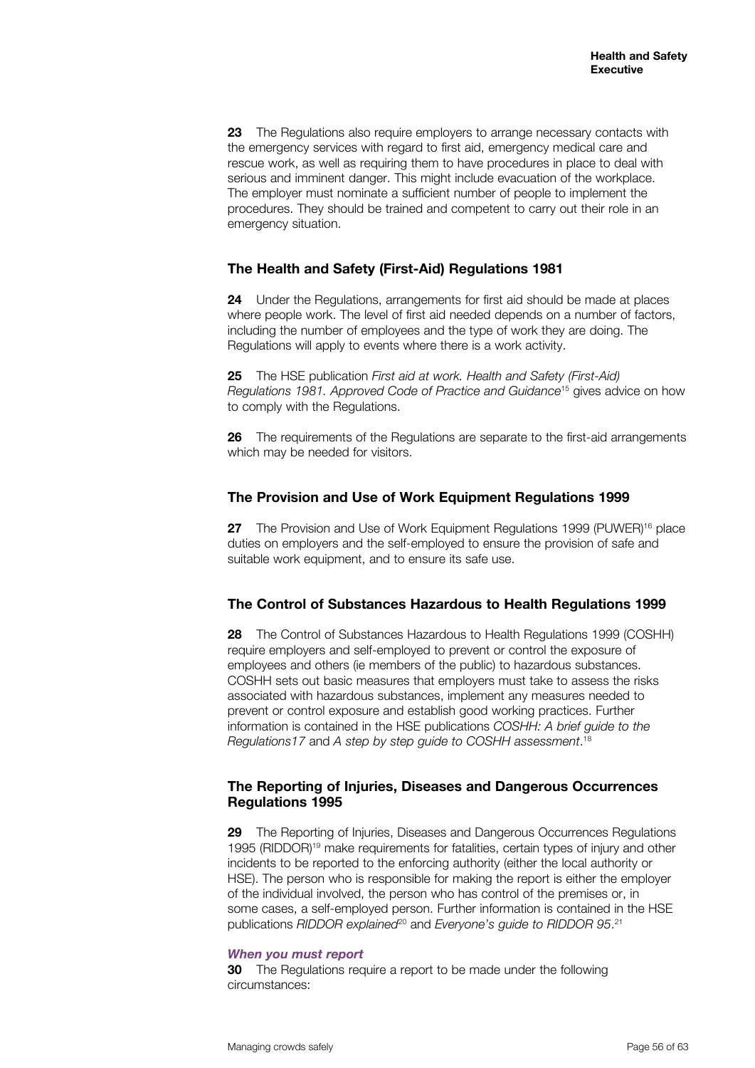**23** The Regulations also require employers to arrange necessary contacts with the emergency services with regard to first aid, emergency medical care and rescue work, as well as requiring them to have procedures in place to deal with serious and imminent danger. This might include evacuation of the workplace. The employer must nominate a sufficient number of people to implement the procedures. They should be trained and competent to carry out their role in an emergency situation.

## The Health and Safety (First-Aid) Regulations 1981

**24** Under the Regulations, arrangements for first aid should be made at places where people work. The level of first aid needed depends on a number of factors, including the number of employees and the type of work they are doing. The Regulations will apply to events where there is a work activity.

**25** The HSE publication *First aid at work. Health and Safety (First-Aid) Regulations 1981. Approved Code of Practice and Guidance*[15] gives advice on how to comply with the Regulations.

**26** The requirements of the Regulations are separate to the first-aid arrangements which may be needed for visitors.

## The Provision and Use of Work Equipment Regulations 1999

**27** The Provision and Use of Work Equipment Regulations 1999 (PUWER)[16] place duties on employers and the self-employed to ensure the provision of safe and suitable work equipment, and to ensure its safe use.

## The Control of Substances Hazardous to Health Regulations 1999

**28** The Control of Substances Hazardous to Health Regulations 1999 (COSHH) require employers and self-employed to prevent or control the exposure of employees and others (ie members of the public) to hazardous substances. COSHH sets out basic measures that employers must take to assess the risks associated with hazardous substances, implement any measures needed to prevent or control exposure and establish good working practices. Further information is contained in the HSE publications *COSHH: A brief guide to the Regulations17* and *A step by step guide to COSHH assessment*.[18]

## The Reporting of Injuries, Diseases and Dangerous Occurrences Regulations 1995

**29** The Reporting of Injuries, Diseases and Dangerous Occurrences Regulations 1995 (RIDDOR)[19] make requirements for fatalities, certain types of injury and other incidents to be reported to the enforcing authority (either the local authority or HSE). The person who is responsible for making the report is either the employer of the individual involved, the person who has control of the premises or, in some cases, a self-employed person. Further information is contained in the HSE publications *RIDDOR explained*[20] and *Everyone's guide to RIDDOR 95*.[21]

### *When you must report*

**30** The Regulations require a report to be made under the following circumstances: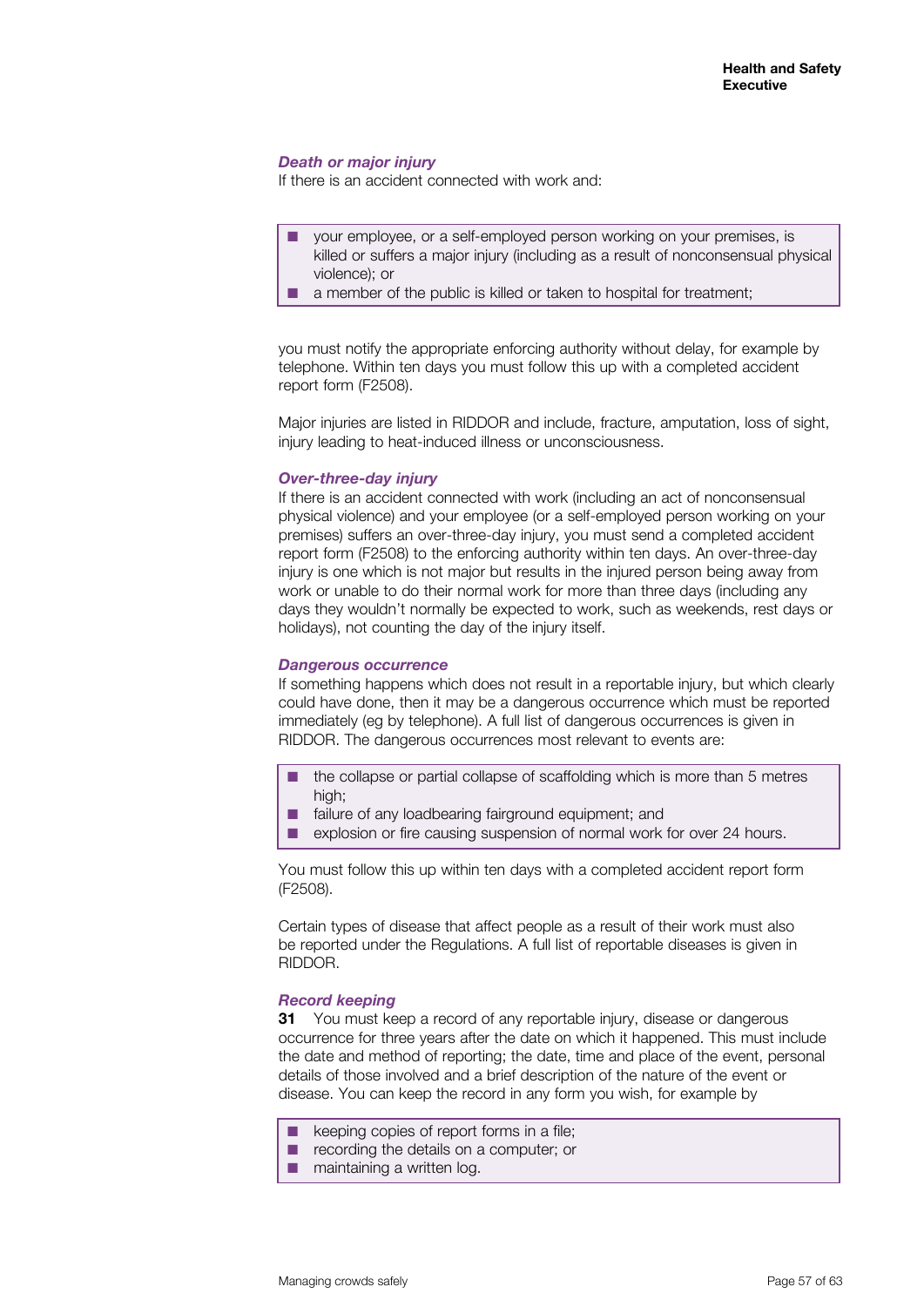***Death or major injury***

If there is an accident connected with work and:

- your employee, or a self-employed person working on your premises, is killed or suffers a major injury (including as a result of nonconsensual physical violence); or
- a member of the public is killed or taken to hospital for treatment;

you must notify the appropriate enforcing authority without delay, for example by telephone. Within ten days you must follow this up with a completed accident report form (F2508).

Major injuries are listed in RIDDOR and include, fracture, amputation, loss of sight, injury leading to heat-induced illness or unconsciousness.

***Over-three-day injury***

If there is an accident connected with work (including an act of nonconsensual physical violence) and your employee (or a self-employed person working on your premises) suffers an over-three-day injury, you must send a completed accident report form (F2508) to the enforcing authority within ten days. An over-three-day injury is one which is not major but results in the injured person being away from work or unable to do their normal work for more than three days (including any days they wouldn't normally be expected to work, such as weekends, rest days or holidays), not counting the day of the injury itself.

***Dangerous occurrence***

If something happens which does not result in a reportable injury, but which clearly could have done, then it may be a dangerous occurrence which must be reported immediately (eg by telephone). A full list of dangerous occurrences is given in RIDDOR. The dangerous occurrences most relevant to events are:

- the collapse or partial collapse of scaffolding which is more than 5 metres high;
- failure of any loadbearing fairground equipment; and
- explosion or fire causing suspension of normal work for over 24 hours.

You must follow this up within ten days with a completed accident report form (F2508).

Certain types of disease that affect people as a result of their work must also be reported under the Regulations. A full list of reportable diseases is given in RIDDOR.

***Record keeping***

**31** You must keep a record of any reportable injury, disease or dangerous occurrence for three years after the date on which it happened. This must include the date and method of reporting; the date, time and place of the event, personal details of those involved and a brief description of the nature of the event or disease. You can keep the record in any form you wish, for example by

- keeping copies of report forms in a file;
- recording the details on a computer; or
- maintaining a written log.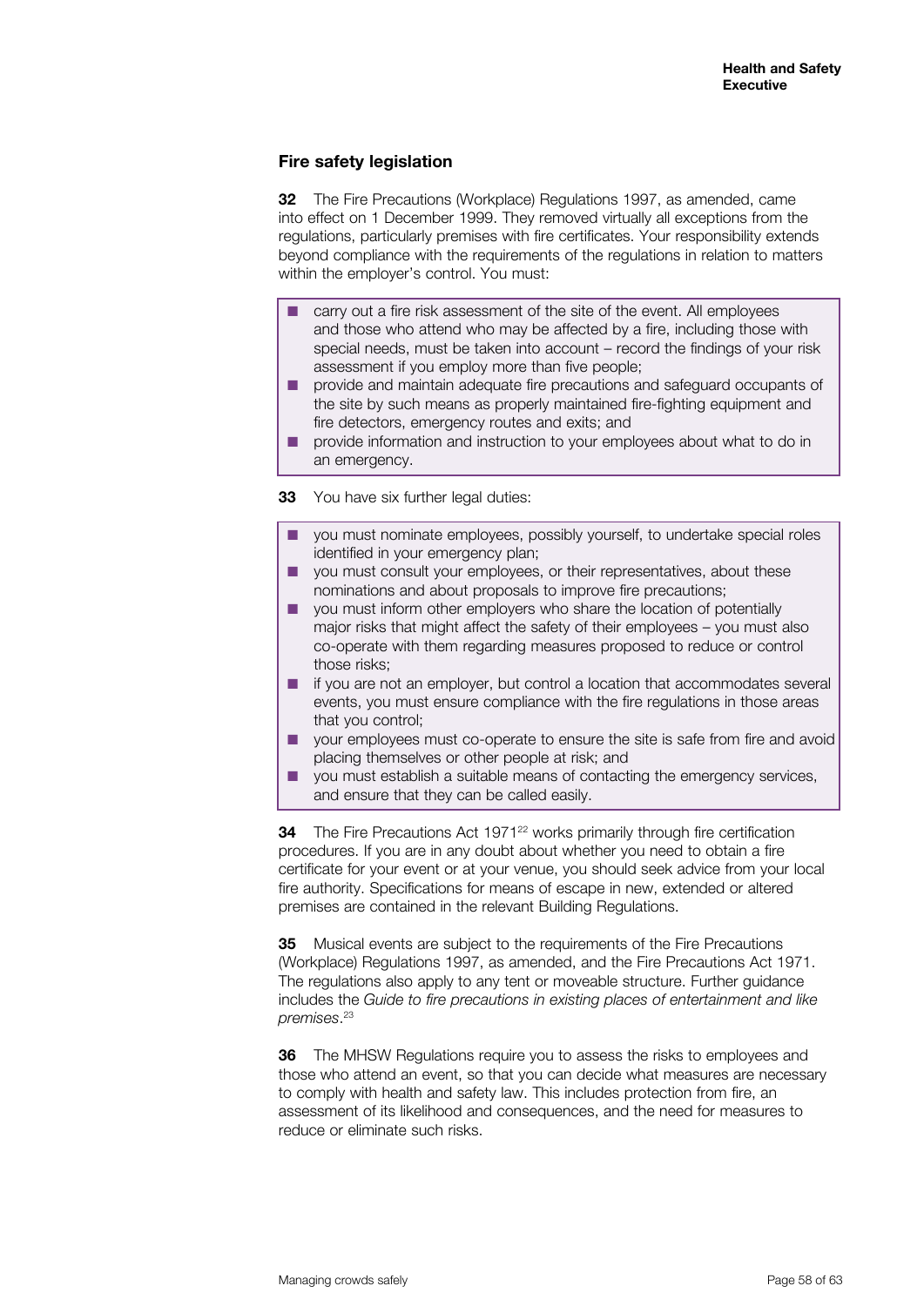## Fire safety legislation

**32** The Fire Precautions (Workplace) Regulations 1997, as amended, came into effect on 1 December 1999. They removed virtually all exceptions from the regulations, particularly premises with fire certificates. Your responsibility extends beyond compliance with the requirements of the regulations in relation to matters within the employer's control. You must:

- carry out a fire risk assessment of the site of the event. All employees and those who attend who may be affected by a fire, including those with special needs, must be taken into account – record the findings of your risk assessment if you employ more than five people;
- provide and maintain adequate fire precautions and safeguard occupants of the site by such means as properly maintained fire-fighting equipment and fire detectors, emergency routes and exits; and
- provide information and instruction to your employees about what to do in an emergency.

**33** You have six further legal duties:

- you must nominate employees, possibly yourself, to undertake special roles identified in your emergency plan;
- you must consult your employees, or their representatives, about these nominations and about proposals to improve fire precautions;
- you must inform other employers who share the location of potentially major risks that might affect the safety of their employees – you must also co-operate with them regarding measures proposed to reduce or control those risks;
- if you are not an employer, but control a location that accommodates several events, you must ensure compliance with the fire regulations in those areas that you control;
- your employees must co-operate to ensure the site is safe from fire and avoid placing themselves or other people at risk; and
- you must establish a suitable means of contacting the emergency services, and ensure that they can be called easily.

**34** The Fire Precautions Act 1971[22] works primarily through fire certification procedures. If you are in any doubt about whether you need to obtain a fire certificate for your event or at your venue, you should seek advice from your local fire authority. Specifications for means of escape in new, extended or altered premises are contained in the relevant Building Regulations.

**35** Musical events are subject to the requirements of the Fire Precautions (Workplace) Regulations 1997, as amended, and the Fire Precautions Act 1971. The regulations also apply to any tent or moveable structure. Further guidance includes the *Guide to fire precautions in existing places of entertainment and like premises*.[23]

**36** The MHSW Regulations require you to assess the risks to employees and those who attend an event, so that you can decide what measures are necessary to comply with health and safety law. This includes protection from fire, an assessment of its likelihood and consequences, and the need for measures to reduce or eliminate such risks.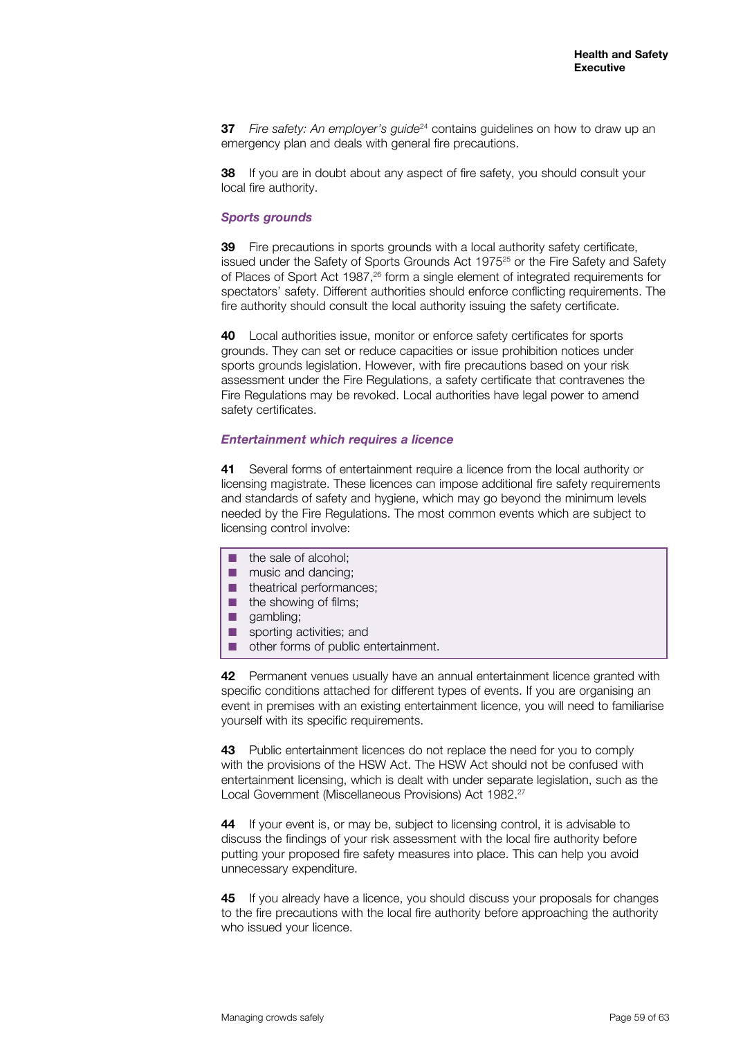**37** *Fire safety: An employer's guide*[24] contains guidelines on how to draw up an emergency plan and deals with general fire precautions.

**38** If you are in doubt about any aspect of fire safety, you should consult your local fire authority.

### *Sports grounds*

**39** Fire precautions in sports grounds with a local authority safety certificate, issued under the Safety of Sports Grounds Act 1975[25] or the Fire Safety and Safety of Places of Sport Act 1987,[26] form a single element of integrated requirements for spectators' safety. Different authorities should enforce conflicting requirements. The fire authority should consult the local authority issuing the safety certificate.

**40** Local authorities issue, monitor or enforce safety certificates for sports grounds. They can set or reduce capacities or issue prohibition notices under sports grounds legislation. However, with fire precautions based on your risk assessment under the Fire Regulations, a safety certificate that contravenes the Fire Regulations may be revoked. Local authorities have legal power to amend safety certificates.

### *Entertainment which requires a licence*

**41** Several forms of entertainment require a licence from the local authority or licensing magistrate. These licences can impose additional fire safety requirements and standards of safety and hygiene, which may go beyond the minimum levels needed by the Fire Regulations. The most common events which are subject to licensing control involve:

- the sale of alcohol;
- music and dancing;
- theatrical performances;
- the showing of films;
- gambling;
- sporting activities; and
- other forms of public entertainment.

**42** Permanent venues usually have an annual entertainment licence granted with specific conditions attached for different types of events. If you are organising an event in premises with an existing entertainment licence, you will need to familiarise yourself with its specific requirements.

**43** Public entertainment licences do not replace the need for you to comply with the provisions of the HSW Act. The HSW Act should not be confused with entertainment licensing, which is dealt with under separate legislation, such as the Local Government (Miscellaneous Provisions) Act 1982.[27]

**44** If your event is, or may be, subject to licensing control, it is advisable to discuss the findings of your risk assessment with the local fire authority before putting your proposed fire safety measures into place. This can help you avoid unnecessary expenditure.

**45** If you already have a licence, you should discuss your proposals for changes to the fire precautions with the local fire authority before approaching the authority who issued your licence.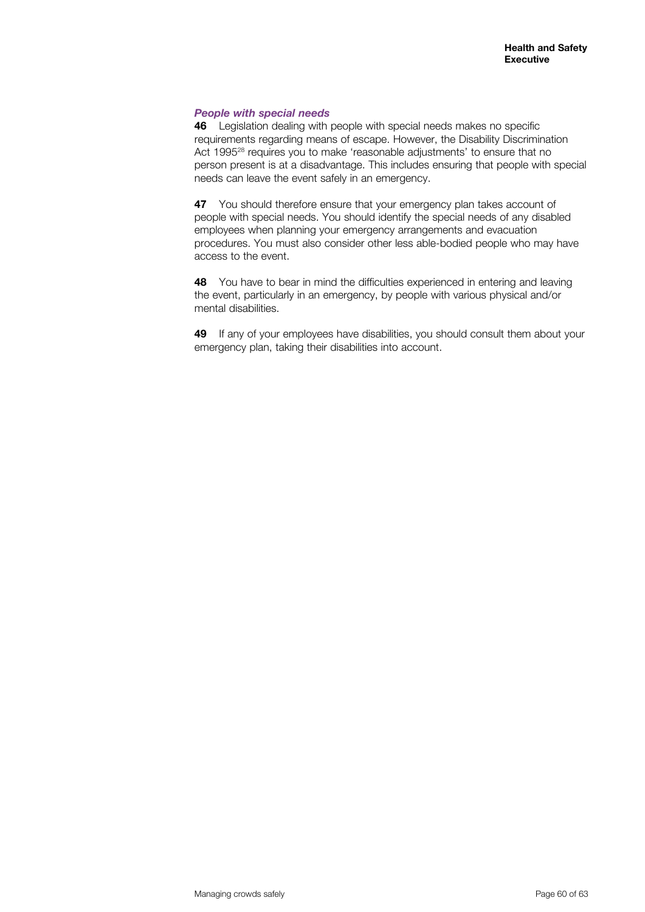### *People with special needs*

**46** Legislation dealing with people with special needs makes no specific requirements regarding means of escape. However, the Disability Discrimination Act 1995[28] requires you to make 'reasonable adjustments' to ensure that no person present is at a disadvantage. This includes ensuring that people with special needs can leave the event safely in an emergency.

**47** You should therefore ensure that your emergency plan takes account of people with special needs. You should identify the special needs of any disabled employees when planning your emergency arrangements and evacuation procedures. You must also consider other less able-bodied people who may have access to the event.

**48** You have to bear in mind the difficulties experienced in entering and leaving the event, particularly in an emergency, by people with various physical and/or mental disabilities.

**49** If any of your employees have disabilities, you should consult them about your emergency plan, taking their disabilities into account.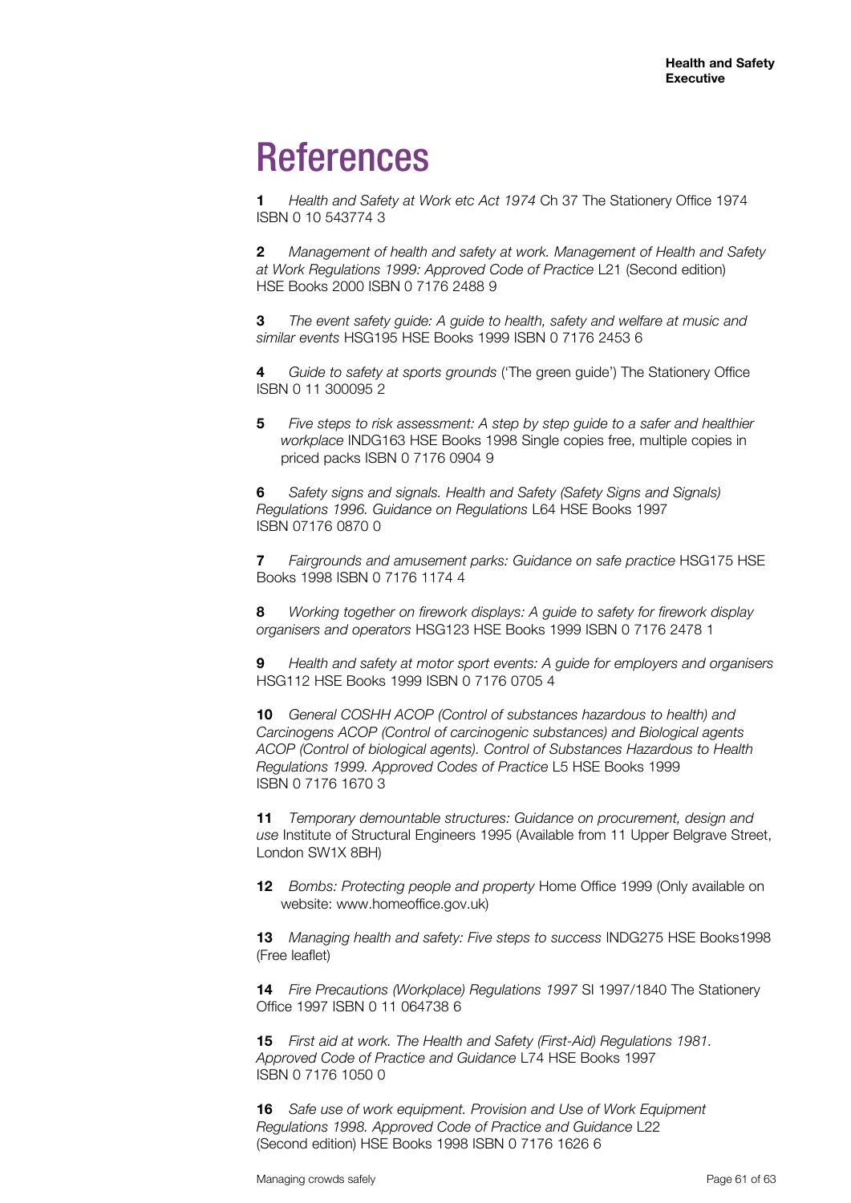# References

**1** *Health and Safety at Work etc Act 1974* Ch 37 The Stationery Office 1974 ISBN 0 10 543774 3

**2** *Management of health and safety at work. Management of Health and Safety at Work Regulations 1999: Approved Code of Practice* L21 (Second edition) HSE Books 2000 ISBN 0 7176 2488 9

**3** *The event safety guide: A guide to health, safety and welfare at music and similar events* HSG195 HSE Books 1999 ISBN 0 7176 2453 6

**4** *Guide to safety at sports grounds* ('The green guide') The Stationery Office ISBN 0 11 300095 2

**5** *Five steps to risk assessment: A step by step guide to a safer and healthier workplace* INDG163 HSE Books 1998 Single copies free, multiple copies in priced packs ISBN 0 7176 0904 9

**6** *Safety signs and signals. Health and Safety (Safety Signs and Signals) Regulations 1996. Guidance on Regulations* L64 HSE Books 1997 ISBN 07176 0870 0

**7** *Fairgrounds and amusement parks: Guidance on safe practice* HSG175 HSE Books 1998 ISBN 0 7176 1174 4

**8** *Working together on firework displays: A guide to safety for firework display organisers and operators* HSG123 HSE Books 1999 ISBN 0 7176 2478 1

**9** *Health and safety at motor sport events: A guide for employers and organisers* HSG112 HSE Books 1999 ISBN 0 7176 0705 4

**10** *General COSHH ACOP (Control of substances hazardous to health) and Carcinogens ACOP (Control of carcinogenic substances) and Biological agents ACOP (Control of biological agents). Control of Substances Hazardous to Health Regulations 1999. Approved Codes of Practice* L5 HSE Books 1999 ISBN 0 7176 1670 3

**11** *Temporary demountable structures: Guidance on procurement, design and use* Institute of Structural Engineers 1995 (Available from 11 Upper Belgrave Street, London SW1X 8BH)

**12** *Bombs: Protecting people and property* Home Office 1999 (Only available on website: www.homeoffice.gov.uk)

**13** *Managing health and safety: Five steps to success* INDG275 HSE Books1998 (Free leaflet)

**14** *Fire Precautions (Workplace) Regulations 1997* SI 1997/1840 The Stationery Office 1997 ISBN 0 11 064738 6

**15** *First aid at work. The Health and Safety (First-Aid) Regulations 1981. Approved Code of Practice and Guidance* L74 HSE Books 1997 ISBN 0 7176 1050 0

**16** *Safe use of work equipment. Provision and Use of Work Equipment Regulations 1998. Approved Code of Practice and Guidance* L22 (Second edition) HSE Books 1998 ISBN 0 7176 1626 6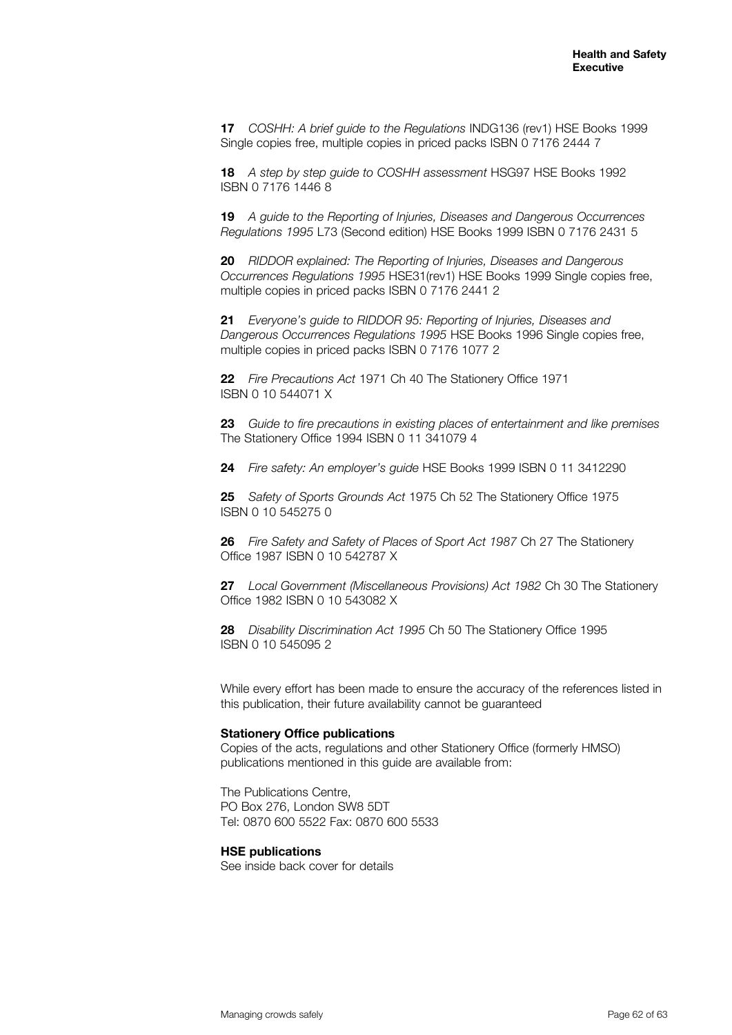**17** *COSHH: A brief guide to the Regulations* INDG136 (rev1) HSE Books 1999 Single copies free, multiple copies in priced packs ISBN 0 7176 2444 7

**18** *A step by step guide to COSHH assessment* HSG97 HSE Books 1992 ISBN 0 7176 1446 8

**19** *A guide to the Reporting of Injuries, Diseases and Dangerous Occurrences Regulations 1995* L73 (Second edition) HSE Books 1999 ISBN 0 7176 2431 5

**20** *RIDDOR explained: The Reporting of Injuries, Diseases and Dangerous Occurrences Regulations 1995* HSE31(rev1) HSE Books 1999 Single copies free, multiple copies in priced packs ISBN 0 7176 2441 2

**21** *Everyone's guide to RIDDOR 95: Reporting of Injuries, Diseases and Dangerous Occurrences Regulations 1995* HSE Books 1996 Single copies free, multiple copies in priced packs ISBN 0 7176 1077 2

**22** *Fire Precautions Act* 1971 Ch 40 The Stationery Office 1971 ISBN 0 10 544071 X

**23** *Guide to fire precautions in existing places of entertainment and like premises* The Stationery Office 1994 ISBN 0 11 341079 4

**24** *Fire safety: An employer's guide* HSE Books 1999 ISBN 0 11 3412290

**25** *Safety of Sports Grounds Act* 1975 Ch 52 The Stationery Office 1975 ISBN 0 10 545275 0

**26** *Fire Safety and Safety of Places of Sport Act 1987* Ch 27 The Stationery Office 1987 ISBN 0 10 542787 X

**27** *Local Government (Miscellaneous Provisions) Act 1982* Ch 30 The Stationery Office 1982 ISBN 0 10 543082 X

**28** *Disability Discrimination Act 1995* Ch 50 The Stationery Office 1995 ISBN 0 10 545095 2

While every effort has been made to ensure the accuracy of the references listed in this publication, their future availability cannot be guaranteed

**Stationery Office publications**

Copies of the acts, regulations and other Stationery Office (formerly HMSO) publications mentioned in this guide are available from:

The Publications Centre,
PO Box 276, London SW8 5DT
Tel: 0870 600 5522 Fax: 0870 600 5533

**HSE publications**

See inside back cover for details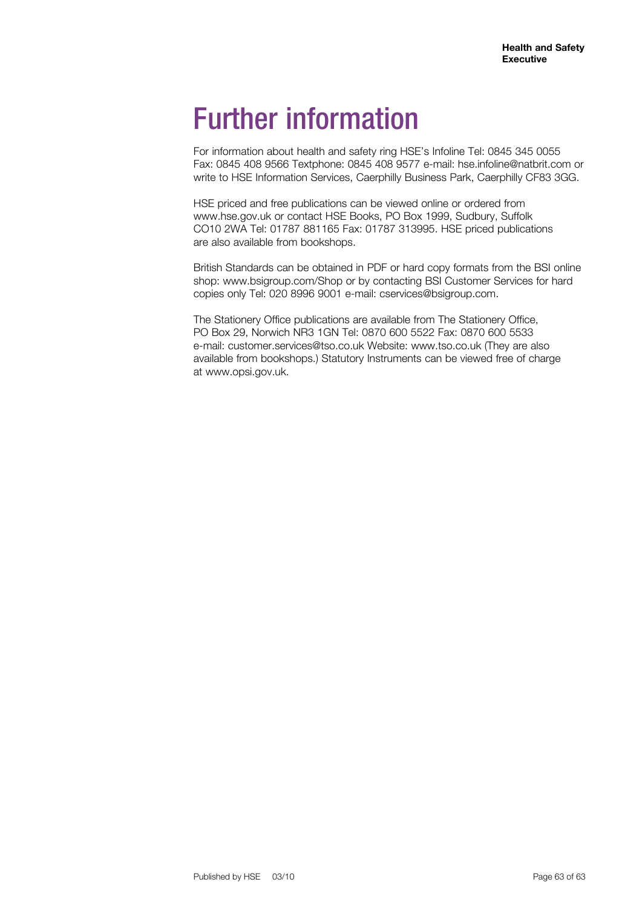# Further information

For information about health and safety ring HSE's Infoline Tel: 0845 345 0055 Fax: 0845 408 9566 Textphone: 0845 408 9577 e-mail: hse.infoline@natbrit.com or write to HSE Information Services, Caerphilly Business Park, Caerphilly CF83 3GG.

HSE priced and free publications can be viewed online or ordered from www.hse.gov.uk or contact HSE Books, PO Box 1999, Sudbury, Suffolk CO10 2WA Tel: 01787 881165 Fax: 01787 313995. HSE priced publications are also available from bookshops.

British Standards can be obtained in PDF or hard copy formats from the BSI online shop: www.bsigroup.com/Shop or by contacting BSI Customer Services for hard copies only Tel: 020 8996 9001 e-mail: cservices@bsigroup.com.

The Stationery Office publications are available from The Stationery Office, PO Box 29, Norwich NR3 1GN Tel: 0870 600 5522 Fax: 0870 600 5533 e-mail: customer.services@tso.co.uk Website: www.tso.co.uk (They are also available from bookshops.) Statutory Instruments can be viewed free of charge at www.opsi.gov.uk.

Published by HSE 03/10